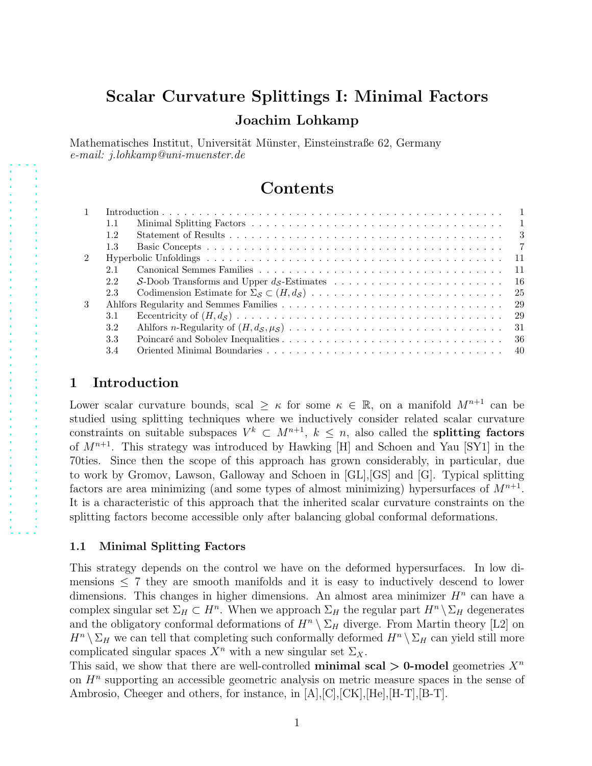# Scalar Curvature Splittings I: Minimal Factors

**Joachim Lohkamp**

Mathematisches Institut, Universität Münster, Einsteinstraße 62, Germany
*e-mail: j.lohkamp@uni-muenster.de*

## Contents

| | | | |
|---|---|---|---|
| 1 | Introduction | | 1 |
| | 1.1 | Minimal Splitting Factors | 1 |
| | 1.2 | Statement of Results | 3 |
| | 1.3 | Basic Concepts | 7 |
| 2 | Hyperbolic Unfoldings | | 11 |
| | 2.1 | Canonical Semmes Families | 11 |
| | 2.2 | $\mathcal{S}$-Doob Transforms and Upper $d_{\mathcal{S}}$-Estimates | 16 |
| | 2.3 | Codimension Estimate for $\Sigma_{\mathcal{S}} \subset (H, d_{\mathcal{S}})$ | 25 |
| 3 | Ahlfors Regularity and Semmes Families | | 29 |
| | 3.1 | Eccentricity of $(H, d_{\mathcal{S}})$ | 29 |
| | 3.2 | Ahlfors $n$-Regularity of $(H, d_{\mathcal{S}}, \mu_{\mathcal{S}})$ | 31 |
| | 3.3 | Poincaré and Sobolev Inequalities | 36 |
| | 3.4 | Oriented Minimal Boundaries | 40 |

## 1 Introduction

Lower scalar curvature bounds, scal $\geq \kappa$ for some $\kappa \in \mathbb{R}$, on a manifold $M^{n+1}$ can be studied using splitting techniques where we inductively consider related scalar curvature constraints on suitable subspaces $V^k \subset M^{n+1}$, $k \leq n$, also called the **splitting factors** of $M^{n+1}$. This strategy was introduced by Hawking [H] and Schoen and Yau [SY1] in the 70ties. Since then the scope of this approach has grown considerably, in particular, due to work by Gromov, Lawson, Galloway and Schoen in [GL],[GS] and [G]. Typical splitting factors are area minimizing (and some types of almost minimizing) hypersurfaces of $M^{n+1}$. It is a characteristic of this approach that the inherited scalar curvature constraints on the splitting factors become accessible only after balancing global conformal deformations.

### 1.1 Minimal Splitting Factors

This strategy depends on the control we have on the deformed hypersurfaces. In low dimensions $\leq 7$ they are smooth manifolds and it is easy to inductively descend to lower dimensions. This changes in higher dimensions. An almost area minimizer $H^n$ can have a complex singular set $\Sigma_H \subset H^n$. When we approach $\Sigma_H$ the regular part $H^n \setminus \Sigma_H$ degenerates and the obligatory conformal deformations of $H^n \setminus \Sigma_H$ diverge. From Martin theory [L2] on $H^n \setminus \Sigma_H$ we can tell that completing such conformally deformed $H^n \setminus \Sigma_H$ can yield still more complicated singular spaces $X^n$ with a new singular set $\Sigma_X$.

This said, we show that there are well-controlled **minimal scal $>$ 0-model** geometries $X^n$ on $H^n$ supporting an accessible geometric analysis on metric measure spaces in the sense of Ambrosio, Cheeger and others, for instance, in [A],[C],[CK],[He],[H-T],[B-T].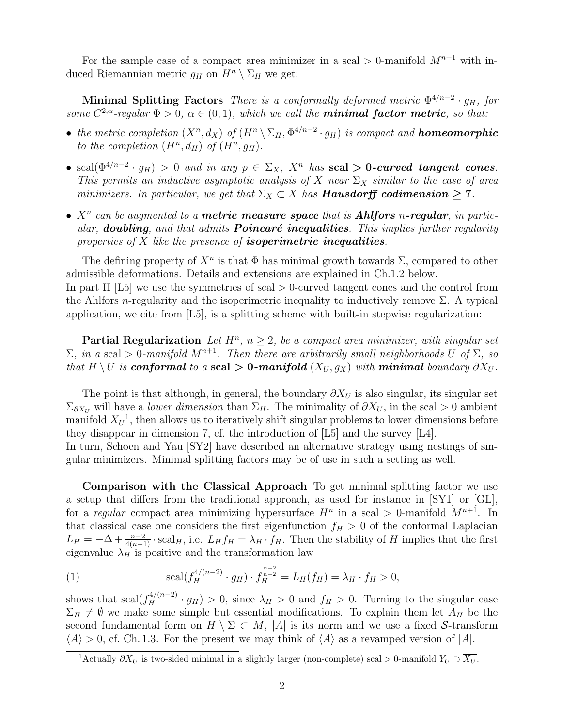For the sample case of a compact area minimizer in a scal $> 0$-manifold $M^{n+1}$ with induced Riemannian metric $g_H$ on $H^n \setminus \Sigma_H$ we get:

**Minimal Splitting Factors** *There is a conformally deformed metric $\Phi^{4/n-2} \cdot g_H$, for some $C^{2,\alpha}$-regular $\Phi > 0$, $\alpha \in (0,1)$, which we call the* ***minimal factor metric****, so that:*

- *the metric completion $(X^n, d_X)$ of $(H^n \setminus \Sigma_H, \Phi^{4/n-2} \cdot g_H)$ is compact and* ***homeomorphic*** *to the completion $(H^n, d_H)$ of $(H^n, g_H)$.*
- *$\text{scal}(\Phi^{4/n-2} \cdot g_H) > 0$ and in any $p \in \Sigma_X$, $X^n$ has* **scal $>$ 0*-curved tangent cones*****.** *This permits an inductive asymptotic analysis of $X$ near $\Sigma_X$ similar to the case of area minimizers. In particular, we get that $\Sigma_X \subset X$ has* ***Hausdorff codimension*** $\mathbf{\geq 7}$.
- *$X^n$ can be augmented to a* ***metric measure space*** *that is* ***Ahlfors*** ***n-regular****, in particular,* ***doubling****, and that admits* ***Poincaré inequalities****. This implies further regularity properties of $X$ like the presence of* ***isoperimetric inequalities****.*

The defining property of $X^n$ is that $\Phi$ has minimal growth towards $\Sigma$, compared to other admissible deformations. Details and extensions are explained in Ch.1.2 below.
In part II [L5] we use the symmetries of scal $> 0$-curved tangent cones and the control from the Ahlfors $n$-regularity and the isoperimetric inequality to inductively remove $\Sigma$. A typical application, we cite from [L5], is a splitting scheme with built-in stepwise regularization:

**Partial Regularization** *Let $H^n$, $n \geq 2$, be a compact area minimizer, with singular set $\Sigma$, in a scal $> 0$-manifold $M^{n+1}$. Then there are arbitrarily small neighborhoods $U$ of $\Sigma$, so that $H \setminus U$ is* ***conformal*** *to a* **scal $>$ 0*-manifold*** *$(X_U, g_X)$ with* ***minimal*** *boundary $\partial X_U$.*

The point is that although, in general, the boundary $\partial X_U$ is also singular, its singular set $\Sigma_{\partial X_U}$ will have a *lower dimension* than $\Sigma_H$. The minimality of $\partial X_U$, in the scal $> 0$ ambient manifold $X_U$[1], then allows us to iteratively shift singular problems to lower dimensions before they disappear in dimension 7, cf. the introduction of [L5] and the survey [L4].
In turn, Schoen and Yau [SY2] have described an alternative strategy using nestings of singular minimizers. Minimal splitting factors may be of use in such a setting as well.

**Comparison with the Classical Approach** To get minimal splitting factor we use a setup that differs from the traditional approach, as used for instance in [SY1] or [GL], for a *regular* compact area minimizing hypersurface $H^n$ in a scal $> 0$-manifold $M^{n+1}$. In that classical case one considers the first eigenfunction $f_H > 0$ of the conformal Laplacian $L_H = -\Delta + \frac{n-2}{4(n-1)} \cdot \text{scal}_H$, i.e. $L_H f_H = \lambda_H \cdot f_H$. Then the stability of $H$ implies that the first eigenvalue $\lambda_H$ is positive and the transformation law

$$\text{scal}(f_H^{4/(n-2)} \cdot g_H) \cdot f_H^{\frac{n+2}{n-2}} = L_H(f_H) = \lambda_H \cdot f_H > 0, \tag{1}$$

shows that $\text{scal}(f_H^{4/(n-2)} \cdot g_H) > 0$, since $\lambda_H > 0$ and $f_H > 0$. Turning to the singular case $\Sigma_H \neq \emptyset$ we make some simple but essential modifications. To explain them let $A_H$ be the second fundamental form on $H \setminus \Sigma \subset M$, $|A|$ is its norm and we use a fixed $\mathcal{S}$-transform $\langle A \rangle > 0$, cf. Ch. 1.3. For the present we may think of $\langle A \rangle$ as a revamped version of $|A|$.

[1] Actually $\partial X_U$ is two-sided minimal in a slightly larger (non-complete) scal $> 0$-manifold $Y_U \supset \overline{X_U}$.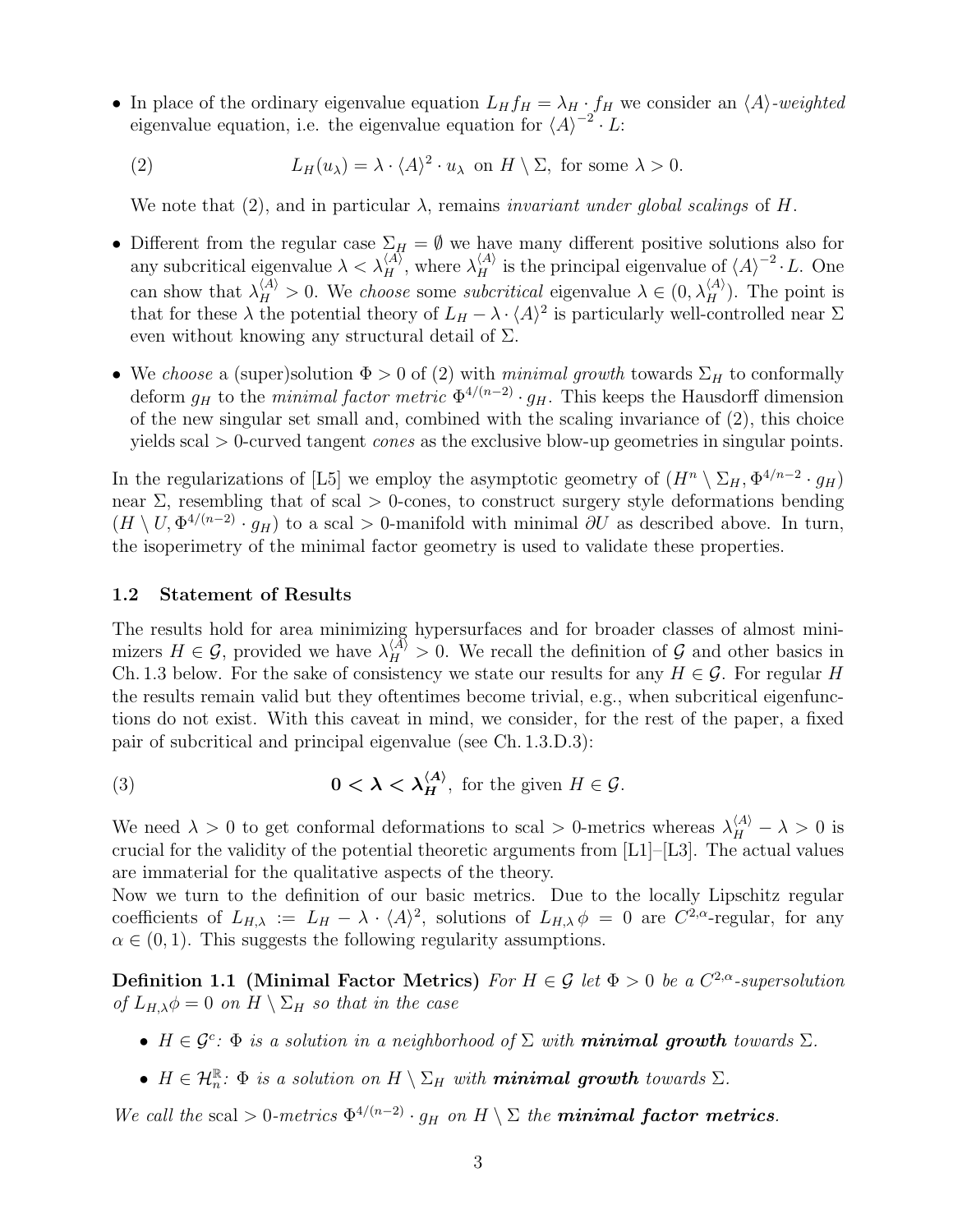- In place of the ordinary eigenvalue equation $L_H f_H = \lambda_H \cdot f_H$ we consider an $\langle A \rangle$*-weighted* eigenvalue equation, i.e. the eigenvalue equation for $\langle A \rangle^{-2} \cdot L$:

$$(2) \qquad L_H(u_\lambda) = \lambda \cdot \langle A \rangle^2 \cdot u_\lambda \text{ on } H \setminus \Sigma, \text{ for some } \lambda > 0.$$

  We note that (2), and in particular $\lambda$, remains *invariant under global scalings* of $H$.

- Different from the regular case $\Sigma_H = \emptyset$ we have many different positive solutions also for any subcritical eigenvalue $\lambda < \lambda_H^{\langle A \rangle}$, where $\lambda_H^{\langle A \rangle}$ is the principal eigenvalue of $\langle A \rangle^{-2} \cdot L$. One can show that $\lambda_H^{\langle A \rangle} > 0$. We *choose* some *subcritical* eigenvalue $\lambda \in (0, \lambda_H^{\langle A \rangle})$. The point is that for these $\lambda$ the potential theory of $L_H - \lambda \cdot \langle A \rangle^2$ is particularly well-controlled near $\Sigma$ even without knowing any structural detail of $\Sigma$.

- We *choose* a (super)solution $\Phi > 0$ of (2) with *minimal growth* towards $\Sigma_H$ to conformally deform $g_H$ to the *minimal factor metric* $\Phi^{4/(n-2)} \cdot g_H$. This keeps the Hausdorff dimension of the new singular set small and, combined with the scaling invariance of (2), this choice yields scal $> 0$-curved tangent *cones* as the exclusive blow-up geometries in singular points.

In the regularizations of [L5] we employ the asymptotic geometry of $(H^n \setminus \Sigma_H, \Phi^{4/n-2} \cdot g_H)$ near $\Sigma$, resembling that of scal $> 0$-cones, to construct surgery style deformations bending $(H \setminus U, \Phi^{4/(n-2)} \cdot g_H)$ to a scal $> 0$-manifold with minimal $\partial U$ as described above. In turn, the isoperimetry of the minimal factor geometry is used to validate these properties.

### 1.2 Statement of Results

The results hold for area minimizing hypersurfaces and for broader classes of almost minimizers $H \in \mathcal{G}$, provided we have $\lambda_H^{\langle A \rangle} > 0$. We recall the definition of $\mathcal{G}$ and other basics in Ch. 1.3 below. For the sake of consistency we state our results for any $H \in \mathcal{G}$. For regular $H$ the results remain valid but they oftentimes become trivial, e.g., when subcritical eigenfunctions do not exist. With this caveat in mind, we consider, for the rest of the paper, a fixed pair of subcritical and principal eigenvalue (see Ch. 1.3.D.3):

$$(3) \qquad \mathbf{0 < \lambda < \lambda_H^{\langle A \rangle}}, \text{ for the given } H \in \mathcal{G}.$$

We need $\lambda > 0$ to get conformal deformations to scal $> 0$-metrics whereas $\lambda_H^{\langle A \rangle} - \lambda > 0$ is crucial for the validity of the potential theoretic arguments from [L1]–[L3]. The actual values are immaterial for the qualitative aspects of the theory.
Now we turn to the definition of our basic metrics. Due to the locally Lipschitz regular coefficients of $L_{H,\lambda} := L_H - \lambda \cdot \langle A \rangle^2$, solutions of $L_{H,\lambda} \phi = 0$ are $C^{2,\alpha}$-regular, for any $\alpha \in (0,1)$. This suggests the following regularity assumptions.

**Definition 1.1 (Minimal Factor Metrics)** *For $H \in \mathcal{G}$ let $\Phi > 0$ be a $C^{2,\alpha}$-supersolution of $L_{H,\lambda} \phi = 0$ on $H \setminus \Sigma_H$ so that in the case*

- *$H \in \mathcal{G}^c$: $\Phi$ is a solution in a neighborhood of $\Sigma$ with* ***minimal growth*** *towards $\Sigma$.*
- *$H \in \mathcal{H}_n^{\mathbb{R}}$: $\Phi$ is a solution on $H \setminus \Sigma_H$ with* ***minimal growth*** *towards $\Sigma$.*

*We call the* scal $> 0$*-metrics $\Phi^{4/(n-2)} \cdot g_H$ on $H \setminus \Sigma$ the* ***minimal factor metrics****.*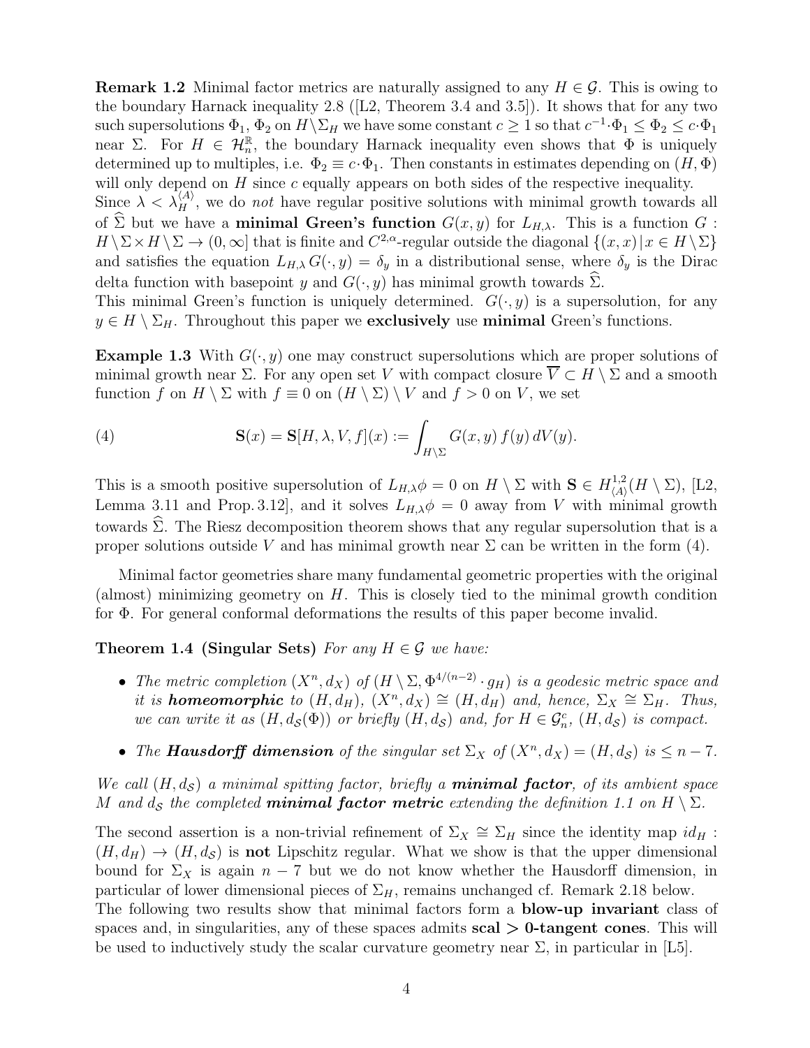**Remark 1.2** Minimal factor metrics are naturally assigned to any $H \in \mathcal{G}$. This is owing to the boundary Harnack inequality 2.8 ([L2, Theorem 3.4 and 3.5]). It shows that for any two such supersolutions $\Phi_1$, $\Phi_2$ on $H \setminus \Sigma_H$ we have some constant $c \geq 1$ so that $c^{-1} \cdot \Phi_1 \leq \Phi_2 \leq c \cdot \Phi_1$ near $\Sigma$. For $H \in \mathcal{H}^{\mathbb{R}}_n$, the boundary Harnack inequality even shows that $\Phi$ is uniquely determined up to multiples, i.e. $\Phi_2 \equiv c \cdot \Phi_1$. Then constants in estimates depending on $(H, \Phi)$ will only depend on $H$ since $c$ equally appears on both sides of the respective inequality.
Since $\lambda < \lambda^{\langle A \rangle}_H$, we do *not* have regular positive solutions with minimal growth towards all of $\widehat{\Sigma}$ but we have a **minimal Green's function** $G(x, y)$ for $L_{H,\lambda}$. This is a function $G : H \setminus \Sigma \times H \setminus \Sigma \to (0, \infty]$ that is finite and $C^{2,\alpha}$-regular outside the diagonal $\{(x, x) \,|\, x \in H \setminus \Sigma\}$ and satisfies the equation $L_{H,\lambda} G(\cdot, y) = \delta_y$ in a distributional sense, where $\delta_y$ is the Dirac delta function with basepoint $y$ and $G(\cdot, y)$ has minimal growth towards $\widehat{\Sigma}$.
This minimal Green's function is uniquely determined. $G(\cdot, y)$ is a supersolution, for any $y \in H \setminus \Sigma_H$. Throughout this paper we **exclusively** use **minimal** Green's functions.

**Example 1.3** With $G(\cdot, y)$ one may construct supersolutions which are proper solutions of minimal growth near $\Sigma$. For any open set $V$ with compact closure $\overline{V} \subset H \setminus \Sigma$ and a smooth function $f$ on $H \setminus \Sigma$ with $f \equiv 0$ on $(H \setminus \Sigma) \setminus V$ and $f > 0$ on $V$, we set

$$\mathbf{S}(x) = \mathbf{S}[H, \lambda, V, f](x) := \int_{H \setminus \Sigma} G(x, y) \, f(y) \, dV(y). \tag{4}$$

This is a smooth positive supersolution of $L_{H,\lambda}\phi = 0$ on $H \setminus \Sigma$ with $\mathbf{S} \in H^{1,2}_{\langle A \rangle}(H \setminus \Sigma)$, [L2, Lemma 3.11 and Prop. 3.12], and it solves $L_{H,\lambda}\phi = 0$ away from $V$ with minimal growth towards $\widehat{\Sigma}$. The Riesz decomposition theorem shows that any regular supersolution that is a proper solutions outside $V$ and has minimal growth near $\Sigma$ can be written in the form (4).

Minimal factor geometries share many fundamental geometric properties with the original (almost) minimizing geometry on $H$. This is closely tied to the minimal growth condition for $\Phi$. For general conformal deformations the results of this paper become invalid.

**Theorem 1.4 (Singular Sets)** *For any $H \in \mathcal{G}$ we have:*

- *The metric completion $(X^n, d_X)$ of $(H \setminus \Sigma, \Phi^{4/(n-2)} \cdot g_H)$ is a geodesic metric space and it is **homeomorphic** to $(H, d_H)$, $(X^n, d_X) \cong (H, d_H)$ and, hence, $\Sigma_X \cong \Sigma_H$. Thus, we can write it as $(H, d_{\mathcal{S}}(\Phi))$ or briefly $(H, d_{\mathcal{S}})$ and, for $H \in \mathcal{G}^c_n$, $(H, d_{\mathcal{S}})$ is compact.*
- *The **Hausdorff dimension** of the singular set $\Sigma_X$ of $(X^n, d_X) = (H, d_{\mathcal{S}})$ is $\leq n - 7$.*

*We call $(H, d_{\mathcal{S}})$ a minimal spitting factor, briefly a **minimal factor**, of its ambient space $M$ and $d_{\mathcal{S}}$ the completed **minimal factor metric** extending the definition 1.1 on $H \setminus \Sigma$.*

The second assertion is a non-trivial refinement of $\Sigma_X \cong \Sigma_H$ since the identity map $id_H : (H, d_H) \to (H, d_{\mathcal{S}})$ is **not** Lipschitz regular. What we show is that the upper dimensional bound for $\Sigma_X$ is again $n - 7$ but we do not know whether the Hausdorff dimension, in particular of lower dimensional pieces of $\Sigma_H$, remains unchanged cf. Remark 2.18 below.
The following two results show that minimal factors form a **blow-up invariant** class of spaces and, in singularities, any of these spaces admits **scal > 0-tangent cones**. This will be used to inductively study the scalar curvature geometry near $\Sigma$, in particular in [L5].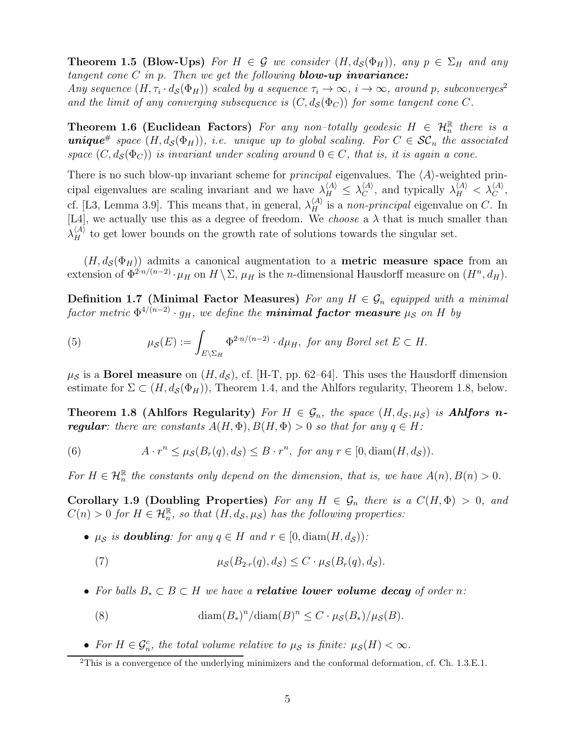**Theorem 1.5 (Blow-Ups)** *For $H \in \mathcal{G}$ we consider $(H, d_{\mathcal{S}}(\Phi_H))$, any $p \in \Sigma_H$ and any tangent cone $C$ in $p$. Then we get the following* ***blow-up invariance:***
*Any sequence $(H, \tau_i \cdot d_{\mathcal{S}}(\Phi_H))$ scaled by a sequence $\tau_i \to \infty$, $i \to \infty$, around $p$, subconverges*[2] *and the limit of any converging subsequence is $(C, d_{\mathcal{S}}(\Phi_C))$ for some tangent cone $C$.*

**Theorem 1.6 (Euclidean Factors)** *For any non–totally geodesic $H \in \mathcal{H}^{\mathbb{R}}_n$ there is a* ***unique***$^{\#}$ *space $(H, d_{\mathcal{S}}(\Phi_H))$, i.e. unique up to global scaling. For $C \in \mathcal{SC}_n$ the associated space $(C, d_{\mathcal{S}}(\Phi_C))$ is invariant under scaling around $0 \in C$, that is, it is again a cone.*

There is no such blow-up invariant scheme for *principal* eigenvalues. The $\langle A \rangle$-weighted principal eigenvalues are scaling invariant and we have $\lambda^{\langle A \rangle}_H \le \lambda^{\langle A \rangle}_C$, and typically $\lambda^{\langle A \rangle}_H < \lambda^{\langle A \rangle}_C$, cf. [L3, Lemma 3.9]. This means that, in general, $\lambda^{\langle A \rangle}_H$ is a *non-principal* eigenvalue on $C$. In [L4], we actually use this as a degree of freedom. We *choose* a $\lambda$ that is much smaller than $\lambda^{\langle A \rangle}_H$ to get lower bounds on the growth rate of solutions towards the singular set.

$(H, d_{\mathcal{S}}(\Phi_H))$ admits a canonical augmentation to a **metric measure space** from an extension of $\Phi^{2 \cdot n/(n-2)} \cdot \mu_H$ on $H \setminus \Sigma$, $\mu_H$ is the $n$-dimensional Hausdorff measure on $(H^n, d_H)$.

**Definition 1.7 (Minimal Factor Measures)** *For any $H \in \mathcal{G}_n$ equipped with a minimal factor metric $\Phi^{4/(n-2)} \cdot g_H$, we define the* ***minimal factor measure*** *$\mu_{\mathcal{S}}$ on $H$ by*

$$\mu_{\mathcal{S}}(E) := \int_{E \setminus \Sigma_H} \Phi^{2 \cdot n/(n-2)} \cdot d\mu_H, \text{ for any Borel set } E \subset H. \tag{5}$$

$\mu_{\mathcal{S}}$ is a **Borel measure** on $(H, d_{\mathcal{S}})$, cf. [H-T, pp. 62–64]. This uses the Hausdorff dimension estimate for $\Sigma \subset (H, d_{\mathcal{S}}(\Phi_H))$, Theorem 1.4, and the Ahlfors regularity, Theorem 1.8, below.

**Theorem 1.8 (Ahlfors Regularity)** *For $H \in \mathcal{G}_n$, the space $(H, d_{\mathcal{S}}, \mu_{\mathcal{S}})$ is* ***Ahlfors n-regular****: there are constants $A(H, \Phi), B(H, \Phi) > 0$ so that for any $q \in H$:*

$$A \cdot r^n \le \mu_{\mathcal{S}}(B_r(q), d_{\mathcal{S}}) \le B \cdot r^n, \text{ for any } r \in [0, \operatorname{diam}(H, d_{\mathcal{S}})). \tag{6}$$

*For $H \in \mathcal{H}^{\mathbb{R}}_n$ the constants only depend on the dimension, that is, we have $A(n), B(n) > 0$.*

**Corollary 1.9 (Doubling Properties)** *For any $H \in \mathcal{G}_n$ there is a $C(H, \Phi) > 0$, and $C(n) > 0$ for $H \in \mathcal{H}^{\mathbb{R}}_n$, so that $(H, d_{\mathcal{S}}, \mu_{\mathcal{S}})$ has the following properties:*

- *$\mu_{\mathcal{S}}$ is* ***doubling****: for any $q \in H$ and $r \in [0, \operatorname{diam}(H, d_{\mathcal{S}}))$:*

$$\mu_{\mathcal{S}}(B_{2 \cdot r}(q), d_{\mathcal{S}}) \le C \cdot \mu_{\mathcal{S}}(B_r(q), d_{\mathcal{S}}). \tag{7}$$

- *For balls $B_* \subset B \subset H$ we have a* ***relative lower volume decay*** *of order $n$:*

$$\operatorname{diam}(B_*)^n / \operatorname{diam}(B)^n \le C \cdot \mu_{\mathcal{S}}(B_*) / \mu_{\mathcal{S}}(B). \tag{8}$$

- *For $H \in \mathcal{G}^c_n$, the total volume relative to $\mu_{\mathcal{S}}$ is finite: $\mu_{\mathcal{S}}(H) < \infty$.*

[2] This is a convergence of the underlying minimizers and the conformal deformation, cf. Ch. 1.3.E.1.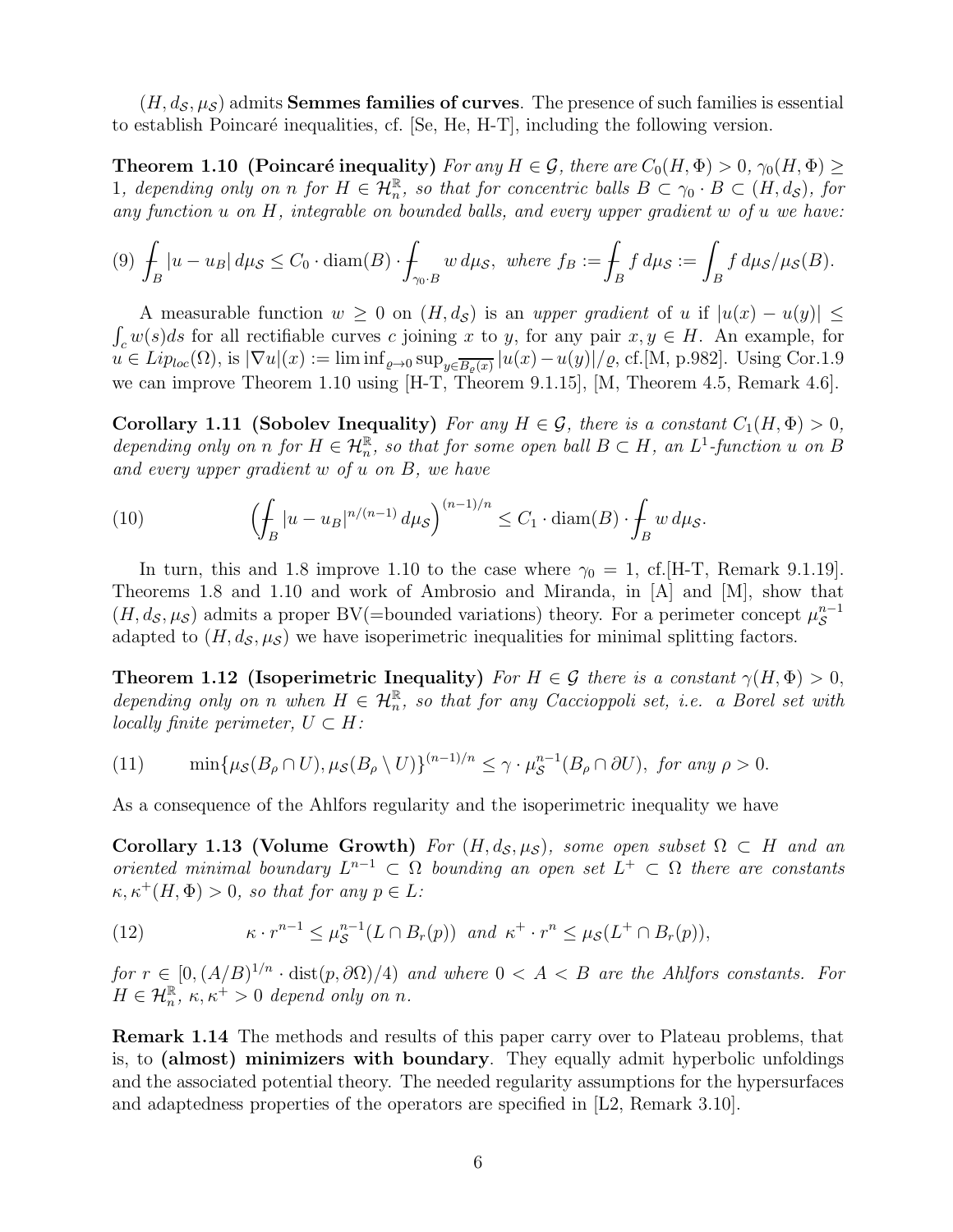$(H, d_{\mathcal{S}}, \mu_{\mathcal{S}})$ admits **Semmes families of curves**. The presence of such families is essential to establish Poincaré inequalities, cf. [Se, He, H-T], including the following version.

**Theorem 1.10 (Poincaré inequality)** *For any $H \in \mathcal{G}$, there are $C_0(H, \Phi) > 0$, $\gamma_0(H, \Phi) \geq 1$, depending only on $n$ for $H \in \mathcal{H}^{\mathbb{R}}_n$, so that for concentric balls $B \subset \gamma_0 \cdot B \subset (H, d_{\mathcal{S}})$, for any function $u$ on $H$, integrable on bounded balls, and every upper gradient $w$ of $u$ we have:*

$$(9)\ \fint_B |u - u_B| \, d\mu_{\mathcal{S}} \leq C_0 \cdot \operatorname{diam}(B) \cdot \fint_{\gamma_0 \cdot B} w \, d\mu_{\mathcal{S}}, \text{ where } f_B := \fint_B f \, d\mu_{\mathcal{S}} := \int_B f \, d\mu_{\mathcal{S}} / \mu_{\mathcal{S}}(B).$$

A measurable function $w \geq 0$ on $(H, d_{\mathcal{S}})$ is an *upper gradient* of $u$ if $|u(x) - u(y)| \leq \int_c w(s) ds$ for all rectifiable curves $c$ joining $x$ to $y$, for any pair $x, y \in H$. An example, for $u \in Lip_{loc}(\Omega)$, is $|\nabla u|(x) := \liminf_{\varrho \to 0} \sup_{y \in \overline{B_\varrho(x)}} |u(x) - u(y)|/\varrho$, cf.[M, p.982]. Using Cor.1.9 we can improve Theorem 1.10 using [H-T, Theorem 9.1.15], [M, Theorem 4.5, Remark 4.6].

**Corollary 1.11 (Sobolev Inequality)** *For any $H \in \mathcal{G}$, there is a constant $C_1(H, \Phi) > 0$, depending only on $n$ for $H \in \mathcal{H}^{\mathbb{R}}_n$, so that for some open ball $B \subset H$, an $L^1$-function $u$ on $B$ and every upper gradient $w$ of $u$ on $B$, we have*

$$(10) \qquad \left( \fint_B |u - u_B|^{n/(n-1)} \, d\mu_{\mathcal{S}} \right)^{(n-1)/n} \leq C_1 \cdot \operatorname{diam}(B) \cdot \fint_B w \, d\mu_{\mathcal{S}}.$$

In turn, this and 1.8 improve 1.10 to the case where $\gamma_0 = 1$, cf.[H-T, Remark 9.1.19]. Theorems 1.8 and 1.10 and work of Ambrosio and Miranda, in [A] and [M], show that $(H, d_{\mathcal{S}}, \mu_{\mathcal{S}})$ admits a proper BV(=bounded variations) theory. For a perimeter concept $\mu^{n-1}_{\mathcal{S}}$ adapted to $(H, d_{\mathcal{S}}, \mu_{\mathcal{S}})$ we have isoperimetric inequalities for minimal splitting factors.

**Theorem 1.12 (Isoperimetric Inequality)** *For $H \in \mathcal{G}$ there is a constant $\gamma(H, \Phi) > 0$, depending only on $n$ when $H \in \mathcal{H}^{\mathbb{R}}_n$, so that for any Caccioppoli set, i.e. a Borel set with locally finite perimeter, $U \subset H$:*

$$(11) \qquad \min\{\mu_{\mathcal{S}}(B_\rho \cap U), \mu_{\mathcal{S}}(B_\rho \setminus U)\}^{(n-1)/n} \leq \gamma \cdot \mu^{n-1}_{\mathcal{S}}(B_\rho \cap \partial U), \text{ for any } \rho > 0.$$

As a consequence of the Ahlfors regularity and the isoperimetric inequality we have

**Corollary 1.13 (Volume Growth)** *For $(H, d_{\mathcal{S}}, \mu_{\mathcal{S}})$, some open subset $\Omega \subset H$ and an oriented minimal boundary $L^{n-1} \subset \Omega$ bounding an open set $L^+ \subset \Omega$ there are constants $\kappa, \kappa^+(H, \Phi) > 0$, so that for any $p \in L$:*

$$(12) \qquad \kappa \cdot r^{n-1} \leq \mu^{n-1}_{\mathcal{S}}(L \cap B_r(p)) \text{ and } \kappa^+ \cdot r^n \leq \mu_{\mathcal{S}}(L^+ \cap B_r(p)),$$

*for $r \in [0, (A/B)^{1/n} \cdot \operatorname{dist}(p, \partial\Omega)/4)$ and where $0 < A < B$ are the Ahlfors constants. For $H \in \mathcal{H}^{\mathbb{R}}_n$, $\kappa, \kappa^+ > 0$ depend only on $n$.*

**Remark 1.14** The methods and results of this paper carry over to Plateau problems, that is, to **(almost) minimizers with boundary**. They equally admit hyperbolic unfoldings and the associated potential theory. The needed regularity assumptions for the hypersurfaces and adaptedness properties of the operators are specified in [L2, Remark 3.10].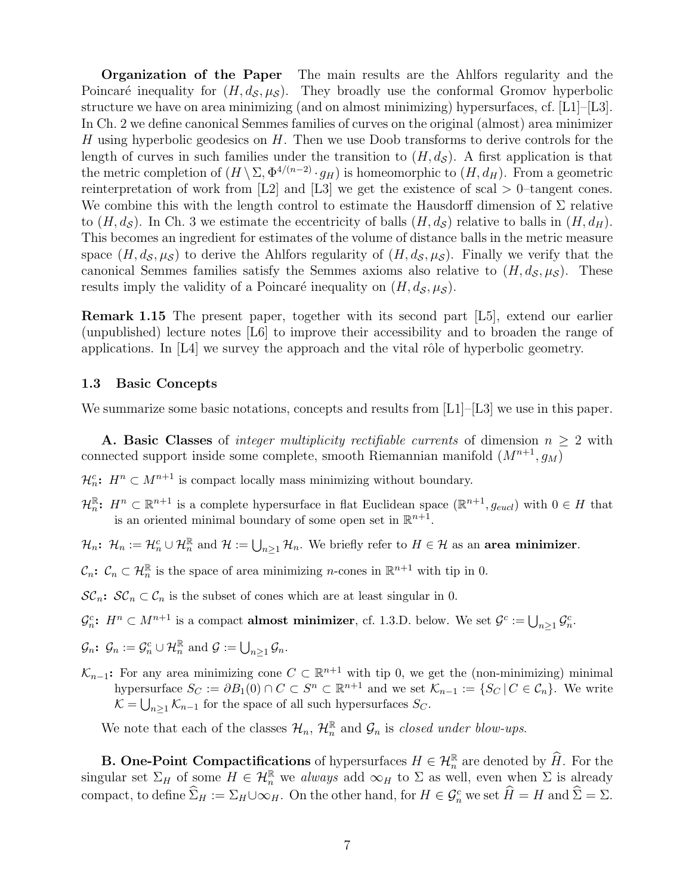**Organization of the Paper** The main results are the Ahlfors regularity and the Poincaré inequality for $(H, d_{\mathcal{S}}, \mu_{\mathcal{S}})$. They broadly use the conformal Gromov hyperbolic structure we have on area minimizing (and on almost minimizing) hypersurfaces, cf. [L1]–[L3]. In Ch. 2 we define canonical Semmes families of curves on the original (almost) area minimizer $H$ using hyperbolic geodesics on $H$. Then we use Doob transforms to derive controls for the length of curves in such families under the transition to $(H, d_{\mathcal{S}})$. A first application is that the metric completion of $(H \setminus \Sigma, \Phi^{4/(n-2)} \cdot g_H)$ is homeomorphic to $(H, d_H)$. From a geometric reinterpretation of work from [L2] and [L3] we get the existence of scal $> 0$–tangent cones. We combine this with the length control to estimate the Hausdorff dimension of $\Sigma$ relative to $(H, d_{\mathcal{S}})$. In Ch. 3 we estimate the eccentricity of balls $(H, d_{\mathcal{S}})$ relative to balls in $(H, d_H)$. This becomes an ingredient for estimates of the volume of distance balls in the metric measure space $(H, d_{\mathcal{S}}, \mu_{\mathcal{S}})$ to derive the Ahlfors regularity of $(H, d_{\mathcal{S}}, \mu_{\mathcal{S}})$. Finally we verify that the canonical Semmes families satisfy the Semmes axioms also relative to $(H, d_{\mathcal{S}}, \mu_{\mathcal{S}})$. These results imply the validity of a Poincaré inequality on $(H, d_{\mathcal{S}}, \mu_{\mathcal{S}})$.

**Remark 1.15** The present paper, together with its second part [L5], extend our earlier (unpublished) lecture notes [L6] to improve their accessibility and to broaden the range of applications. In [L4] we survey the approach and the vital rôle of hyperbolic geometry.

### 1.3 Basic Concepts

We summarize some basic notations, concepts and results from [L1]–[L3] we use in this paper.

**A. Basic Classes** of *integer multiplicity rectifiable currents* of dimension $n \geq 2$ with connected support inside some complete, smooth Riemannian manifold $(M^{n+1}, g_M)$

$\mathcal{H}^c_n$**:** $H^n \subset M^{n+1}$ is compact locally mass minimizing without boundary.

$\mathcal{H}^{\mathbb{R}}_n$**:** $H^n \subset \mathbb{R}^{n+1}$ is a complete hypersurface in flat Euclidean space $(\mathbb{R}^{n+1}, g_{eucl})$ with $0 \in H$ that is an oriented minimal boundary of some open set in $\mathbb{R}^{n+1}$.

$\mathcal{H}_n$**:** $\mathcal{H}_n := \mathcal{H}^c_n \cup \mathcal{H}^{\mathbb{R}}_n$ and $\mathcal{H} := \bigcup_{n \geq 1} \mathcal{H}_n$. We briefly refer to $H \in \mathcal{H}$ as an **area minimizer**.

$\mathcal{C}_n$**:** $\mathcal{C}_n \subset \mathcal{H}^{\mathbb{R}}_n$ is the space of area minimizing $n$-cones in $\mathbb{R}^{n+1}$ with tip in 0.

$\mathcal{SC}_n$**:** $\mathcal{SC}_n \subset \mathcal{C}_n$ is the subset of cones which are at least singular in 0.

$\mathcal{G}^c_n$**:** $H^n \subset M^{n+1}$ is a compact **almost minimizer**, cf. 1.3.D. below. We set $\mathcal{G}^c := \bigcup_{n \geq 1} \mathcal{G}^c_n$.

$\mathcal{G}_n$**:** $\mathcal{G}_n := \mathcal{G}^c_n \cup \mathcal{H}^{\mathbb{R}}_n$ and $\mathcal{G} := \bigcup_{n \geq 1} \mathcal{G}_n$.

$\mathcal{K}_{n-1}$**:** For any area minimizing cone $C \subset \mathbb{R}^{n+1}$ with tip 0, we get the (non-minimizing) minimal hypersurface $S_C := \partial B_1(0) \cap C \subset S^n \subset \mathbb{R}^{n+1}$ and we set $\mathcal{K}_{n-1} := \{S_C \,|\, C \in \mathcal{C}_n\}$. We write $\mathcal{K} = \bigcup_{n \geq 1} \mathcal{K}_{n-1}$ for the space of all such hypersurfaces $S_C$.

We note that each of the classes $\mathcal{H}_n$, $\mathcal{H}^{\mathbb{R}}_n$ and $\mathcal{G}_n$ is *closed under blow-ups*.

**B. One-Point Compactifications** of hypersurfaces $H \in \mathcal{H}^{\mathbb{R}}_n$ are denoted by $\widehat{H}$. For the singular set $\Sigma_H$ of some $H \in \mathcal{H}^{\mathbb{R}}_n$ we *always* add $\infty_H$ to $\Sigma$ as well, even when $\Sigma$ is already compact, to define $\widehat{\Sigma}_H := \Sigma_H \cup \infty_H$. On the other hand, for $H \in \mathcal{G}^c_n$ we set $\widehat{H} = H$ and $\widehat{\Sigma} = \Sigma$.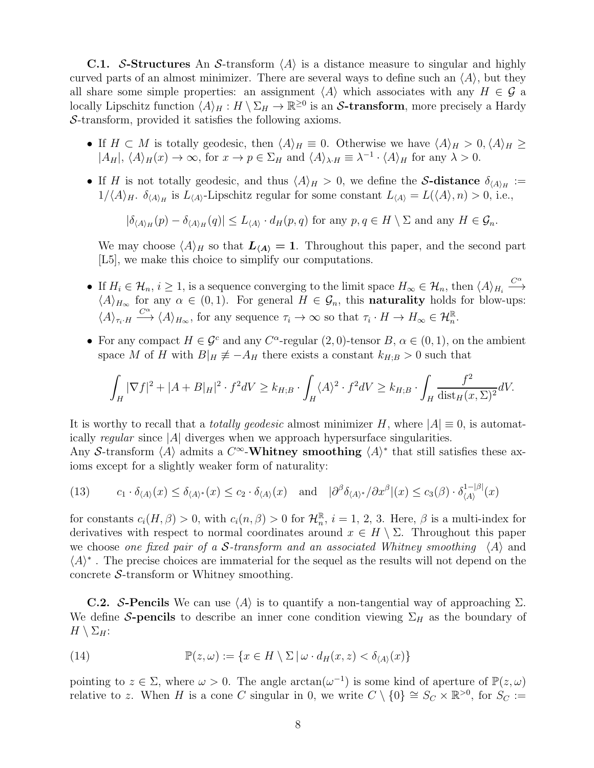**C.1. $\mathcal{S}$-Structures** An $\mathcal{S}$-transform $\langle A \rangle$ is a distance measure to singular and highly curved parts of an almost minimizer. There are several ways to define such an $\langle A \rangle$, but they all share some simple properties: an assignment $\langle A \rangle$ which associates with any $H \in \mathcal{G}$ a locally Lipschitz function $\langle A \rangle_H : H \setminus \Sigma_H \to \mathbb{R}^{\geq 0}$ is an **$\mathcal{S}$-transform**, more precisely a Hardy $\mathcal{S}$-transform, provided it satisfies the following axioms.

- If $H \subset M$ is totally geodesic, then $\langle A \rangle_H \equiv 0$. Otherwise we have $\langle A \rangle_H > 0, \langle A \rangle_H \geq |A_H|$, $\langle A \rangle_H(x) \to \infty$, for $x \to p \in \Sigma_H$ and $\langle A \rangle_{\lambda \cdot H} \equiv \lambda^{-1} \cdot \langle A \rangle_H$ for any $\lambda > 0$.
- If $H$ is not totally geodesic, and thus $\langle A \rangle_H > 0$, we define the **$\mathcal{S}$-distance** $\delta_{\langle A \rangle_H} := 1/\langle A \rangle_H$. $\delta_{\langle A \rangle_H}$ is $L_{\langle A \rangle}$-Lipschitz regular for some constant $L_{\langle A \rangle} = L(\langle A \rangle, n) > 0$, i.e.,

  $$|\delta_{\langle A \rangle_H}(p) - \delta_{\langle A \rangle_H}(q)| \leq L_{\langle A \rangle} \cdot d_H(p,q) \text{ for any } p, q \in H \setminus \Sigma \text{ and any } H \in \mathcal{G}_n.$$

  We may choose $\langle A \rangle_H$ so that $\boldsymbol{L_{\langle A \rangle} = 1}$. Throughout this paper, and the second part [L5], we make this choice to simplify our computations.
- If $H_i \in \mathcal{H}_n$, $i \geq 1$, is a sequence converging to the limit space $H_\infty \in \mathcal{H}_n$, then $\langle A \rangle_{H_i} \xrightarrow{C^\alpha} \langle A \rangle_{H_\infty}$ for any $\alpha \in (0,1)$. For general $H \in \mathcal{G}_n$, this **naturality** holds for blow-ups: $\langle A \rangle_{\tau_i \cdot H} \xrightarrow{C^\alpha} \langle A \rangle_{H_\infty}$, for any sequence $\tau_i \to \infty$ so that $\tau_i \cdot H \to H_\infty \in \mathcal{H}^{\mathbb{R}}_n$.
- For any compact $H \in \mathcal{G}^c$ and any $C^\alpha$-regular $(2,0)$-tensor $B$, $\alpha \in (0,1)$, on the ambient space $M$ of $H$ with $B|_H \not\equiv -A_H$ there exists a constant $k_{H;B} > 0$ such that

  $$\int_H |\nabla f|^2 + |A + B|_H|^2 \cdot f^2 dV \geq k_{H;B} \cdot \int_H \langle A \rangle^2 \cdot f^2 dV \geq k_{H;B} \cdot \int_H \frac{f^2}{\operatorname{dist}_H(x, \Sigma)^2} dV.$$

It is worthy to recall that a *totally geodesic* almost minimizer $H$, where $|A| \equiv 0$, is automatically *regular* since $|A|$ diverges when we approach hypersurface singularities.
Any $\mathcal{S}$-transform $\langle A \rangle$ admits a $C^\infty$-**Whitney smoothing** $\langle A \rangle^*$ that still satisfies these axioms except for a slightly weaker form of naturality:

$$c_1 \cdot \delta_{\langle A \rangle}(x) \leq \delta_{\langle A \rangle^*}(x) \leq c_2 \cdot \delta_{\langle A \rangle}(x) \quad \text{and} \quad |\partial^\beta \delta_{\langle A \rangle^*}/\partial x^\beta|(x) \leq c_3(\beta) \cdot \delta^{1-|\beta|}_{\langle A \rangle}(x) \tag{13}$$

for constants $c_i(H, \beta) > 0$, with $c_i(n, \beta) > 0$ for $\mathcal{H}^{\mathbb{R}}_n$, $i = 1, 2, 3$. Here, $\beta$ is a multi-index for derivatives with respect to normal coordinates around $x \in H \setminus \Sigma$. Throughout this paper we choose *one fixed pair of a $\mathcal{S}$-transform and an associated Whitney smoothing* $\langle A \rangle$ and $\langle A \rangle^*$ . The precise choices are immaterial for the sequel as the results will not depend on the concrete $\mathcal{S}$-transform or Whitney smoothing.

**C.2. $\mathcal{S}$-Pencils** We can use $\langle A \rangle$ is to quantify a non-tangential way of approaching $\Sigma$. We define **$\mathcal{S}$-pencils** to describe an inner cone condition viewing $\Sigma_H$ as the boundary of $H \setminus \Sigma_H$:

$$\mathbb{P}(z, \omega) := \{x \in H \setminus \Sigma \,|\, \omega \cdot d_H(x, z) < \delta_{\langle A \rangle}(x)\} \tag{14}$$

pointing to $z \in \Sigma$, where $\omega > 0$. The angle $\arctan(\omega^{-1})$ is some kind of aperture of $\mathbb{P}(z, \omega)$ relative to $z$. When $H$ is a cone $C$ singular in 0, we write $C \setminus \{0\} \cong S_C \times \mathbb{R}^{>0}$, for $S_C :=$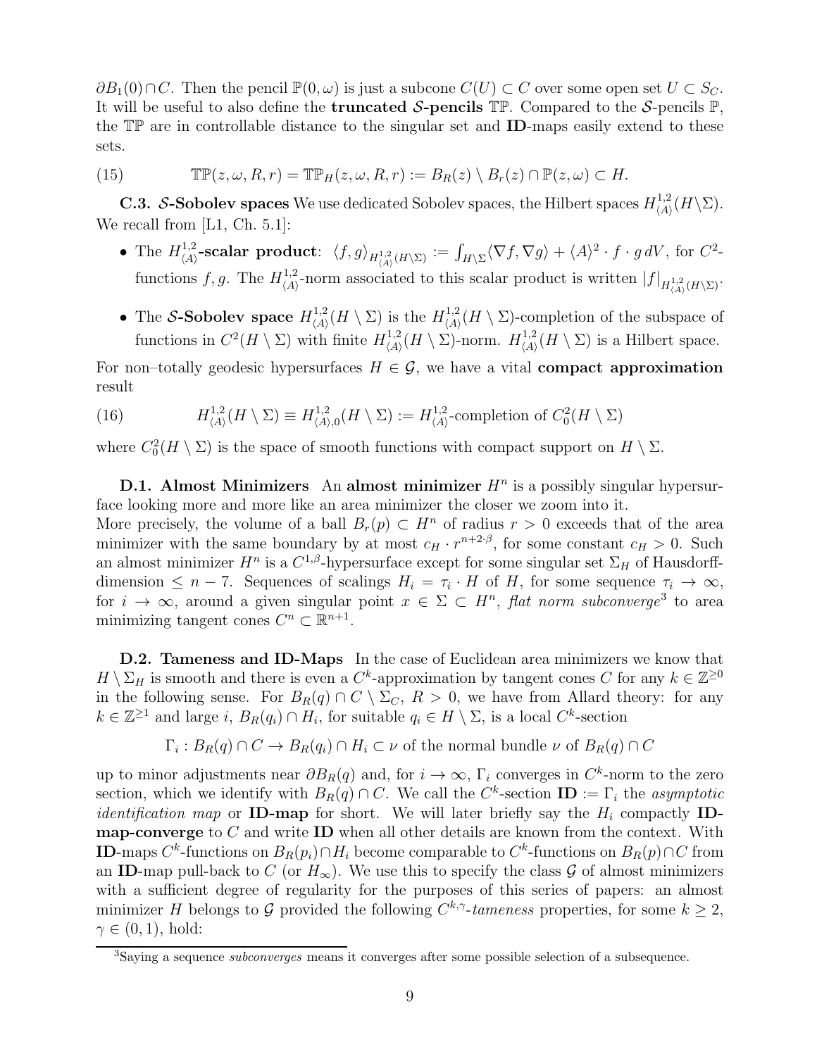$\partial B_1(0) \cap C$. Then the pencil $\mathbb{P}(0,\omega)$ is just a subcone $C(U) \subset C$ over some open set $U \subset S_C$. It will be useful to also define the **truncated $\mathcal{S}$-pencils** $\mathbb{TP}$. Compared to the $\mathcal{S}$-pencils $\mathbb{P}$, the $\mathbb{TP}$ are in controllable distance to the singular set and **ID**-maps easily extend to these sets.

$$\mathbb{TP}(z,\omega,R,r) = \mathbb{TP}_H(z,\omega,R,r) := B_R(z) \setminus B_r(z) \cap \mathbb{P}(z,\omega) \subset H. \tag{15}$$

**C.3. $\mathcal{S}$-Sobolev spaces** We use dedicated Sobolev spaces, the Hilbert spaces $H^{1,2}_{\langle A \rangle}(H \setminus \Sigma)$. We recall from [L1, Ch. 5.1]:

- The **$H^{1,2}_{\langle A \rangle}$-scalar product**: $\langle f,g \rangle_{H^{1,2}_{\langle A \rangle}(H\setminus\Sigma)} := \int_{H\setminus\Sigma} \langle \nabla f, \nabla g \rangle + \langle A \rangle^2 \cdot f \cdot g \, dV$, for $C^2$-functions $f,g$. The $H^{1,2}_{\langle A \rangle}$-norm associated to this scalar product is written $|f|_{H^{1,2}_{\langle A \rangle}(H\setminus\Sigma)}$.
- The **$\mathcal{S}$-Sobolev space** $H^{1,2}_{\langle A \rangle}(H \setminus \Sigma)$ is the $H^{1,2}_{\langle A \rangle}(H \setminus \Sigma)$-completion of the subspace of functions in $C^2(H \setminus \Sigma)$ with finite $H^{1,2}_{\langle A \rangle}(H \setminus \Sigma)$-norm. $H^{1,2}_{\langle A \rangle}(H \setminus \Sigma)$ is a Hilbert space.

For non–totally geodesic hypersurfaces $H \in \mathcal{G}$, we have a vital **compact approximation** result

$$H^{1,2}_{\langle A \rangle}(H \setminus \Sigma) \equiv H^{1,2}_{\langle A \rangle,0}(H \setminus \Sigma) := H^{1,2}_{\langle A \rangle}\text{-completion of } C^2_0(H \setminus \Sigma) \tag{16}$$

where $C^2_0(H \setminus \Sigma)$ is the space of smooth functions with compact support on $H \setminus \Sigma$.

**D.1. Almost Minimizers** An **almost minimizer** $H^n$ is a possibly singular hypersurface looking more and more like an area minimizer the closer we zoom into it.
More precisely, the volume of a ball $B_r(p) \subset H^n$ of radius $r > 0$ exceeds that of the area minimizer with the same boundary by at most $c_H \cdot r^{n+2\cdot\beta}$, for some constant $c_H > 0$. Such an almost minimizer $H^n$ is a $C^{1,\beta}$-hypersurface except for some singular set $\Sigma_H$ of Hausdorff-dimension $\leq n-7$. Sequences of scalings $H_i = \tau_i \cdot H$ of $H$, for some sequence $\tau_i \to \infty$, for $i \to \infty$, around a given singular point $x \in \Sigma \subset H^n$, *flat norm subconverge*[3] to area minimizing tangent cones $C^n \subset \mathbb{R}^{n+1}$.

**D.2. Tameness and ID-Maps** In the case of Euclidean area minimizers we know that $H \setminus \Sigma_H$ is smooth and there is even a $C^k$-approximation by tangent cones $C$ for any $k \in \mathbb{Z}^{\geq 0}$ in the following sense. For $B_R(q) \cap C \setminus \Sigma_C$, $R > 0$, we have from Allard theory: for any $k \in \mathbb{Z}^{\geq 1}$ and large $i$, $B_R(q_i) \cap H_i$, for suitable $q_i \in H \setminus \Sigma$, is a local $C^k$-section

$$\Gamma_i : B_R(q) \cap C \to B_R(q_i) \cap H_i \subset \nu \text{ of the normal bundle } \nu \text{ of } B_R(q) \cap C$$

up to minor adjustments near $\partial B_R(q)$ and, for $i \to \infty$, $\Gamma_i$ converges in $C^k$-norm to the zero section, which we identify with $B_R(q) \cap C$. We call the $C^k$-section $\mathbf{ID} := \Gamma_i$ the *asymptotic identification map* or **ID-map** for short. We will later briefly say the $H_i$ compactly **ID-map-converge** to $C$ and write **ID** when all other details are known from the context. With **ID**-maps $C^k$-functions on $B_R(p_i) \cap H_i$ become comparable to $C^k$-functions on $B_R(p) \cap C$ from an **ID**-map pull-back to $C$ (or $H_\infty$). We use this to specify the class $\mathcal{G}$ of almost minimizers with a sufficient degree of regularity for the purposes of this series of papers: an almost minimizer $H$ belongs to $\mathcal{G}$ provided the following $C^{k,\gamma}$-*tameness* properties, for some $k \geq 2$, $\gamma \in (0,1)$, hold:

---

[3] Saying a sequence *subconverges* means it converges after some possible selection of a subsequence.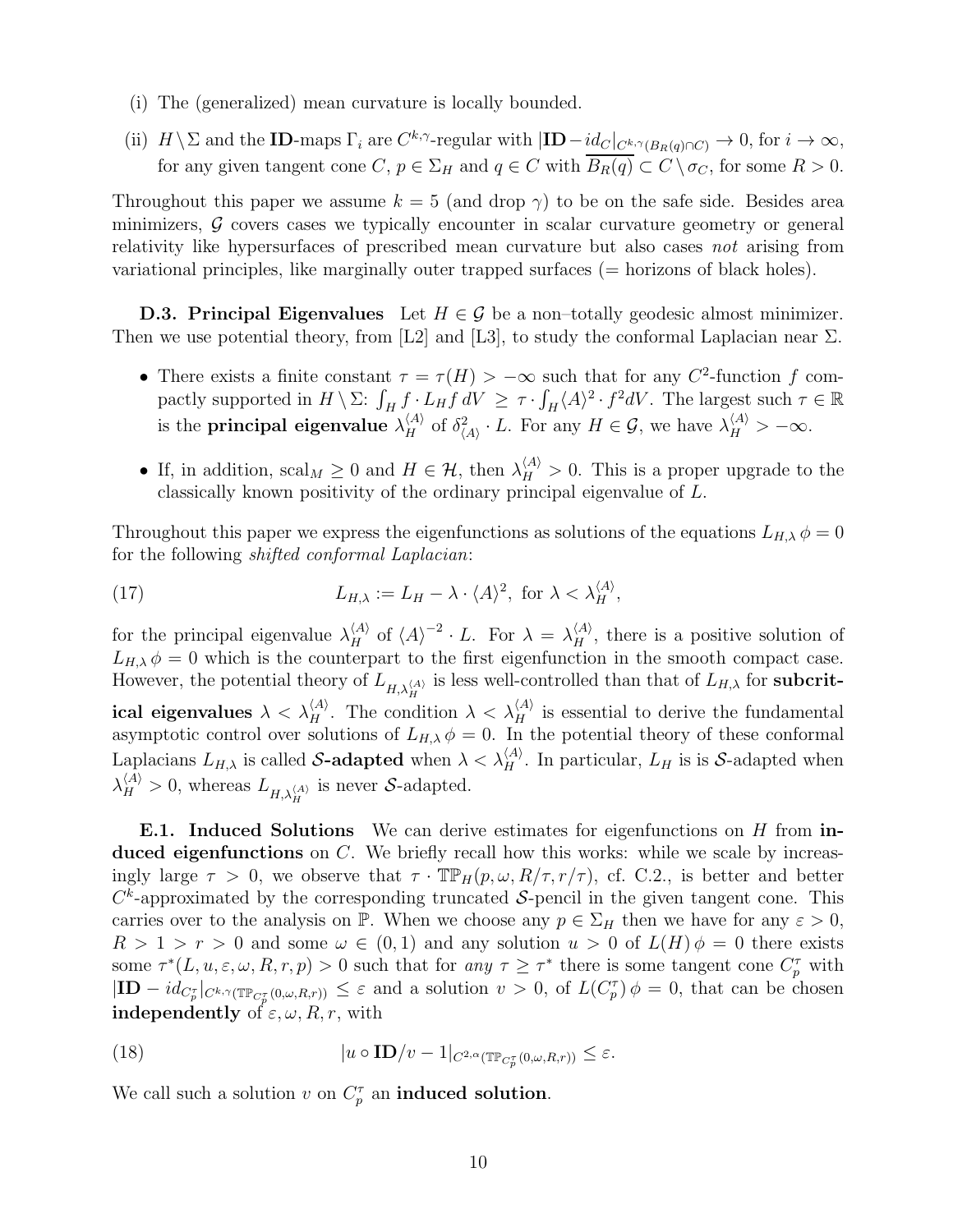(i) The (generalized) mean curvature is locally bounded.

(ii) $H \setminus \Sigma$ and the **ID**-maps $\Gamma_i$ are $C^{k,\gamma}$-regular with $|\mathbf{ID} - id_C|_{C^{k,\gamma}(B_R(q)\cap C)} \to 0$, for $i \to \infty$, for any given tangent cone $C$, $p \in \Sigma_H$ and $q \in C$ with $\overline{B_R(q)} \subset C \setminus \sigma_C$, for some $R > 0$.

Throughout this paper we assume $k = 5$ (and drop $\gamma$) to be on the safe side. Besides area minimizers, $\mathcal{G}$ covers cases we typically encounter in scalar curvature geometry or general relativity like hypersurfaces of prescribed mean curvature but also cases *not* arising from variational principles, like marginally outer trapped surfaces (= horizons of black holes).

**D.3. Principal Eigenvalues** Let $H \in \mathcal{G}$ be a non–totally geodesic almost minimizer. Then we use potential theory, from [L2] and [L3], to study the conformal Laplacian near $\Sigma$.

- There exists a finite constant $\tau = \tau(H) > -\infty$ such that for any $C^2$-function $f$ compactly supported in $H \setminus \Sigma$: $\int_H f \cdot L_H f \, dV \geq \tau \cdot \int_H \langle A \rangle^2 \cdot f^2 dV$. The largest such $\tau \in \mathbb{R}$ is the **principal eigenvalue** $\lambda_H^{\langle A \rangle}$ of $\delta^2_{\langle A \rangle} \cdot L$. For any $H \in \mathcal{G}$, we have $\lambda_H^{\langle A \rangle} > -\infty$.

- If, in addition, $\mathrm{scal}_M \geq 0$ and $H \in \mathcal{H}$, then $\lambda_H^{\langle A \rangle} > 0$. This is a proper upgrade to the classically known positivity of the ordinary principal eigenvalue of $L$.

Throughout this paper we express the eigenfunctions as solutions of the equations $L_{H,\lambda}\, \phi = 0$ for the following *shifted conformal Laplacian*:

$$L_{H,\lambda} := L_H - \lambda \cdot \langle A \rangle^2, \text{ for } \lambda < \lambda_H^{\langle A \rangle}, \tag{17}$$

for the principal eigenvalue $\lambda_H^{\langle A \rangle}$ of $\langle A \rangle^{-2} \cdot L$. For $\lambda = \lambda_H^{\langle A \rangle}$, there is a positive solution of $L_{H,\lambda}\, \phi = 0$ which is the counterpart to the first eigenfunction in the smooth compact case. However, the potential theory of $L_{H,\lambda_H^{\langle A \rangle}}$ is less well-controlled than that of $L_{H,\lambda}$ for **subcritical eigenvalues** $\lambda < \lambda_H^{\langle A \rangle}$. The condition $\lambda < \lambda_H^{\langle A \rangle}$ is essential to derive the fundamental asymptotic control over solutions of $L_{H,\lambda}\, \phi = 0$. In the potential theory of these conformal Laplacians $L_{H,\lambda}$ is called **$\mathcal{S}$-adapted** when $\lambda < \lambda_H^{\langle A \rangle}$. In particular, $L_H$ is is $\mathcal{S}$-adapted when $\lambda_H^{\langle A \rangle} > 0$, whereas $L_{H,\lambda_H^{\langle A \rangle}}$ is never $\mathcal{S}$-adapted.

**E.1. Induced Solutions** We can derive estimates for eigenfunctions on $H$ from **induced eigenfunctions** on $C$. We briefly recall how this works: while we scale by increasingly large $\tau > 0$, we observe that $\tau \cdot \mathbb{TP}_H(p, \omega, R/\tau, r/\tau)$, cf. C.2., is better and better $C^k$-approximated by the corresponding truncated $\mathcal{S}$-pencil in the given tangent cone. This carries over to the analysis on $\mathbb{P}$. When we choose any $p \in \Sigma_H$ then we have for any $\varepsilon > 0$, $R > 1 > r > 0$ and some $\omega \in (0,1)$ and any solution $u > 0$ of $L(H)\, \phi = 0$ there exists some $\tau^*(L, u, \varepsilon, \omega, R, r, p) > 0$ such that for *any* $\tau \geq \tau^*$ there is some tangent cone $C_p^\tau$ with $|\mathbf{ID} - id_{C_p^\tau}|_{C^{k,\gamma}(\mathbb{TP}_{C_p^\tau}(0,\omega,R,r))} \leq \varepsilon$ and a solution $v > 0$, of $L(C_p^\tau)\, \phi = 0$, that can be chosen **independently** of $\varepsilon, \omega, R, r$, with

$$|u \circ \mathbf{ID}/v - 1|_{C^{2,\alpha}(\mathbb{TP}_{C_p^\tau}(0,\omega,R,r))} \leq \varepsilon. \tag{18}$$

We call such a solution $v$ on $C_p^\tau$ an **induced solution**.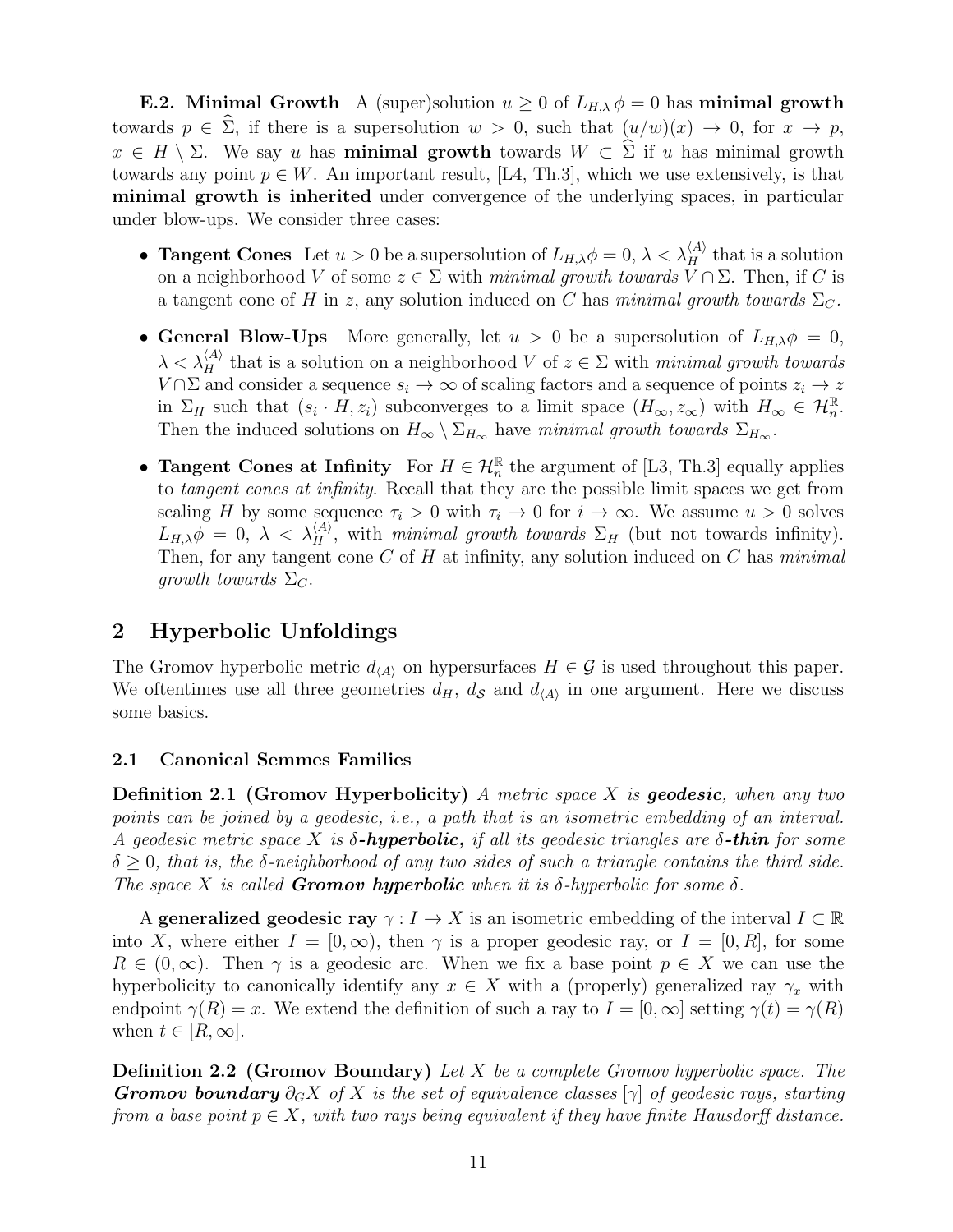**E.2. Minimal Growth** A (super)solution $u \ge 0$ of $L_{H,\lambda}\,\phi = 0$ has **minimal growth** towards $p \in \widehat{\Sigma}$, if there is a supersolution $w > 0$, such that $(u/w)(x) \to 0$, for $x \to p$, $x \in H \setminus \Sigma$. We say $u$ has **minimal growth** towards $W \subset \widehat{\Sigma}$ if $u$ has minimal growth towards any point $p \in W$. An important result, [L4, Th.3], which we use extensively, is that **minimal growth is inherited** under convergence of the underlying spaces, in particular under blow-ups. We consider three cases:

- **Tangent Cones** Let $u > 0$ be a supersolution of $L_{H,\lambda}\phi = 0$, $\lambda < \lambda_H^{\langle A \rangle}$ that is a solution on a neighborhood $V$ of some $z \in \Sigma$ with *minimal growth towards* $V \cap \Sigma$. Then, if $C$ is a tangent cone of $H$ in $z$, any solution induced on $C$ has *minimal growth towards* $\Sigma_C$.

- **General Blow-Ups** More generally, let $u > 0$ be a supersolution of $L_{H,\lambda}\phi = 0$, $\lambda < \lambda_H^{\langle A \rangle}$ that is a solution on a neighborhood $V$ of $z \in \Sigma$ with *minimal growth towards* $V \cap \Sigma$ and consider a sequence $s_i \to \infty$ of scaling factors and a sequence of points $z_i \to z$ in $\Sigma_H$ such that $(s_i \cdot H, z_i)$ subconverges to a limit space $(H_\infty, z_\infty)$ with $H_\infty \in \mathcal{H}^{\mathbb{R}}_n$. Then the induced solutions on $H_\infty \setminus \Sigma_{H_\infty}$ have *minimal growth towards* $\Sigma_{H_\infty}$.

- **Tangent Cones at Infinity** For $H \in \mathcal{H}^{\mathbb{R}}_n$ the argument of [L3, Th.3] equally applies to *tangent cones at infinity*. Recall that they are the possible limit spaces we get from scaling $H$ by some sequence $\tau_i > 0$ with $\tau_i \to 0$ for $i \to \infty$. We assume $u > 0$ solves $L_{H,\lambda}\phi = 0$, $\lambda < \lambda_H^{\langle A \rangle}$, with *minimal growth towards* $\Sigma_H$ (but not towards infinity). Then, for any tangent cone $C$ of $H$ at infinity, any solution induced on $C$ has *minimal growth towards* $\Sigma_C$.

## 2 Hyperbolic Unfoldings

The Gromov hyperbolic metric $d_{\langle A \rangle}$ on hypersurfaces $H \in \mathcal{G}$ is used throughout this paper. We oftentimes use all three geometries $d_H$, $d_{\mathcal{S}}$ and $d_{\langle A \rangle}$ in one argument. Here we discuss some basics.

### 2.1 Canonical Semmes Families

**Definition 2.1 (Gromov Hyperbolicity)** *A metric space $X$ is **geodesic**, when any two points can be joined by a geodesic, i.e., a path that is an isometric embedding of an interval. A geodesic metric space $X$ is $\delta$-**hyperbolic,** if all its geodesic triangles are $\delta$-**thin** for some $\delta \ge 0$, that is, the $\delta$-neighborhood of any two sides of such a triangle contains the third side. The space $X$ is called **Gromov hyperbolic** when it is $\delta$-hyperbolic for some $\delta$.*

A **generalized geodesic ray** $\gamma : I \to X$ is an isometric embedding of the interval $I \subset \mathbb{R}$ into $X$, where either $I = [0, \infty)$, then $\gamma$ is a proper geodesic ray, or $I = [0, R]$, for some $R \in (0, \infty)$. Then $\gamma$ is a geodesic arc. When we fix a base point $p \in X$ we can use the hyperbolicity to canonically identify any $x \in X$ with a (properly) generalized ray $\gamma_x$ with endpoint $\gamma(R) = x$. We extend the definition of such a ray to $I = [0, \infty]$ setting $\gamma(t) = \gamma(R)$ when $t \in [R, \infty]$.

**Definition 2.2 (Gromov Boundary)** *Let $X$ be a complete Gromov hyperbolic space. The **Gromov boundary** $\partial_G X$ of $X$ is the set of equivalence classes $[\gamma]$ of geodesic rays, starting from a base point $p \in X$, with two rays being equivalent if they have finite Hausdorff distance.*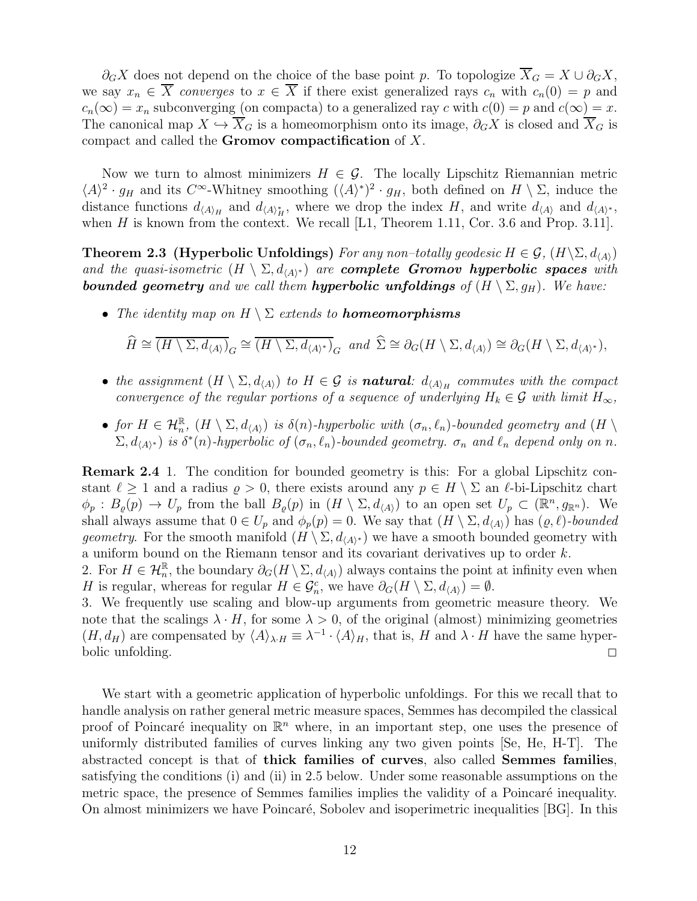$\partial_G X$ does not depend on the choice of the base point $p$. To topologize $\overline{X}_G = X \cup \partial_G X$, we say $x_n \in \overline{X}$ *converges* to $x \in \overline{X}$ if there exist generalized rays $c_n$ with $c_n(0) = p$ and $c_n(\infty) = x_n$ subconverging (on compacta) to a generalized ray $c$ with $c(0) = p$ and $c(\infty) = x$. The canonical map $X \hookrightarrow \overline{X}_G$ is a homeomorphism onto its image, $\partial_G X$ is closed and $\overline{X}_G$ is compact and called the **Gromov compactification** of $X$.

Now we turn to almost minimizers $H \in \mathcal{G}$. The locally Lipschitz Riemannian metric $\langle A \rangle^2 \cdot g_H$ and its $C^\infty$-Whitney smoothing $(\langle A \rangle^*)^2 \cdot g_H$, both defined on $H \setminus \Sigma$, induce the distance functions $d_{\langle A \rangle_H}$ and $d_{\langle A \rangle^*_H}$, where we drop the index $H$, and write $d_{\langle A \rangle}$ and $d_{\langle A \rangle^*}$, when $H$ is known from the context. We recall [L1, Theorem 1.11, Cor. 3.6 and Prop. 3.11].

**Theorem 2.3 (Hyperbolic Unfoldings)** *For any non–totally geodesic $H \in \mathcal{G}$, $(H \setminus \Sigma, d_{\langle A \rangle})$ and the quasi-isometric $(H \setminus \Sigma, d_{\langle A \rangle^*})$ are **complete Gromov hyperbolic spaces** with **bounded geometry** and we call them **hyperbolic unfoldings** of $(H \setminus \Sigma, g_H)$. We have:*

- *The identity map on $H \setminus \Sigma$ extends to **homeomorphisms***

$$\widehat{H} \cong \overline{(H \setminus \Sigma, d_{\langle A \rangle})}_G \cong \overline{(H \setminus \Sigma, d_{\langle A \rangle^*})}_G \text{ and } \widehat{\Sigma} \cong \partial_G (H \setminus \Sigma, d_{\langle A \rangle}) \cong \partial_G (H \setminus \Sigma, d_{\langle A \rangle^*}),$$

- *the assignment $(H \setminus \Sigma, d_{\langle A \rangle})$ to $H \in \mathcal{G}$ is **natural**: $d_{\langle A \rangle_H}$ commutes with the compact convergence of the regular portions of a sequence of underlying $H_k \in \mathcal{G}$ with limit $H_\infty$,*

- *for $H \in \mathcal{H}^{\mathbb{R}}_n$, $(H \setminus \Sigma, d_{\langle A \rangle})$ is $\delta(n)$-hyperbolic with $(\sigma_n, \ell_n)$-bounded geometry and $(H \setminus \Sigma, d_{\langle A \rangle^*})$ is $\delta^*(n)$-hyperbolic of $(\sigma_n, \ell_n)$-bounded geometry. $\sigma_n$ and $\ell_n$ depend only on $n$.*

**Remark 2.4** 1. The condition for bounded geometry is this: For a global Lipschitz constant $\ell \geq 1$ and a radius $\varrho > 0$, there exists around any $p \in H \setminus \Sigma$ an $\ell$-bi-Lipschitz chart $\phi_p : B_\varrho(p) \to U_p$ from the ball $B_\varrho(p)$ in $(H \setminus \Sigma, d_{\langle A \rangle})$ to an open set $U_p \subset (\mathbb{R}^n, g_{\mathbb{R}^n})$. We shall always assume that $0 \in U_p$ and $\phi_p(p) = 0$. We say that $(H \setminus \Sigma, d_{\langle A \rangle})$ has $(\varrho, \ell)$-*bounded geometry*. For the smooth manifold $(H \setminus \Sigma, d_{\langle A \rangle^*})$ we have a smooth bounded geometry with a uniform bound on the Riemann tensor and its covariant derivatives up to order $k$.
2. For $H \in \mathcal{H}^{\mathbb{R}}_n$, the boundary $\partial_G (H \setminus \Sigma, d_{\langle A \rangle})$ always contains the point at infinity even when $H$ is regular, whereas for regular $H \in \mathcal{G}^c_n$, we have $\partial_G (H \setminus \Sigma, d_{\langle A \rangle}) = \emptyset$.
3. We frequently use scaling and blow-up arguments from geometric measure theory. We note that the scalings $\lambda \cdot H$, for some $\lambda > 0$, of the original (almost) minimizing geometries $(H, d_H)$ are compensated by $\langle A \rangle_{\lambda \cdot H} \equiv \lambda^{-1} \cdot \langle A \rangle_H$, that is, $H$ and $\lambda \cdot H$ have the same hyperbolic unfolding. $\square$

We start with a geometric application of hyperbolic unfoldings. For this we recall that to handle analysis on rather general metric measure spaces, Semmes has decompiled the classical proof of Poincaré inequality on $\mathbb{R}^n$ where, in an important step, one uses the presence of uniformly distributed families of curves linking any two given points [Se, He, H-T]. The abstracted concept is that of **thick families of curves**, also called **Semmes families**, satisfying the conditions (i) and (ii) in 2.5 below. Under some reasonable assumptions on the metric space, the presence of Semmes families implies the validity of a Poincaré inequality. On almost minimizers we have Poincaré, Sobolev and isoperimetric inequalities [BG]. In this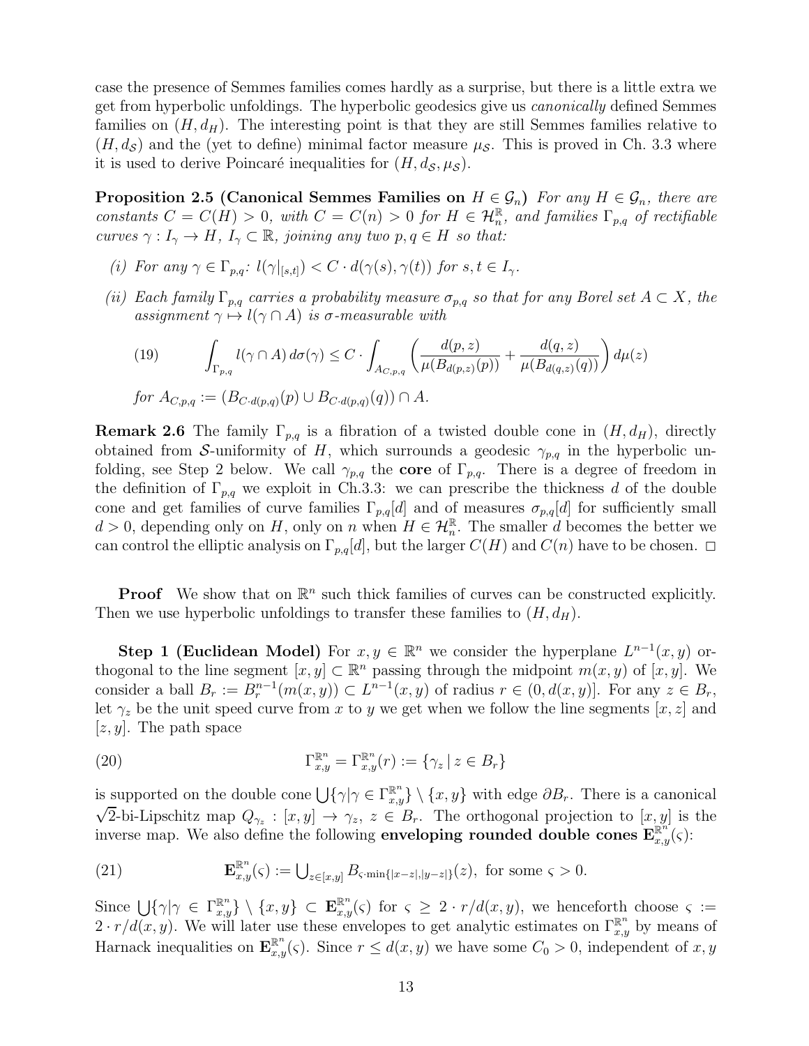case the presence of Semmes families comes hardly as a surprise, but there is a little extra we get from hyperbolic unfoldings. The hyperbolic geodesics give us *canonically* defined Semmes families on $(H, d_H)$. The interesting point is that they are still Semmes families relative to $(H, d_{\mathcal{S}})$ and the (yet to define) minimal factor measure $\mu_{\mathcal{S}}$. This is proved in Ch. 3.3 where it is used to derive Poincaré inequalities for $(H, d_{\mathcal{S}}, \mu_{\mathcal{S}})$.

**Proposition 2.5 (Canonical Semmes Families on $H \in \mathcal{G}_n$)** *For any $H \in \mathcal{G}_n$, there are constants $C = C(H) > 0$, with $C = C(n) > 0$ for $H \in \mathcal{H}^{\mathbb{R}}_n$, and families $\Gamma_{p,q}$ of rectifiable curves $\gamma : I_\gamma \to H$, $I_\gamma \subset \mathbb{R}$, joining any two $p, q \in H$ so that:*

*(i) For any $\gamma \in \Gamma_{p,q}$: $l(\gamma|_{[s,t]}) < C \cdot d(\gamma(s), \gamma(t))$ for $s, t \in I_\gamma$.*

*(ii) Each family $\Gamma_{p,q}$ carries a probability measure $\sigma_{p,q}$ so that for any Borel set $A \subset X$, the assignment $\gamma \mapsto l(\gamma \cap A)$ is $\sigma$-measurable with*

$$\int_{\Gamma_{p,q}} l(\gamma \cap A)\, d\sigma(\gamma) \leq C \cdot \int_{A_{C,p,q}} \left( \frac{d(p,z)}{\mu(B_{d(p,z)}(p))} + \frac{d(q,z)}{\mu(B_{d(q,z)}(q))} \right) d\mu(z) \tag{19}$$

*for $A_{C,p,q} := (B_{C \cdot d(p,q)}(p) \cup B_{C \cdot d(p,q)}(q)) \cap A$.*

**Remark 2.6** The family $\Gamma_{p,q}$ is a fibration of a twisted double cone in $(H, d_H)$, directly obtained from $\mathcal{S}$-uniformity of $H$, which surrounds a geodesic $\gamma_{p,q}$ in the hyperbolic unfolding, see Step 2 below. We call $\gamma_{p,q}$ the **core** of $\Gamma_{p,q}$. There is a degree of freedom in the definition of $\Gamma_{p,q}$ we exploit in Ch.3.3: we can prescribe the thickness $d$ of the double cone and get families of curve families $\Gamma_{p,q}[d]$ and of measures $\sigma_{p,q}[d]$ for sufficiently small $d > 0$, depending only on $H$, only on $n$ when $H \in \mathcal{H}^{\mathbb{R}}_n$. The smaller $d$ becomes the better we can control the elliptic analysis on $\Gamma_{p,q}[d]$, but the larger $C(H)$ and $C(n)$ have to be chosen. $\square$

**Proof** We show that on $\mathbb{R}^n$ such thick families of curves can be constructed explicitly. Then we use hyperbolic unfoldings to transfer these families to $(H, d_H)$.

**Step 1 (Euclidean Model)** For $x, y \in \mathbb{R}^n$ we consider the hyperplane $L^{n-1}(x, y)$ orthogonal to the line segment $[x, y] \subset \mathbb{R}^n$ passing through the midpoint $m(x, y)$ of $[x, y]$. We consider a ball $B_r := B^{n-1}_r(m(x, y)) \subset L^{n-1}(x, y)$ of radius $r \in (0, d(x, y)]$. For any $z \in B_r$, let $\gamma_z$ be the unit speed curve from $x$ to $y$ we get when we follow the line segments $[x, z]$ and $[z, y]$. The path space

$$\Gamma^{\mathbb{R}^n}_{x,y} = \Gamma^{\mathbb{R}^n}_{x,y}(r) := \{\gamma_z \mid z \in B_r\} \tag{20}$$

is supported on the double cone $\bigcup\{\gamma | \gamma \in \Gamma^{\mathbb{R}^n}_{x,y}\} \setminus \{x, y\}$ with edge $\partial B_r$. There is a canonical $\sqrt{2}$-bi-Lipschitz map $Q_{\gamma_z} : [x, y] \to \gamma_z$, $z \in B_r$. The orthogonal projection to $[x, y]$ is the inverse map. We also define the following **enveloping rounded double cones $\mathbf{E}^{\mathbb{R}^n}_{x,y}(\varsigma)$**:

$$\mathbf{E}^{\mathbb{R}^n}_{x,y}(\varsigma) := \bigcup\nolimits_{z \in [x,y]} B_{\varsigma \cdot \min\{|x-z|, |y-z|\}}(z), \text{ for some } \varsigma > 0. \tag{21}$$

Since $\bigcup\{\gamma | \gamma \in \Gamma^{\mathbb{R}^n}_{x,y}\} \setminus \{x, y\} \subset \mathbf{E}^{\mathbb{R}^n}_{x,y}(\varsigma)$ for $\varsigma \geq 2 \cdot r/d(x, y)$, we henceforth choose $\varsigma := 2 \cdot r/d(x, y)$. We will later use these envelopes to get analytic estimates on $\Gamma^{\mathbb{R}^n}_{x,y}$ by means of Harnack inequalities on $\mathbf{E}^{\mathbb{R}^n}_{x,y}(\varsigma)$. Since $r \leq d(x, y)$ we have some $C_0 > 0$, independent of $x, y$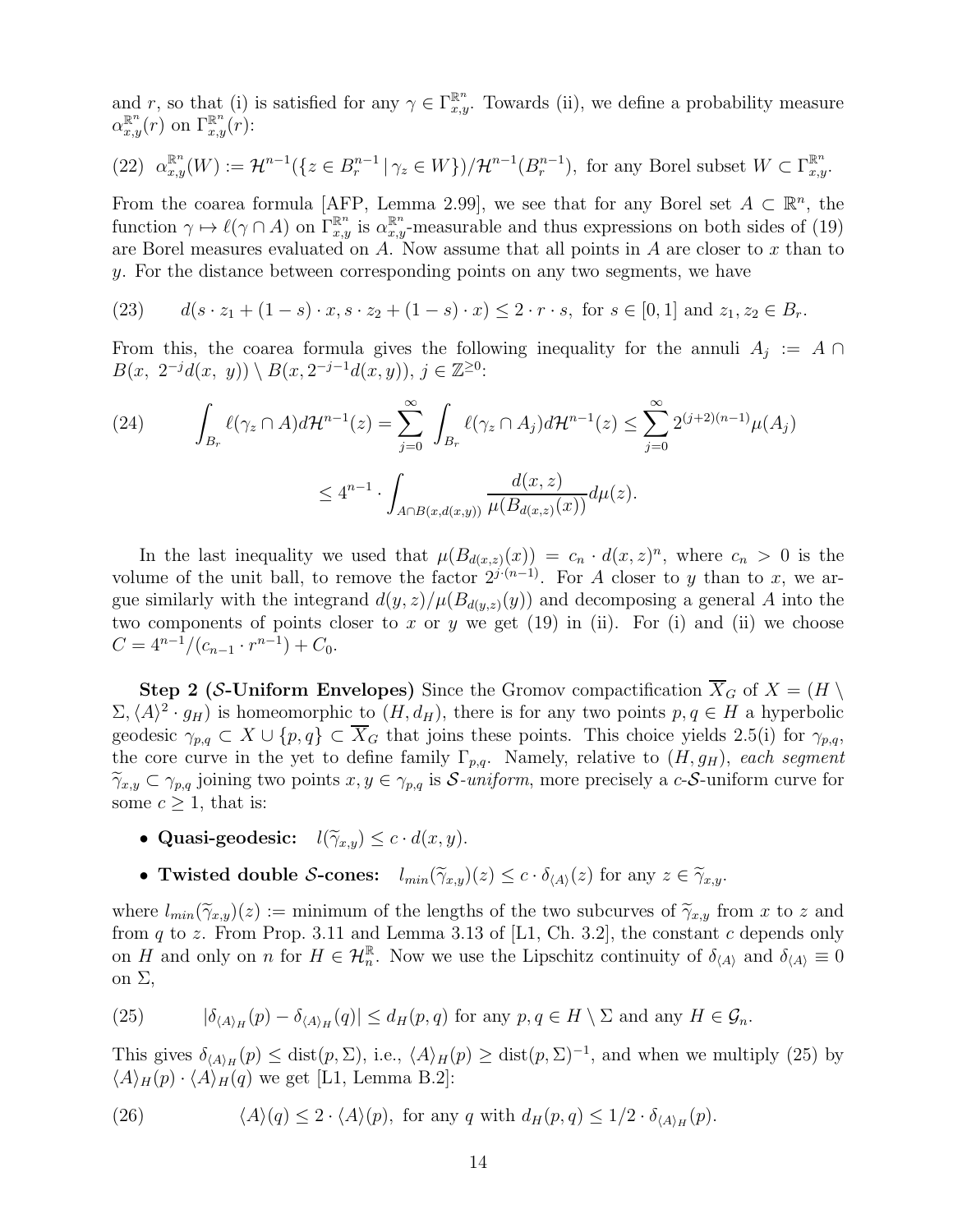and $r$, so that (i) is satisfied for any $\gamma \in \Gamma^{\mathbb{R}^n}_{x,y}$. Towards (ii), we define a probability measure $\alpha^{\mathbb{R}^n}_{x,y}(r)$ on $\Gamma^{\mathbb{R}^n}_{x,y}(r)$:

$$(22)\quad \alpha^{\mathbb{R}^n}_{x,y}(W) := \mathcal{H}^{n-1}(\{z \in B^{n-1}_r \mid \gamma_z \in W\})/\mathcal{H}^{n-1}(B^{n-1}_r), \text{ for any Borel subset } W \subset \Gamma^{\mathbb{R}^n}_{x,y}.$$

From the coarea formula [AFP, Lemma 2.99], we see that for any Borel set $A \subset \mathbb{R}^n$, the function $\gamma \mapsto \ell(\gamma \cap A)$ on $\Gamma^{\mathbb{R}^n}_{x,y}$ is $\alpha^{\mathbb{R}^n}_{x,y}$-measurable and thus expressions on both sides of (19) are Borel measures evaluated on $A$. Now assume that all points in $A$ are closer to $x$ than to $y$. For the distance between corresponding points on any two segments, we have

$$(23)\qquad d(s\cdot z_1 + (1-s)\cdot x, s\cdot z_2 + (1-s)\cdot x) \le 2\cdot r\cdot s, \text{ for } s\in[0,1] \text{ and } z_1, z_2 \in B_r.$$

From this, the coarea formula gives the following inequality for the annuli $A_j := A \cap B(x,\ 2^{-j}d(x,\ y)) \setminus B(x, 2^{-j-1}d(x,y))$, $j \in \mathbb{Z}^{\ge 0}$:

$$(24)\qquad \int_{B_r} \ell(\gamma_z \cap A) d\mathcal{H}^{n-1}(z) = \sum_{j=0}^{\infty} \int_{B_r} \ell(\gamma_z \cap A_j) d\mathcal{H}^{n-1}(z) \le \sum_{j=0}^{\infty} 2^{(j+2)(n-1)}\mu(A_j)$$

$$\le 4^{n-1}\cdot \int_{A\cap B(x,d(x,y))} \frac{d(x,z)}{\mu(B_{d(x,z)}(x))} d\mu(z).$$

In the last inequality we used that $\mu(B_{d(x,z)}(x)) = c_n \cdot d(x,z)^n$, where $c_n > 0$ is the volume of the unit ball, to remove the factor $2^{j\cdot(n-1)}$. For $A$ closer to $y$ than to $x$, we argue similarly with the integrand $d(y,z)/\mu(B_{d(y,z)}(y))$ and decomposing a general $A$ into the two components of points closer to $x$ or $y$ we get (19) in (ii). For (i) and (ii) we choose $C = 4^{n-1}/(c_{n-1}\cdot r^{n-1}) + C_0$.

**Step 2 ($\mathcal{S}$-Uniform Envelopes)** Since the Gromov compactification $\overline{X}_G$ of $X = (H \setminus \Sigma, \langle A\rangle^2 \cdot g_H)$ is homeomorphic to $(H, d_H)$, there is for any two points $p, q \in H$ a hyperbolic geodesic $\gamma_{p,q} \subset X \cup \{p,q\} \subset \overline{X}_G$ that joins these points. This choice yields 2.5(i) for $\gamma_{p,q}$, the core curve in the yet to define family $\Gamma_{p,q}$. Namely, relative to $(H, g_H)$, *each segment* $\widetilde{\gamma}_{x,y} \subset \gamma_{p,q}$ joining two points $x, y \in \gamma_{p,q}$ is *$\mathcal{S}$-uniform*, more precisely a $c$-$\mathcal{S}$-uniform curve for some $c \ge 1$, that is:

- **Quasi-geodesic:** $\quad l(\widetilde{\gamma}_{x,y}) \le c \cdot d(x,y)$.
- **Twisted double $\mathcal{S}$-cones:** $\quad l_{min}(\widetilde{\gamma}_{x,y})(z) \le c\cdot \delta_{\langle A\rangle}(z)$ for any $z \in \widetilde{\gamma}_{x,y}$.

where $l_{min}(\widetilde{\gamma}_{x,y})(z) :=$ minimum of the lengths of the two subcurves of $\widetilde{\gamma}_{x,y}$ from $x$ to $z$ and from $q$ to $z$. From Prop. 3.11 and Lemma 3.13 of [L1, Ch. 3.2], the constant $c$ depends only on $H$ and only on $n$ for $H \in \mathcal{H}^{\mathbb{R}}_n$. Now we use the Lipschitz continuity of $\delta_{\langle A\rangle}$ and $\delta_{\langle A\rangle} \equiv 0$ on $\Sigma$,

$$(25)\qquad |\delta_{\langle A\rangle_H}(p) - \delta_{\langle A\rangle_H}(q)| \le d_H(p,q) \text{ for any } p, q \in H\setminus\Sigma \text{ and any } H \in \mathcal{G}_n.$$

This gives $\delta_{\langle A\rangle_H}(p) \le \operatorname{dist}(p,\Sigma)$, i.e., $\langle A\rangle_H(p) \ge \operatorname{dist}(p,\Sigma)^{-1}$, and when we multiply (25) by $\langle A\rangle_H(p)\cdot\langle A\rangle_H(q)$ we get [L1, Lemma B.2]:

$$(26)\qquad \langle A\rangle(q) \le 2\cdot\langle A\rangle(p), \text{ for any } q \text{ with } d_H(p,q) \le 1/2\cdot \delta_{\langle A\rangle_H}(p).$$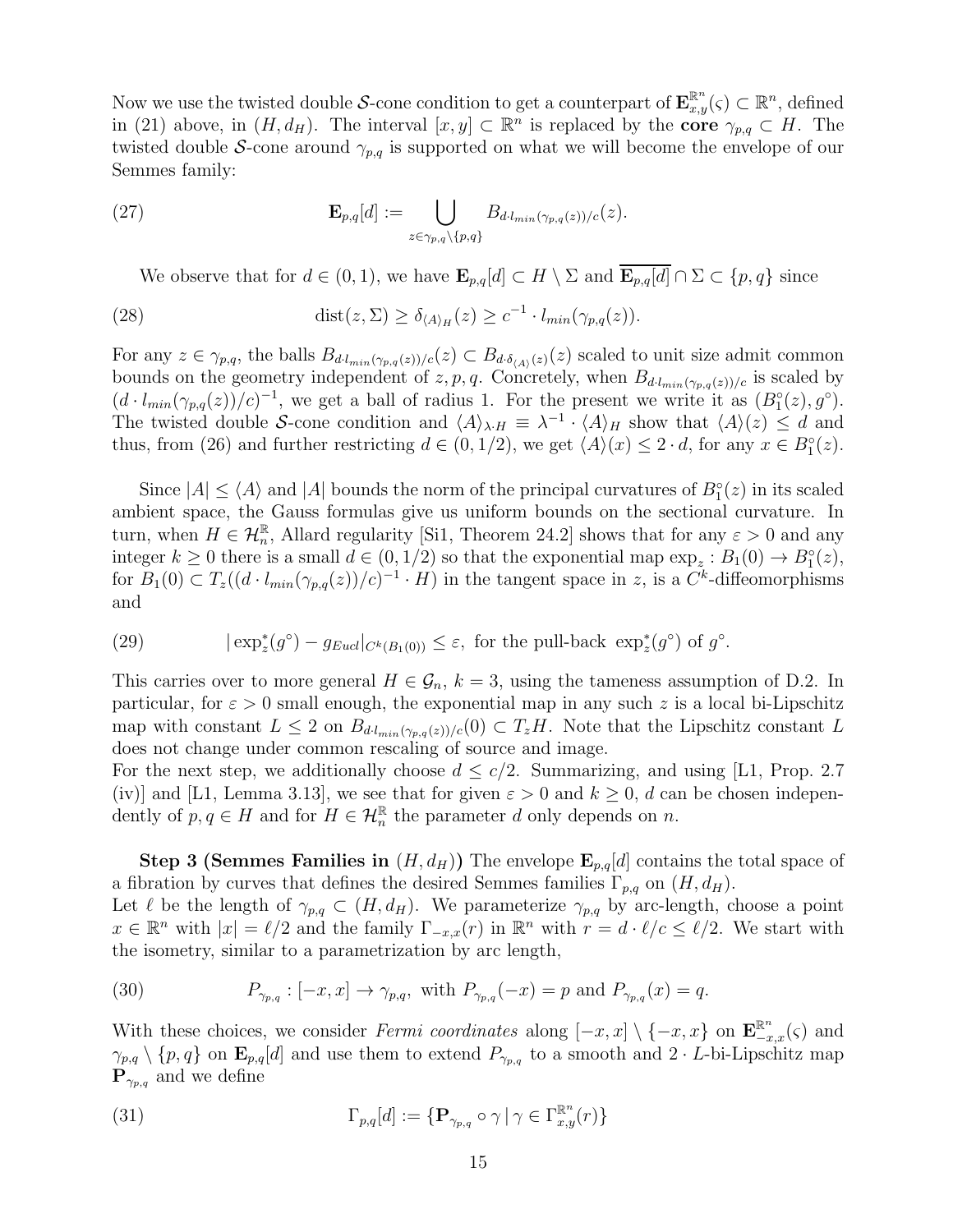Now we use the twisted double $\mathcal{S}$-cone condition to get a counterpart of $\mathbf{E}^{\mathbb{R}^n}_{x,y}(\varsigma) \subset \mathbb{R}^n$, defined in (21) above, in $(H, d_H)$. The interval $[x, y] \subset \mathbb{R}^n$ is replaced by the **core** $\gamma_{p,q} \subset H$. The twisted double $\mathcal{S}$-cone around $\gamma_{p,q}$ is supported on what we will become the envelope of our Semmes family:

$$\mathbf{E}_{p,q}[d] := \bigcup_{z \in \gamma_{p,q} \setminus \{p,q\}} B_{d \cdot l_{min}(\gamma_{p,q}(z))/c}(z). \tag{27}$$

We observe that for $d \in (0, 1)$, we have $\mathbf{E}_{p,q}[d] \subset H \setminus \Sigma$ and $\overline{\mathbf{E}_{p,q}[d]} \cap \Sigma \subset \{p, q\}$ since

$$\operatorname{dist}(z, \Sigma) \geq \delta_{\langle A \rangle_H}(z) \geq c^{-1} \cdot l_{min}(\gamma_{p,q}(z)). \tag{28}$$

For any $z \in \gamma_{p,q}$, the balls $B_{d \cdot l_{min}(\gamma_{p,q}(z))/c}(z) \subset B_{d \cdot \delta_{\langle A \rangle}(z)}(z)$ scaled to unit size admit common bounds on the geometry independent of $z, p, q$. Concretely, when $B_{d \cdot l_{min}(\gamma_{p,q}(z))/c}$ is scaled by $(d \cdot l_{min}(\gamma_{p,q}(z))/c)^{-1}$, we get a ball of radius 1. For the present we write it as $(B^\circ_1(z), g^\circ)$. The twisted double $\mathcal{S}$-cone condition and $\langle A \rangle_{\lambda \cdot H} \equiv \lambda^{-1} \cdot \langle A \rangle_H$ show that $\langle A \rangle(z) \leq d$ and thus, from (26) and further restricting $d \in (0, 1/2)$, we get $\langle A \rangle(x) \leq 2 \cdot d$, for any $x \in B^\circ_1(z)$.

Since $|A| \leq \langle A \rangle$ and $|A|$ bounds the norm of the principal curvatures of $B^\circ_1(z)$ in its scaled ambient space, the Gauss formulas give us uniform bounds on the sectional curvature. In turn, when $H \in \mathcal{H}^{\mathbb{R}}_n$, Allard regularity [Si1, Theorem 24.2] shows that for any $\varepsilon > 0$ and any integer $k \geq 0$ there is a small $d \in (0, 1/2)$ so that the exponential map $\exp_z : B_1(0) \to B^\circ_1(z)$, for $B_1(0) \subset T_z((d \cdot l_{min}(\gamma_{p,q}(z))/c)^{-1} \cdot H)$ in the tangent space in $z$, is a $C^k$-diffeomorphisms and

$$|\exp^*_z(g^\circ) - g_{Eucl}|_{C^k(B_1(0))} \leq \varepsilon, \text{ for the pull-back } \exp^*_z(g^\circ) \text{ of } g^\circ. \tag{29}$$

This carries over to more general $H \in \mathcal{G}_n$, $k = 3$, using the tameness assumption of D.2. In particular, for $\varepsilon > 0$ small enough, the exponential map in any such $z$ is a local bi-Lipschitz map with constant $L \leq 2$ on $B_{d \cdot l_{min}(\gamma_{p,q}(z))/c}(0) \subset T_z H$. Note that the Lipschitz constant $L$ does not change under common rescaling of source and image.
For the next step, we additionally choose $d \leq c/2$. Summarizing, and using [L1, Prop. 2.7 (iv)] and [L1, Lemma 3.13], we see that for given $\varepsilon > 0$ and $k \geq 0$, $d$ can be chosen independently of $p, q \in H$ and for $H \in \mathcal{H}^{\mathbb{R}}_n$ the parameter $d$ only depends on $n$.

**Step 3 (Semmes Families in $(H, d_H)$)** The envelope $\mathbf{E}_{p,q}[d]$ contains the total space of a fibration by curves that defines the desired Semmes families $\Gamma_{p,q}$ on $(H, d_H)$.
Let $\ell$ be the length of $\gamma_{p,q} \subset (H, d_H)$. We parameterize $\gamma_{p,q}$ by arc-length, choose a point $x \in \mathbb{R}^n$ with $|x| = \ell/2$ and the family $\Gamma_{-x,x}(r)$ in $\mathbb{R}^n$ with $r = d \cdot \ell/c \leq \ell/2$. We start with the isometry, similar to a parametrization by arc length,

$$P_{\gamma_{p,q}} : [-x, x] \to \gamma_{p,q}, \text{ with } P_{\gamma_{p,q}}(-x) = p \text{ and } P_{\gamma_{p,q}}(x) = q. \tag{30}$$

With these choices, we consider *Fermi coordinates* along $[-x, x] \setminus \{-x, x\}$ on $\mathbf{E}^{\mathbb{R}^n}_{-x,x}(\varsigma)$ and $\gamma_{p,q} \setminus \{p, q\}$ on $\mathbf{E}_{p,q}[d]$ and use them to extend $P_{\gamma_{p,q}}$ to a smooth and $2 \cdot L$-bi-Lipschitz map $\mathbf{P}_{\gamma_{p,q}}$ and we define

$$\Gamma_{p,q}[d] := \{\mathbf{P}_{\gamma_{p,q}} \circ \gamma \mid \gamma \in \Gamma^{\mathbb{R}^n}_{x,y}(r)\} \tag{31}$$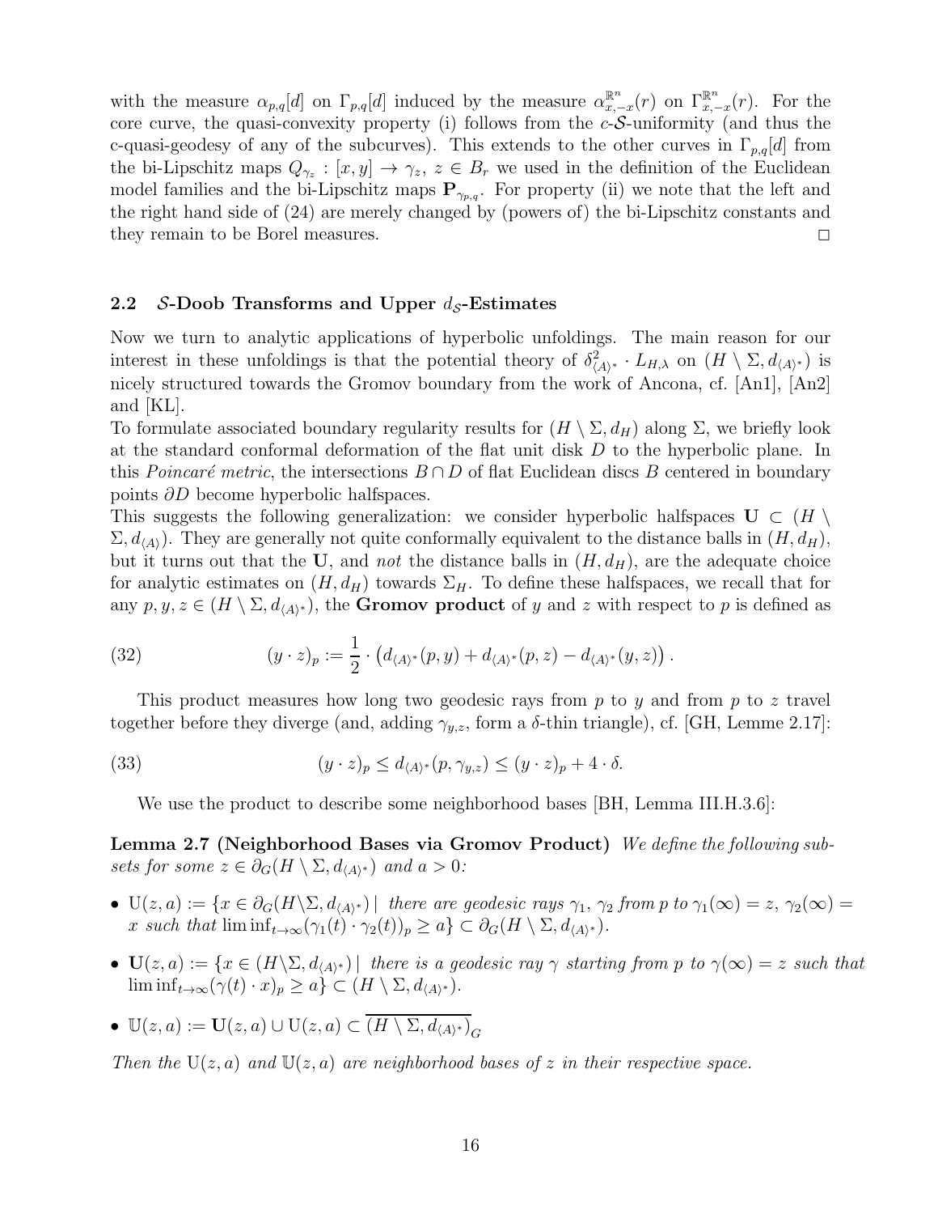with the measure $\alpha_{p,q}[d]$ on $\Gamma_{p,q}[d]$ induced by the measure $\alpha^{\mathbb{R}^n}_{x,-x}(r)$ on $\Gamma^{\mathbb{R}^n}_{x,-x}(r)$. For the core curve, the quasi-convexity property (i) follows from the $c$-$\mathcal{S}$-uniformity (and thus the c-quasi-geodesy of any of the subcurves). This extends to the other curves in $\Gamma_{p,q}[d]$ from the bi-Lipschitz maps $Q_{\gamma_z} : [x,y] \to \gamma_z$, $z \in B_r$ we used in the definition of the Euclidean model families and the bi-Lipschitz maps $\mathbf{P}_{\gamma_{p,q}}$. For property (ii) we note that the left and the right hand side of (24) are merely changed by (powers of) the bi-Lipschitz constants and they remain to be Borel measures. $\square$

### 2.2 $\mathcal{S}$-Doob Transforms and Upper $d_{\mathcal{S}}$-Estimates

Now we turn to analytic applications of hyperbolic unfoldings. The main reason for our interest in these unfoldings is that the potential theory of $\delta^2_{\langle A\rangle^*} \cdot L_{H,\lambda}$ on $(H \setminus \Sigma, d_{\langle A\rangle^*})$ is nicely structured towards the Gromov boundary from the work of Ancona, cf. [An1], [An2] and [KL].

To formulate associated boundary regularity results for $(H \setminus \Sigma, d_H)$ along $\Sigma$, we briefly look at the standard conformal deformation of the flat unit disk $D$ to the hyperbolic plane. In this *Poincaré metric*, the intersections $B \cap D$ of flat Euclidean discs $B$ centered in boundary points $\partial D$ become hyperbolic halfspaces.

This suggests the following generalization: we consider hyperbolic halfspaces $\mathbf{U} \subset (H \setminus \Sigma, d_{\langle A\rangle})$. They are generally not quite conformally equivalent to the distance balls in $(H, d_H)$, but it turns out that the $\mathbf{U}$, and *not* the distance balls in $(H, d_H)$, are the adequate choice for analytic estimates on $(H, d_H)$ towards $\Sigma_H$. To define these halfspaces, we recall that for any $p, y, z \in (H \setminus \Sigma, d_{\langle A\rangle^*})$, the **Gromov product** of $y$ and $z$ with respect to $p$ is defined as

$$(y \cdot z)_p := \frac{1}{2} \cdot \left( d_{\langle A\rangle^*}(p, y) + d_{\langle A\rangle^*}(p, z) - d_{\langle A\rangle^*}(y, z) \right). \tag{32}$$

This product measures how long two geodesic rays from $p$ to $y$ and from $p$ to $z$ travel together before they diverge (and, adding $\gamma_{y,z}$, form a $\delta$-thin triangle), cf. [GH, Lemme 2.17]:

$$(y \cdot z)_p \le d_{\langle A\rangle^*}(p, \gamma_{y,z}) \le (y \cdot z)_p + 4 \cdot \delta. \tag{33}$$

We use the product to describe some neighborhood bases [BH, Lemma III.H.3.6]:

**Lemma 2.7 (Neighborhood Bases via Gromov Product)** *We define the following subsets for some $z \in \partial_G(H \setminus \Sigma, d_{\langle A\rangle^*})$ and $a > 0$:*

- $\mathrm{U}(z, a) := \{x \in \partial_G(H \setminus \Sigma, d_{\langle A\rangle^*}) \mid$ *there are geodesic rays $\gamma_1$, $\gamma_2$ from $p$ to $\gamma_1(\infty) = z$, $\gamma_2(\infty) = x$ such that* $\liminf_{t\to\infty}(\gamma_1(t) \cdot \gamma_2(t))_p \ge a\} \subset \partial_G(H \setminus \Sigma, d_{\langle A\rangle^*})$.
- $\mathbf{U}(z, a) := \{x \in (H \setminus \Sigma, d_{\langle A\rangle^*}) \mid$ *there is a geodesic ray $\gamma$ starting from $p$ to $\gamma(\infty) = z$ such that* $\liminf_{t\to\infty}(\gamma(t) \cdot x)_p \ge a\} \subset (H \setminus \Sigma, d_{\langle A\rangle^*})$.
- $\mathbb{U}(z, a) := \mathbf{U}(z, a) \cup \mathrm{U}(z, a) \subset \overline{(H \setminus \Sigma, d_{\langle A\rangle^*})}_G$

*Then the $\mathrm{U}(z, a)$ and $\mathbb{U}(z, a)$ are neighborhood bases of $z$ in their respective space.*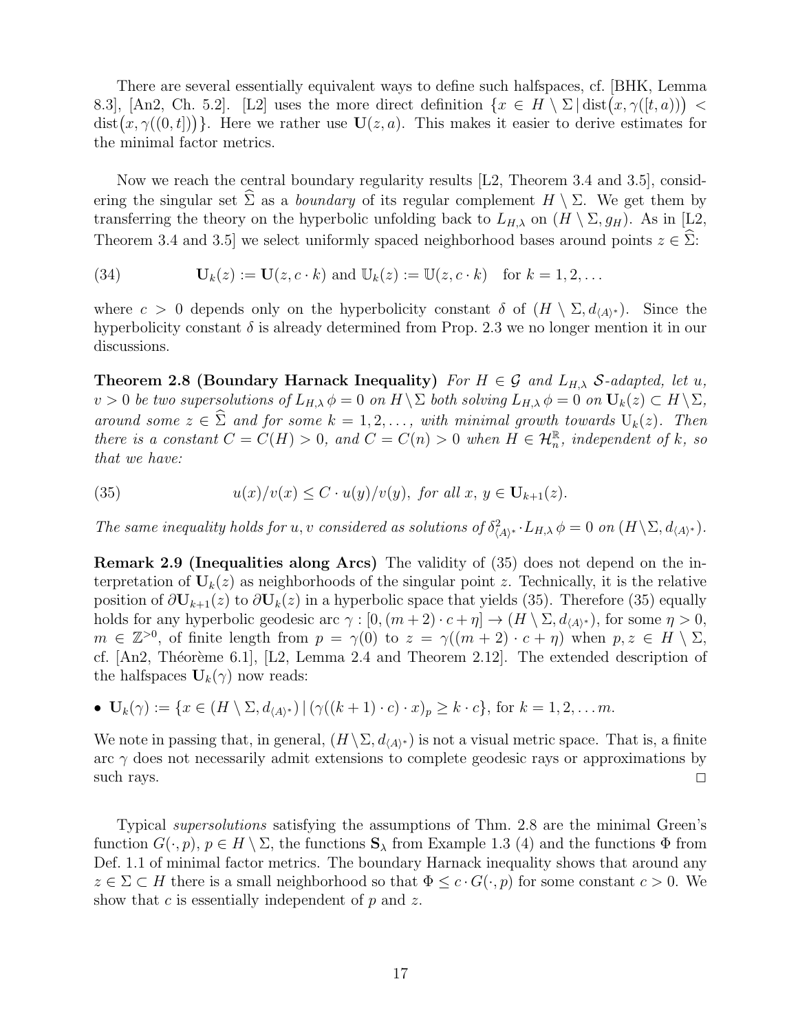There are several essentially equivalent ways to define such halfspaces, cf. [BHK, Lemma 8.3], [An2, Ch. 5.2]. [L2] uses the more direct definition $\{x \in H \setminus \Sigma \,|\, \mathrm{dist}\big(x, \gamma([t,a))\big) < \mathrm{dist}\big(x, \gamma((0,t])\big)\}$. Here we rather use $\mathbf{U}(z,a)$. This makes it easier to derive estimates for the minimal factor metrics.

Now we reach the central boundary regularity results [L2, Theorem 3.4 and 3.5], considering the singular set $\widehat{\Sigma}$ as a *boundary* of its regular complement $H \setminus \Sigma$. We get them by transferring the theory on the hyperbolic unfolding back to $L_{H,\lambda}$ on $(H \setminus \Sigma, g_H)$. As in [L2, Theorem 3.4 and 3.5] we select uniformly spaced neighborhood bases around points $z \in \widehat{\Sigma}$:

$$\mathbf{U}_k(z) := \mathbf{U}(z, c \cdot k) \text{ and } \mathbb{U}_k(z) := \mathbb{U}(z, c \cdot k) \quad \text{for } k = 1, 2, \ldots \tag{34}$$

where $c > 0$ depends only on the hyperbolicity constant $\delta$ of $(H \setminus \Sigma, d_{\langle A \rangle^*})$. Since the hyperbolicity constant $\delta$ is already determined from Prop. 2.3 we no longer mention it in our discussions.

**Theorem 2.8 (Boundary Harnack Inequality)** *For $H \in \mathcal{G}$ and $L_{H,\lambda}$ $\mathcal{S}$-adapted, let $u$, $v > 0$ be two supersolutions of $L_{H,\lambda}\, \phi = 0$ on $H \setminus \Sigma$ both solving $L_{H,\lambda}\, \phi = 0$ on $\mathbf{U}_k(z) \subset H \setminus \Sigma$, around some $z \in \widehat{\Sigma}$ and for some $k = 1, 2, \ldots$, with minimal growth towards $\mathrm{U}_k(z)$. Then there is a constant $C = C(H) > 0$, and $C = C(n) > 0$ when $H \in \mathcal{H}^{\mathbb{R}}_n$, independent of $k$, so that we have:*

$$u(x)/v(x) \leq C \cdot u(y)/v(y), \text{ for all } x,\, y \in \mathbf{U}_{k+1}(z). \tag{35}$$

*The same inequality holds for $u, v$ considered as solutions of $\delta^2_{\langle A \rangle^*} \cdot L_{H,\lambda}\, \phi = 0$ on $(H \setminus \Sigma, d_{\langle A \rangle^*})$.*

**Remark 2.9 (Inequalities along Arcs)** The validity of (35) does not depend on the interpretation of $\mathbf{U}_k(z)$ as neighborhoods of the singular point $z$. Technically, it is the relative position of $\partial \mathbf{U}_{k+1}(z)$ to $\partial \mathbf{U}_k(z)$ in a hyperbolic space that yields (35). Therefore (35) equally holds for any hyperbolic geodesic arc $\gamma : [0, (m+2) \cdot c + \eta] \to (H \setminus \Sigma, d_{\langle A \rangle^*})$, for some $\eta > 0$, $m \in \mathbb{Z}^{>0}$, of finite length from $p = \gamma(0)$ to $z = \gamma((m+2) \cdot c + \eta)$ when $p, z \in H \setminus \Sigma$, cf. [An2, Théorème 6.1], [L2, Lemma 2.4 and Theorem 2.12]. The extended description of the halfspaces $\mathbf{U}_k(\gamma)$ now reads:

- $\mathbf{U}_k(\gamma) := \{x \in (H \setminus \Sigma, d_{\langle A \rangle^*}) \,|\, (\gamma((k+1) \cdot c) \cdot x)_p \geq k \cdot c\}$, for $k = 1, 2, \ldots m$.

We note in passing that, in general, $(H \setminus \Sigma, d_{\langle A \rangle^*})$ is not a visual metric space. That is, a finite arc $\gamma$ does not necessarily admit extensions to complete geodesic rays or approximations by such rays. □

Typical *supersolutions* satisfying the assumptions of Thm. 2.8 are the minimal Green's function $G(\cdot, p)$, $p \in H \setminus \Sigma$, the functions $\mathbf{S}_\lambda$ from Example 1.3 (4) and the functions $\Phi$ from Def. 1.1 of minimal factor metrics. The boundary Harnack inequality shows that around any $z \in \Sigma \subset H$ there is a small neighborhood so that $\Phi \leq c \cdot G(\cdot, p)$ for some constant $c > 0$. We show that $c$ is essentially independent of $p$ and $z$.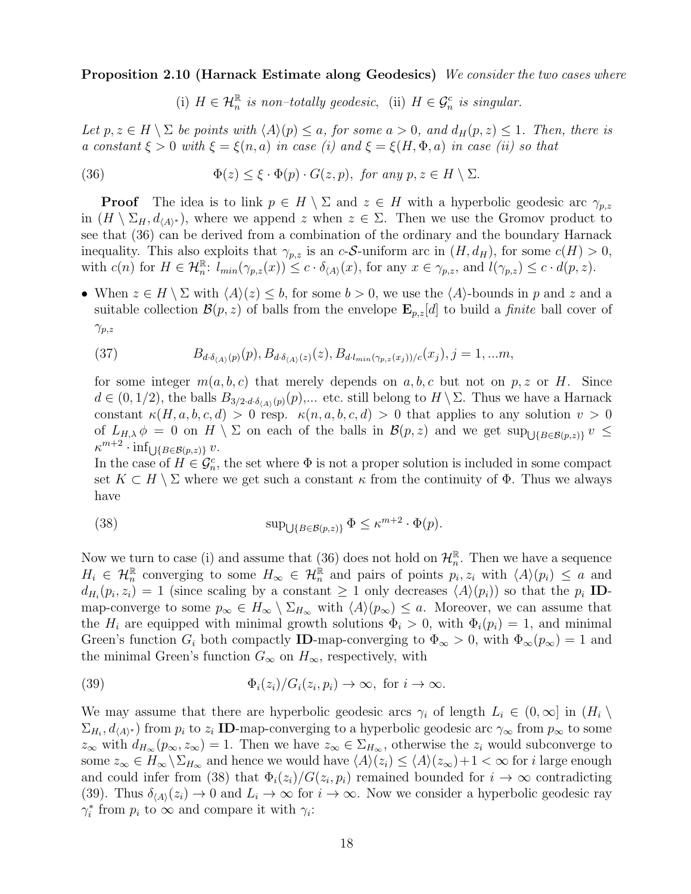**Proposition 2.10 (Harnack Estimate along Geodesics)** *We consider the two cases where*

$$\text{(i) } H \in \mathcal{H}^{\mathbb{R}}_n \text{ is non–totally geodesic}, \quad \text{(ii) } H \in \mathcal{G}^c_n \text{ is singular.}$$

*Let $p, z \in H \setminus \Sigma$ be points with $\langle A \rangle(p) \le a$, for some $a > 0$, and $d_H(p,z) \le 1$. Then, there is a constant $\xi > 0$ with $\xi = \xi(n,a)$ in case (i) and $\xi = \xi(H, \Phi, a)$ in case (ii) so that*

$$\Phi(z) \le \xi \cdot \Phi(p) \cdot G(z,p), \text{ for any } p, z \in H \setminus \Sigma. \tag{36}$$

**Proof** The idea is to link $p \in H \setminus \Sigma$ and $z \in H$ with a hyperbolic geodesic arc $\gamma_{p,z}$ in $(H \setminus \Sigma_H, d_{\langle A \rangle^*})$, where we append $z$ when $z \in \Sigma$. Then we use the Gromov product to see that (36) can be derived from a combination of the ordinary and the boundary Harnack inequality. This also exploits that $\gamma_{p,z}$ is an $c$-$\mathcal{S}$-uniform arc in $(H, d_H)$, for some $c(H) > 0$, with $c(n)$ for $H \in \mathcal{H}^{\mathbb{R}}_n$: $l_{min}(\gamma_{p,z}(x)) \le c \cdot \delta_{\langle A \rangle}(x)$, for any $x \in \gamma_{p,z}$, and $l(\gamma_{p,z}) \le c \cdot d(p,z)$.

- When $z \in H \setminus \Sigma$ with $\langle A \rangle(z) \le b$, for some $b > 0$, we use the $\langle A \rangle$-bounds in $p$ and $z$ and a suitable collection $\mathcal{B}(p,z)$ of balls from the envelope $\mathbf{E}_{p,z}[d]$ to build a *finite* ball cover of $\gamma_{p,z}$

$$B_{d \cdot \delta_{\langle A \rangle}(p)}(p), B_{d \cdot \delta_{\langle A \rangle}(z)}(z), B_{d \cdot l_{min}(\gamma_{p,z}(x_j))/c}(x_j), j = 1, ...m, \tag{37}$$

  for some integer $m(a,b,c)$ that merely depends on $a, b, c$ but not on $p, z$ or $H$. Since $d \in (0, 1/2)$, the balls $B_{3/2 \cdot d \cdot \delta_{\langle A \rangle}(p)}(p)$,... etc. still belong to $H \setminus \Sigma$. Thus we have a Harnack constant $\kappa(H, a, b, c, d) > 0$ resp. $\kappa(n, a, b, c, d) > 0$ that applies to any solution $v > 0$ of $L_{H,\lambda}\, \phi = 0$ on $H \setminus \Sigma$ on each of the balls in $\mathcal{B}(p,z)$ and we get $\sup_{\bigcup\{B \in \mathcal{B}(p,z)\}} v \le \kappa^{m+2} \cdot \inf_{\bigcup\{B \in \mathcal{B}(p,z)\}} v$.
  In the case of $H \in \mathcal{G}^c_n$, the set where $\Phi$ is not a proper solution is included in some compact set $K \subset H \setminus \Sigma$ where we get such a constant $\kappa$ from the continuity of $\Phi$. Thus we always have

$$\sup_{\bigcup\{B \in \mathcal{B}(p,z)\}} \Phi \le \kappa^{m+2} \cdot \Phi(p). \tag{38}$$

Now we turn to case (i) and assume that (36) does not hold on $\mathcal{H}^{\mathbb{R}}_n$. Then we have a sequence $H_i \in \mathcal{H}^{\mathbb{R}}_n$ converging to some $H_\infty \in \mathcal{H}^{\mathbb{R}}_n$ and pairs of points $p_i, z_i$ with $\langle A \rangle(p_i) \le a$ and $d_{H_i}(p_i, z_i) = 1$ (since scaling by a constant $\ge 1$ only decreases $\langle A \rangle(p_i)$) so that the $p_i$ **ID**-map-converge to some $p_\infty \in H_\infty \setminus \Sigma_{H_\infty}$ with $\langle A \rangle(p_\infty) \le a$. Moreover, we can assume that the $H_i$ are equipped with minimal growth solutions $\Phi_i > 0$, with $\Phi_i(p_i) = 1$, and minimal Green's function $G_i$ both compactly **ID**-map-converging to $\Phi_\infty > 0$, with $\Phi_\infty(p_\infty) = 1$ and the minimal Green's function $G_\infty$ on $H_\infty$, respectively, with

$$\Phi_i(z_i)/G_i(z_i, p_i) \to \infty, \text{ for } i \to \infty. \tag{39}$$

We may assume that there are hyperbolic geodesic arcs $\gamma_i$ of length $L_i \in (0, \infty]$ in $(H_i \setminus \Sigma_{H_i}, d_{\langle A \rangle^*})$ from $p_i$ to $z_i$ **ID**-map-converging to a hyperbolic geodesic arc $\gamma_\infty$ from $p_\infty$ to some $z_\infty$ with $d_{H_\infty}(p_\infty, z_\infty) = 1$. Then we have $z_\infty \in \Sigma_{H_\infty}$, otherwise the $z_i$ would subconverge to some $z_\infty \in H_\infty \setminus \Sigma_{H_\infty}$ and hence we would have $\langle A \rangle(z_i) \le \langle A \rangle(z_\infty) + 1 < \infty$ for $i$ large enough and could infer from (38) that $\Phi_i(z_i)/G(z_i, p_i)$ remained bounded for $i \to \infty$ contradicting (39). Thus $\delta_{\langle A \rangle}(z_i) \to 0$ and $L_i \to \infty$ for $i \to \infty$. Now we consider a hyperbolic geodesic ray $\gamma^*_i$ from $p_i$ to $\infty$ and compare it with $\gamma_i$: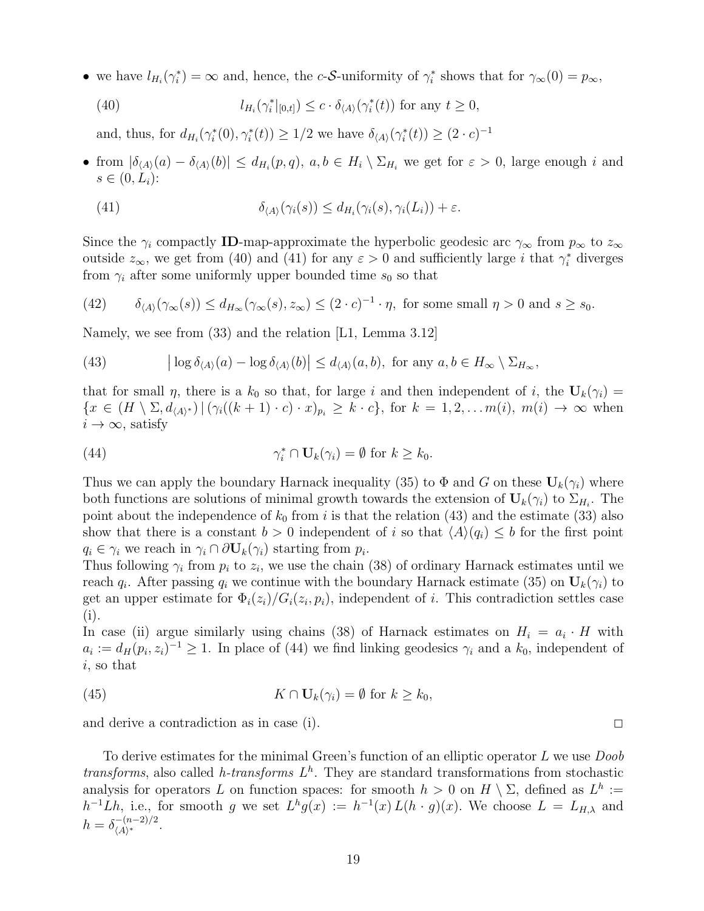- we have $l_{H_i}(\gamma_i^*) = \infty$ and, hence, the $c$-$\mathcal{S}$-uniformity of $\gamma_i^*$ shows that for $\gamma_\infty(0) = p_\infty$,

$$l_{H_i}(\gamma_i^*|_{[0,t]}) \le c \cdot \delta_{\langle A \rangle}(\gamma_i^*(t)) \text{ for any } t \ge 0, \tag{40}$$

  and, thus, for $d_{H_i}(\gamma_i^*(0), \gamma_i^*(t)) \ge 1/2$ we have $\delta_{\langle A \rangle}(\gamma_i^*(t)) \ge (2 \cdot c)^{-1}$

- from $|\delta_{\langle A \rangle}(a) - \delta_{\langle A \rangle}(b)| \le d_{H_i}(p, q)$, $a, b \in H_i \setminus \Sigma_{H_i}$ we get for $\varepsilon > 0$, large enough $i$ and $s \in (0, L_i)$:

$$\delta_{\langle A \rangle}(\gamma_i(s)) \le d_{H_i}(\gamma_i(s), \gamma_i(L_i)) + \varepsilon. \tag{41}$$

Since the $\gamma_i$ compactly **ID**-map-approximate the hyperbolic geodesic arc $\gamma_\infty$ from $p_\infty$ to $z_\infty$ outside $z_\infty$, we get from (40) and (41) for any $\varepsilon > 0$ and sufficiently large $i$ that $\gamma_i^*$ diverges from $\gamma_i$ after some uniformly upper bounded time $s_0$ so that

$$\delta_{\langle A \rangle}(\gamma_\infty(s)) \le d_{H_\infty}(\gamma_\infty(s), z_\infty) \le (2 \cdot c)^{-1} \cdot \eta, \text{ for some small } \eta > 0 \text{ and } s \ge s_0. \tag{42}$$

Namely, we see from (33) and the relation [L1, Lemma 3.12]

$$\big| \log \delta_{\langle A \rangle}(a) - \log \delta_{\langle A \rangle}(b) \big| \le d_{\langle A \rangle}(a, b), \text{ for any } a, b \in H_\infty \setminus \Sigma_{H_\infty}, \tag{43}$$

that for small $\eta$, there is a $k_0$ so that, for large $i$ and then independent of $i$, the $\mathbf{U}_k(\gamma_i) = \{x \in (H \setminus \Sigma, d_{\langle A \rangle^*}) \,|\, (\gamma_i((k+1) \cdot c) \cdot x)_{p_i} \ge k \cdot c\}$, for $k = 1, 2, \dots m(i)$, $m(i) \to \infty$ when $i \to \infty$, satisfy

$$\gamma_i^* \cap \mathbf{U}_k(\gamma_i) = \emptyset \text{ for } k \ge k_0. \tag{44}$$

Thus we can apply the boundary Harnack inequality (35) to $\Phi$ and $G$ on these $\mathbf{U}_k(\gamma_i)$ where both functions are solutions of minimal growth towards the extension of $\mathbf{U}_k(\gamma_i)$ to $\Sigma_{H_i}$. The point about the independence of $k_0$ from $i$ is that the relation (43) and the estimate (33) also show that there is a constant $b > 0$ independent of $i$ so that $\langle A \rangle(q_i) \le b$ for the first point $q_i \in \gamma_i$ we reach in $\gamma_i \cap \partial \mathbf{U}_k(\gamma_i)$ starting from $p_i$.
Thus following $\gamma_i$ from $p_i$ to $z_i$, we use the chain (38) of ordinary Harnack estimates until we reach $q_i$. After passing $q_i$ we continue with the boundary Harnack estimate (35) on $\mathbf{U}_k(\gamma_i)$ to get an upper estimate for $\Phi_i(z_i)/G_i(z_i, p_i)$, independent of $i$. This contradiction settles case (i).
In case (ii) argue similarly using chains (38) of Harnack estimates on $H_i = a_i \cdot H$ with $a_i := d_H(p_i, z_i)^{-1} \ge 1$. In place of (44) we find linking geodesics $\gamma_i$ and a $k_0$, independent of $i$, so that

$$K \cap \mathbf{U}_k(\gamma_i) = \emptyset \text{ for } k \ge k_0, \tag{45}$$

and derive a contradiction as in case (i). $\square$

To derive estimates for the minimal Green's function of an elliptic operator $L$ we use *Doob transforms*, also called *h-transforms* $L^h$. They are standard transformations from stochastic analysis for operators $L$ on function spaces: for smooth $h > 0$ on $H \setminus \Sigma$, defined as $L^h := h^{-1} L h$, i.e., for smooth $g$ we set $L^h g(x) := h^{-1}(x)\, L(h \cdot g)(x)$. We choose $L = L_{H,\lambda}$ and $h = \delta_{\langle A \rangle^*}^{-(n-2)/2}$.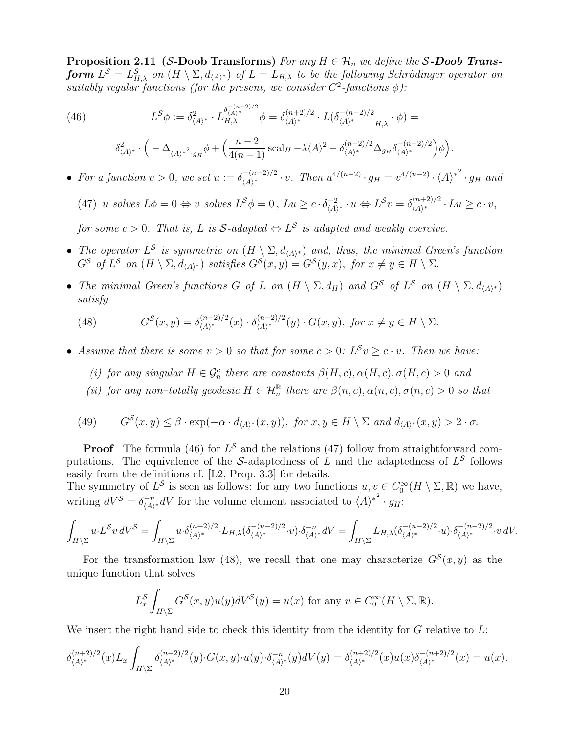**Proposition 2.11 ($\mathcal{S}$-Doob Transforms)** *For any $H \in \mathcal{H}_n$ we define the **$\mathcal{S}$-Doob Transform** $L^{\mathcal{S}} = L^{\mathcal{S}}_{H,\lambda}$ on $(H \setminus \Sigma, d_{\langle A \rangle^*})$ of $L = L_{H,\lambda}$ to be the following Schrödinger operator on suitably regular functions (for the present, we consider $C^2$-functions $\phi$):*

$$
(46) \qquad L^{\mathcal{S}}\phi := \delta^2_{\langle A\rangle^*} \cdot L_{H,\lambda}^{\delta_{\langle A\rangle^*}^{-(n-2)/2}} \phi = \delta_{\langle A\rangle^*}^{(n+2)/2} \cdot L(\delta_{\langle A\rangle^*}^{-(n-2)/2}{}_{H,\lambda} \cdot \phi) =
$$

$$
\delta^2_{\langle A\rangle^*} \cdot \Big( -\Delta_{{\langle A\rangle^*}^2 \cdot g_H}\phi + \Big(\frac{n-2}{4(n-1)}\operatorname{scal}_H - \lambda \langle A\rangle^2 - \delta_{\langle A\rangle^*}^{(n-2)/2}\Delta_{g_H}\delta_{\langle A\rangle^*}^{-(n-2)/2}\Big)\phi\Big).
$$

- *For a function $v > 0$, we set $u := \delta_{\langle A\rangle^*}^{-(n-2)/2} \cdot v$. Then $u^{4/(n-2)} \cdot g_H = v^{4/(n-2)} \cdot {\langle A\rangle^*}^2 \cdot g_H$ and*

  $$(47) \;\; u \text{ solves } L\phi = 0 \Leftrightarrow v \text{ solves } L^{\mathcal{S}}\phi = 0\,,\; Lu \ge c \cdot \delta^{-2}_{\langle A\rangle^*} \cdot u \Leftrightarrow L^{\mathcal{S}} v = \delta_{\langle A\rangle^*}^{(n+2)/2} \cdot Lu \ge c \cdot v,$$

  *for some $c > 0$. That is, $L$ is $\mathcal{S}$-adapted $\Leftrightarrow L^{\mathcal{S}}$ is adapted and weakly coercive.*

- *The operator $L^{\mathcal{S}}$ is symmetric on $(H \setminus \Sigma, d_{\langle A\rangle^*})$ and, thus, the minimal Green's function $G^{\mathcal{S}}$ of $L^{\mathcal{S}}$ on $(H \setminus \Sigma, d_{\langle A\rangle^*})$ satisfies $G^{\mathcal{S}}(x,y) = G^{\mathcal{S}}(y,x)$, for $x \neq y \in H \setminus \Sigma$.*

- *The minimal Green's functions $G$ of $L$ on $(H \setminus \Sigma, d_H)$ and $G^{\mathcal{S}}$ of $L^{\mathcal{S}}$ on $(H \setminus \Sigma, d_{\langle A\rangle^*})$ satisfy*

  $$(48) \qquad G^{\mathcal{S}}(x,y) = \delta_{\langle A\rangle^*}^{(n-2)/2}(x) \cdot \delta_{\langle A\rangle^*}^{(n-2)/2}(y) \cdot G(x,y), \text{ for } x \neq y \in H \setminus \Sigma.$$

- *Assume that there is some $v > 0$ so that for some $c > 0$: $L^{\mathcal{S}} v \ge c \cdot v$. Then we have:*

  *(i) for any singular $H \in \mathcal{G}^c_n$ there are constants $\beta(H,c), \alpha(H,c), \sigma(H,c) > 0$ and*

  *(ii) for any non–totally geodesic $H \in \mathcal{H}^{\mathbb{R}}_n$ there are $\beta(n,c), \alpha(n,c), \sigma(n,c) > 0$ so that*

$$
(49) \qquad G^{\mathcal{S}}(x,y) \le \beta \cdot \exp(-\alpha \cdot d_{\langle A\rangle^*}(x,y)), \text{ for } x, y \in H \setminus \Sigma \text{ and } d_{\langle A\rangle^*}(x,y) > 2\cdot\sigma.
$$

**Proof** The formula (46) for $L^{\mathcal{S}}$ and the relations (47) follow from straightforward computations. The equivalence of the $\mathcal{S}$-adaptedness of $L$ and the adaptedness of $L^{\mathcal{S}}$ follows easily from the definitions cf. [L2, Prop. 3.3] for details.
The symmetry of $L^{\mathcal{S}}$ is seen as follows: for any two functions $u, v \in C^\infty_0(H \setminus \Sigma, \mathbb{R})$ we have, writing $dV^{\mathcal{S}} = \delta^{-n}_{\langle A\rangle^*} dV$ for the volume element associated to ${\langle A\rangle^*}^2 \cdot g_H$:

$$
\int_{H\setminus\Sigma} u \cdot L^{\mathcal{S}} v \, dV^{\mathcal{S}} = \int_{H\setminus\Sigma} u \cdot \delta_{\langle A\rangle^*}^{(n+2)/2} \cdot L_{H,\lambda}(\delta_{\langle A\rangle^*}^{-(n-2)/2} \cdot v) \cdot \delta^{-n}_{\langle A\rangle^*} dV = \int_{H\setminus\Sigma} L_{H,\lambda}(\delta_{\langle A\rangle^*}^{-(n-2)/2} \cdot u) \cdot \delta_{\langle A\rangle^*}^{-(n-2)/2} \cdot v \, dV.
$$

For the transformation law (48), we recall that one may characterize $G^{\mathcal{S}}(x,y)$ as the unique function that solves

$$
L^{\mathcal{S}}_x \int_{H\setminus\Sigma} G^{\mathcal{S}}(x,y) u(y) dV^{\mathcal{S}}(y) = u(x) \text{ for any } u \in C^\infty_0(H \setminus \Sigma, \mathbb{R}).
$$

We insert the right hand side to check this identity from the identity for $G$ relative to $L$:

$$
\delta_{\langle A\rangle^*}^{(n+2)/2}(x) L_x \int_{H\setminus\Sigma} \delta_{\langle A\rangle^*}^{(n-2)/2}(y) \cdot G(x,y) \cdot u(y) \cdot \delta^{-n}_{\langle A\rangle^*}(y) dV(y) = \delta_{\langle A\rangle^*}^{(n+2)/2}(x) u(x) \delta_{\langle A\rangle^*}^{-(n+2)/2}(x) = u(x).
$$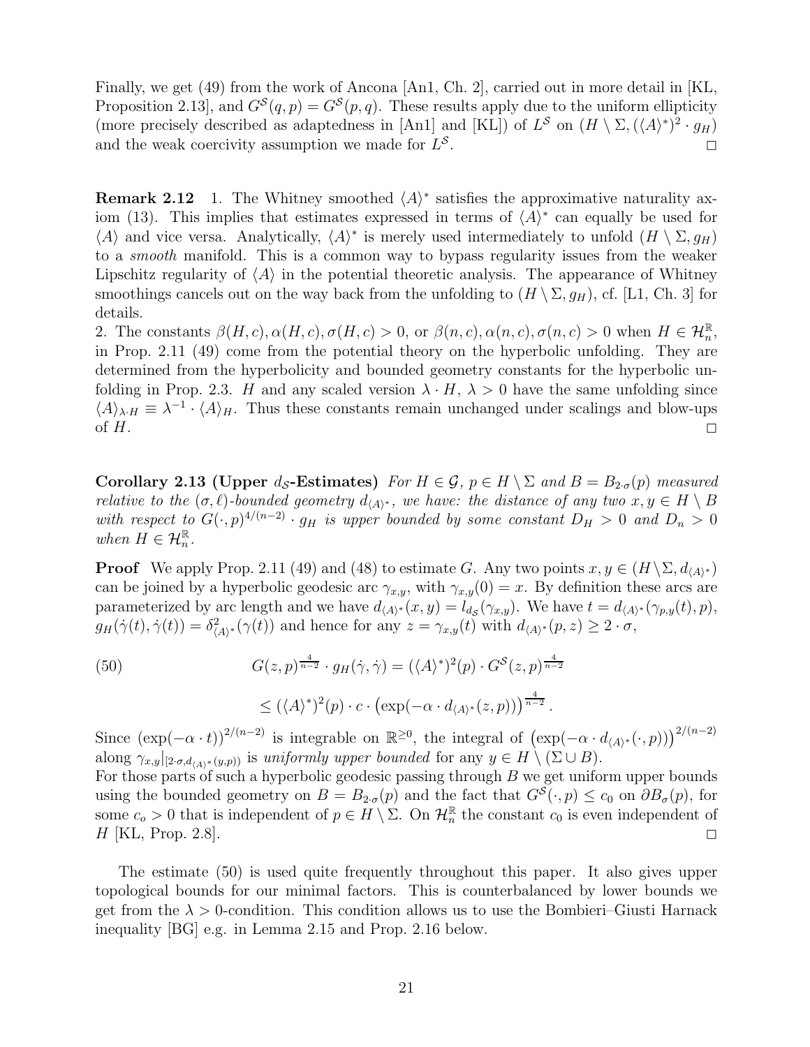Finally, we get (49) from the work of Ancona [An1, Ch. 2], carried out in more detail in [KL, Proposition 2.13], and $G^{\mathcal{S}}(q,p) = G^{\mathcal{S}}(p,q)$. These results apply due to the uniform ellipticity (more precisely described as adaptedness in [An1] and [KL]) of $L^{\mathcal{S}}$ on $(H \setminus \Sigma, (\langle A\rangle^*)^2 \cdot g_H)$ and the weak coercivity assumption we made for $L^{\mathcal{S}}$. $\square$

**Remark 2.12** 1. The Whitney smoothed $\langle A\rangle^*$ satisfies the approximative naturality axiom (13). This implies that estimates expressed in terms of $\langle A\rangle^*$ can equally be used for $\langle A\rangle$ and vice versa. Analytically, $\langle A\rangle^*$ is merely used intermediately to unfold $(H \setminus \Sigma, g_H)$ to a *smooth* manifold. This is a common way to bypass regularity issues from the weaker Lipschitz regularity of $\langle A\rangle$ in the potential theoretic analysis. The appearance of Whitney smoothings cancels out on the way back from the unfolding to $(H \setminus \Sigma, g_H)$, cf. [L1, Ch. 3] for details.
2. The constants $\beta(H,c), \alpha(H,c), \sigma(H,c) > 0$, or $\beta(n,c), \alpha(n,c), \sigma(n,c) > 0$ when $H \in \mathcal{H}^{\mathbb{R}}_n$, in Prop. 2.11 (49) come from the potential theory on the hyperbolic unfolding. They are determined from the hyperbolicity and bounded geometry constants for the hyperbolic unfolding in Prop. 2.3. $H$ and any scaled version $\lambda \cdot H$, $\lambda > 0$ have the same unfolding since $\langle A\rangle_{\lambda \cdot H} \equiv \lambda^{-1} \cdot \langle A\rangle_H$. Thus these constants remain unchanged under scalings and blow-ups of $H$. $\square$

**Corollary 2.13 (Upper $d_{\mathcal{S}}$-Estimates)** *For $H \in \mathcal{G}$, $p \in H \setminus \Sigma$ and $B = B_{2\cdot\sigma}(p)$ measured relative to the $(\sigma,\ell)$-bounded geometry $d_{\langle A\rangle^*}$, we have: the distance of any two $x, y \in H \setminus B$ with respect to $G(\cdot,p)^{4/(n-2)} \cdot g_H$ is upper bounded by some constant $D_H > 0$ and $D_n > 0$ when $H \in \mathcal{H}^{\mathbb{R}}_n$.*

**Proof** We apply Prop. 2.11 (49) and (48) to estimate $G$. Any two points $x, y \in (H \setminus \Sigma, d_{\langle A\rangle^*})$ can be joined by a hyperbolic geodesic arc $\gamma_{x,y}$, with $\gamma_{x,y}(0) = x$. By definition these arcs are parameterized by arc length and we have $d_{\langle A\rangle^*}(x,y) = l_{d_{\mathcal{S}}}(\gamma_{x,y})$. We have $t = d_{\langle A\rangle^*}(\gamma_{p,y}(t), p)$, $g_H(\dot\gamma(t), \dot\gamma(t)) = \delta^2_{\langle A\rangle^*}(\gamma(t))$ and hence for any $z = \gamma_{x,y}(t)$ with $d_{\langle A\rangle^*}(p,z) \geq 2 \cdot \sigma$,

$$
\begin{aligned}
(50) \qquad G(z,p)^{\frac{4}{n-2}} \cdot g_H(\dot\gamma, \dot\gamma) &= (\langle A\rangle^*)^2(p) \cdot G^{\mathcal{S}}(z,p)^{\frac{4}{n-2}} \\
&\leq (\langle A\rangle^*)^2(p) \cdot c \cdot \left(\exp(-\alpha \cdot d_{\langle A\rangle^*}(z,p))\right)^{\frac{4}{n-2}}.
\end{aligned}
$$

Since $(\exp(-\alpha \cdot t))^{2/(n-2)}$ is integrable on $\mathbb{R}^{\geq 0}$, the integral of $\left(\exp(-\alpha \cdot d_{\langle A\rangle^*}(\cdot,p))\right)^{2/(n-2)}$ along $\gamma_{x,y}|_{[2\cdot\sigma, d_{\langle A\rangle^*}(y,p))}$ is *uniformly upper bounded* for any $y \in H \setminus (\Sigma \cup B)$.
For those parts of such a hyperbolic geodesic passing through $B$ we get uniform upper bounds using the bounded geometry on $B = B_{2\cdot\sigma}(p)$ and the fact that $G^{\mathcal{S}}(\cdot,p) \leq c_0$ on $\partial B_\sigma(p)$, for some $c_o > 0$ that is independent of $p \in H \setminus \Sigma$. On $\mathcal{H}^{\mathbb{R}}_n$ the constant $c_0$ is even independent of $H$ [KL, Prop. 2.8]. $\square$

The estimate (50) is used quite frequently throughout this paper. It also gives upper topological bounds for our minimal factors. This is counterbalanced by lower bounds we get from the $\lambda > 0$-condition. This condition allows us to use the Bombieri–Giusti Harnack inequality [BG] e.g. in Lemma 2.15 and Prop. 2.16 below.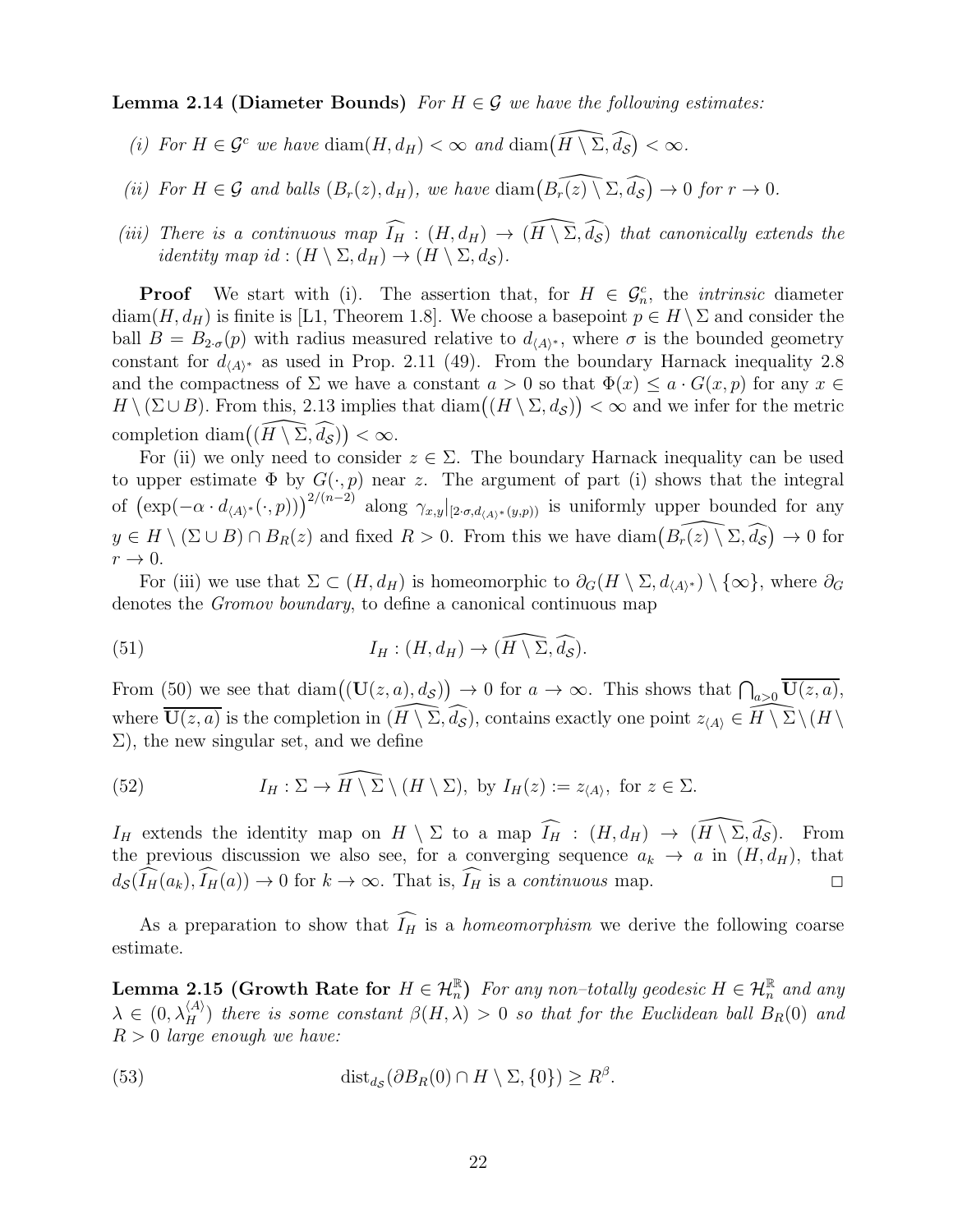**Lemma 2.14 (Diameter Bounds)** *For $H \in \mathcal{G}$ we have the following estimates:*

*(i) For $H \in \mathcal{G}^c$ we have $\operatorname{diam}(H, d_H) < \infty$ and $\operatorname{diam}\big(\widehat{H \setminus \Sigma}, \widehat{d_{\mathcal{S}}}\big) < \infty$.*

*(ii) For $H \in \mathcal{G}$ and balls $(B_r(z), d_H)$, we have $\operatorname{diam}\big(\widehat{B_r(z) \setminus \Sigma}, \widehat{d_{\mathcal{S}}}\big) \to 0$ for $r \to 0$.*

*(iii) There is a continuous map $\widehat{I_H} : (H, d_H) \to (\widehat{H \setminus \Sigma}, \widehat{d_{\mathcal{S}}})$ that canonically extends the identity map $id : (H \setminus \Sigma, d_H) \to (H \setminus \Sigma, d_{\mathcal{S}})$.*

**Proof** We start with (i). The assertion that, for $H \in \mathcal{G}^c_n$, the *intrinsic* diameter $\operatorname{diam}(H, d_H)$ is finite is [L1, Theorem 1.8]. We choose a basepoint $p \in H \setminus \Sigma$ and consider the ball $B = B_{2 \cdot \sigma}(p)$ with radius measured relative to $d_{\langle A \rangle^*}$, where $\sigma$ is the bounded geometry constant for $d_{\langle A \rangle^*}$ as used in Prop. 2.11 (49). From the boundary Harnack inequality 2.8 and the compactness of $\Sigma$ we have a constant $a > 0$ so that $\Phi(x) \le a \cdot G(x, p)$ for any $x \in H \setminus (\Sigma \cup B)$. From this, 2.13 implies that $\operatorname{diam}\big((H \setminus \Sigma, d_{\mathcal{S}})\big) < \infty$ and we infer for the metric completion $\operatorname{diam}\big((\widehat{H \setminus \Sigma}, \widehat{d_{\mathcal{S}}})\big) < \infty$.

For (ii) we only need to consider $z \in \Sigma$. The boundary Harnack inequality can be used to upper estimate $\Phi$ by $G(\cdot, p)$ near $z$. The argument of part (i) shows that the integral of $\big(\exp(-\alpha \cdot d_{\langle A \rangle^*}(\cdot, p))\big)^{2/(n-2)}$ along $\gamma_{x,y}|_{[2 \cdot \sigma, d_{\langle A \rangle^*}(y,p))}$ is uniformly upper bounded for any $y \in H \setminus (\Sigma \cup B) \cap B_R(z)$ and fixed $R > 0$. From this we have $\operatorname{diam}\big(\widehat{B_r(z) \setminus \Sigma}, \widehat{d_{\mathcal{S}}}\big) \to 0$ for $r \to 0$.

For (iii) we use that $\Sigma \subset (H, d_H)$ is homeomorphic to $\partial_G(H \setminus \Sigma, d_{\langle A \rangle^*}) \setminus \{\infty\}$, where $\partial_G$ denotes the *Gromov boundary*, to define a canonical continuous map

$$I_H : (H, d_H) \to (\widehat{H \setminus \Sigma}, \widehat{d_{\mathcal{S}}}). \tag{51}$$

From (50) we see that $\operatorname{diam}\big((\mathbf{U}(z, a), d_{\mathcal{S}})\big) \to 0$ for $a \to \infty$. This shows that $\bigcap_{a > 0} \overline{\mathbf{U}(z, a)}$, where $\overline{\mathbf{U}(z, a)}$ is the completion in $(\widehat{H \setminus \Sigma}, \widehat{d_{\mathcal{S}}})$, contains exactly one point $z_{\langle A \rangle} \in \widehat{H \setminus \Sigma} \setminus (H \setminus \Sigma)$, the new singular set, and we define

$$I_H : \Sigma \to \widehat{H \setminus \Sigma} \setminus (H \setminus \Sigma), \text{ by } I_H(z) := z_{\langle A \rangle}, \text{ for } z \in \Sigma. \tag{52}$$

$I_H$ extends the identity map on $H \setminus \Sigma$ to a map $\widehat{I_H} : (H, d_H) \to (\widehat{H \setminus \Sigma}, \widehat{d_{\mathcal{S}}})$. From the previous discussion we also see, for a converging sequence $a_k \to a$ in $(H, d_H)$, that $d_{\mathcal{S}}(\widehat{I_H}(a_k), \widehat{I_H}(a)) \to 0$ for $k \to \infty$. That is, $\widehat{I_H}$ is a *continuous* map. $\square$

As a preparation to show that $\widehat{I_H}$ is a *homeomorphism* we derive the following coarse estimate.

**Lemma 2.15 (Growth Rate for $H \in \mathcal{H}^{\mathbb{R}}_n$)** *For any non–totally geodesic $H \in \mathcal{H}^{\mathbb{R}}_n$ and any $\lambda \in (0, \lambda^{\langle A \rangle}_H)$ there is some constant $\beta(H, \lambda) > 0$ so that for the Euclidean ball $B_R(0)$ and $R > 0$ large enough we have:*

$$\operatorname{dist}_{d_{\mathcal{S}}}(\partial B_R(0) \cap H \setminus \Sigma, \{0\}) \ge R^{\beta}. \tag{53}$$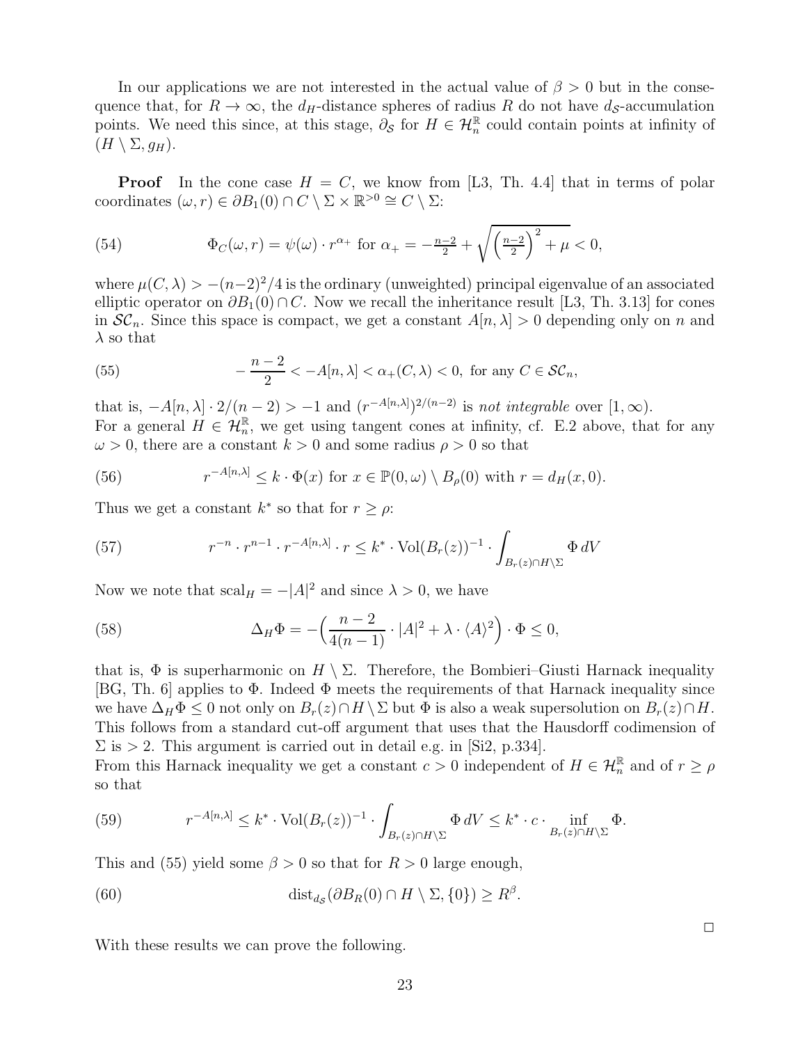In our applications we are not interested in the actual value of $\beta > 0$ but in the consequence that, for $R \to \infty$, the $d_H$-distance spheres of radius $R$ do not have $d_{\mathcal{S}}$-accumulation points. We need this since, at this stage, $\partial_{\mathcal{S}}$ for $H \in \mathcal{H}^{\mathbb{R}}_n$ could contain points at infinity of $(H \setminus \Sigma, g_H)$.

**Proof** In the cone case $H = C$, we know from [L3, Th. 4.4] that in terms of polar coordinates $(\omega, r) \in \partial B_1(0) \cap C \setminus \Sigma \times \mathbb{R}^{>0} \cong C \setminus \Sigma$:

$$\Phi_C(\omega, r) = \psi(\omega) \cdot r^{\alpha_+} \text{ for } \alpha_+ = -\tfrac{n-2}{2} + \sqrt{\left(\tfrac{n-2}{2}\right)^2 + \mu} < 0, \tag{54}$$

where $\mu(C, \lambda) > -(n-2)^2/4$ is the ordinary (unweighted) principal eigenvalue of an associated elliptic operator on $\partial B_1(0) \cap C$. Now we recall the inheritance result [L3, Th. 3.13] for cones in $\mathcal{SC}_n$. Since this space is compact, we get a constant $A[n, \lambda] > 0$ depending only on $n$ and $\lambda$ so that

$$-\frac{n-2}{2} < -A[n, \lambda] < \alpha_+(C, \lambda) < 0, \text{ for any } C \in \mathcal{SC}_n, \tag{55}$$

that is, $-A[n, \lambda] \cdot 2/(n-2) > -1$ and $(r^{-A[n,\lambda]})^{2/(n-2)}$ is *not integrable* over $[1, \infty)$.
For a general $H \in \mathcal{H}^{\mathbb{R}}_n$, we get using tangent cones at infinity, cf. E.2 above, that for any $\omega > 0$, there are a constant $k > 0$ and some radius $\rho > 0$ so that

$$r^{-A[n,\lambda]} \le k \cdot \Phi(x) \text{ for } x \in \mathbb{P}(0, \omega) \setminus B_\rho(0) \text{ with } r = d_H(x, 0). \tag{56}$$

Thus we get a constant $k^*$ so that for $r \ge \rho$:

$$r^{-n} \cdot r^{n-1} \cdot r^{-A[n,\lambda]} \cdot r \le k^* \cdot \mathrm{Vol}(B_r(z))^{-1} \cdot \int_{B_r(z) \cap H \setminus \Sigma} \Phi \, dV \tag{57}$$

Now we note that $\mathrm{scal}_H = -|A|^2$ and since $\lambda > 0$, we have

$$\Delta_H \Phi = -\Big(\frac{n-2}{4(n-1)} \cdot |A|^2 + \lambda \cdot \langle A \rangle^2\Big) \cdot \Phi \le 0, \tag{58}$$

that is, $\Phi$ is superharmonic on $H \setminus \Sigma$. Therefore, the Bombieri–Giusti Harnack inequality [BG, Th. 6] applies to $\Phi$. Indeed $\Phi$ meets the requirements of that Harnack inequality since we have $\Delta_H \Phi \le 0$ not only on $B_r(z) \cap H \setminus \Sigma$ but $\Phi$ is also a weak supersolution on $B_r(z) \cap H$. This follows from a standard cut-off argument that uses that the Hausdorff codimension of $\Sigma$ is $> 2$. This argument is carried out in detail e.g. in [Si2, p.334].
From this Harnack inequality we get a constant $c > 0$ independent of $H \in \mathcal{H}^{\mathbb{R}}_n$ and of $r \ge \rho$ so that

$$r^{-A[n,\lambda]} \le k^* \cdot \mathrm{Vol}(B_r(z))^{-1} \cdot \int_{B_r(z) \cap H \setminus \Sigma} \Phi \, dV \le k^* \cdot c \cdot \inf_{B_r(z) \cap H \setminus \Sigma} \Phi. \tag{59}$$

This and (55) yield some $\beta > 0$ so that for $R > 0$ large enough,

$$\mathrm{dist}_{d_{\mathcal{S}}}(\partial B_R(0) \cap H \setminus \Sigma, \{0\}) \ge R^\beta. \tag{60}$$

$\square$

With these results we can prove the following.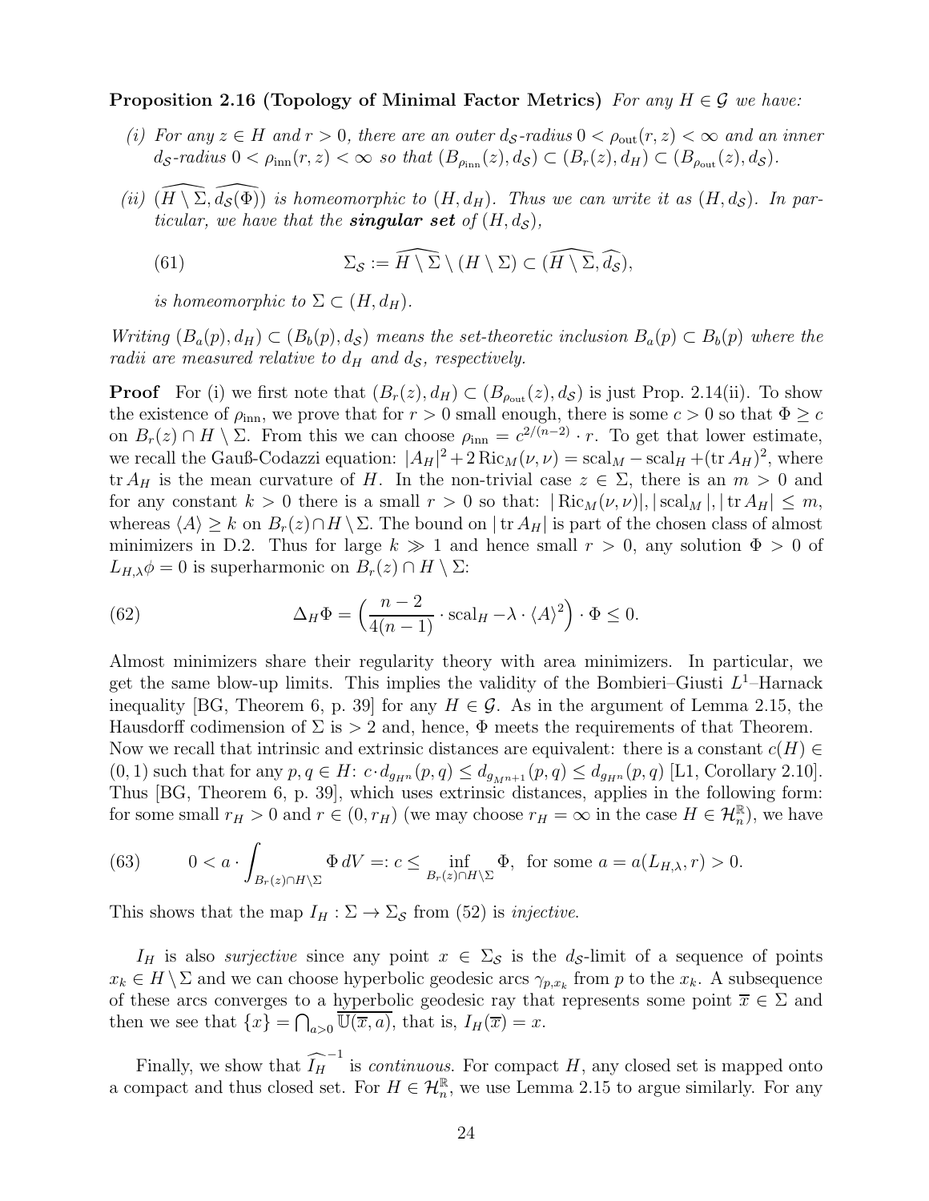**Proposition 2.16 (Topology of Minimal Factor Metrics)** *For any $H \in \mathcal{G}$ we have:*

*(i) For any $z \in H$ and $r > 0$, there are an outer $d_{\mathcal{S}}$-radius $0 < \rho_{\mathrm{out}}(r,z) < \infty$ and an inner $d_{\mathcal{S}}$-radius $0 < \rho_{\mathrm{inn}}(r,z) < \infty$ so that $(B_{\rho_{\mathrm{inn}}}(z), d_{\mathcal{S}}) \subset (B_r(z), d_H) \subset (B_{\rho_{\mathrm{out}}}(z), d_{\mathcal{S}})$.*

*(ii) $(\widehat{H \setminus \Sigma}, \widehat{d_{\mathcal{S}}(\Phi)})$ is homeomorphic to $(H, d_H)$. Thus we can write it as $(H, d_{\mathcal{S}})$. In particular, we have that the* ***singular set*** *of $(H, d_{\mathcal{S}})$,*

$$\Sigma_{\mathcal{S}} := \widehat{H \setminus \Sigma} \setminus (H \setminus \Sigma) \subset (\widehat{H \setminus \Sigma}, \widehat{d_{\mathcal{S}}}), \tag{61}$$

*is homeomorphic to $\Sigma \subset (H, d_H)$.*

*Writing $(B_a(p), d_H) \subset (B_b(p), d_{\mathcal{S}})$ means the set-theoretic inclusion $B_a(p) \subset B_b(p)$ where the radii are measured relative to $d_H$ and $d_{\mathcal{S}}$, respectively.*

**Proof** For (i) we first note that $(B_r(z), d_H) \subset (B_{\rho_{\mathrm{out}}}(z), d_{\mathcal{S}})$ is just Prop. 2.14(ii). To show the existence of $\rho_{\mathrm{inn}}$, we prove that for $r > 0$ small enough, there is some $c > 0$ so that $\Phi \geq c$ on $B_r(z) \cap H \setminus \Sigma$. From this we can choose $\rho_{\mathrm{inn}} = c^{2/(n-2)} \cdot r$. To get that lower estimate, we recall the Gauß-Codazzi equation: $|A_H|^2 + 2\,\mathrm{Ric}_M(\nu,\nu) = \mathrm{scal}_M - \mathrm{scal}_H + (\mathrm{tr}\, A_H)^2$, where $\mathrm{tr}\, A_H$ is the mean curvature of $H$. In the non-trivial case $z \in \Sigma$, there is an $m > 0$ and for any constant $k > 0$ there is a small $r > 0$ so that: $|\mathrm{Ric}_M(\nu,\nu)|, |\mathrm{scal}_M|, |\mathrm{tr}\, A_H| \leq m$, whereas $\langle A \rangle \geq k$ on $B_r(z) \cap H \setminus \Sigma$. The bound on $|\mathrm{tr}\, A_H|$ is part of the chosen class of almost minimizers in D.2. Thus for large $k \gg 1$ and hence small $r > 0$, any solution $\Phi > 0$ of $L_{H,\lambda}\phi = 0$ is superharmonic on $B_r(z) \cap H \setminus \Sigma$:

$$\Delta_H \Phi = \Big( \frac{n-2}{4(n-1)} \cdot \mathrm{scal}_H - \lambda \cdot \langle A \rangle^2 \Big) \cdot \Phi \leq 0. \tag{62}$$

Almost minimizers share their regularity theory with area minimizers. In particular, we get the same blow-up limits. This implies the validity of the Bombieri–Giusti $L^1$–Harnack inequality [BG, Theorem 6, p. 39] for any $H \in \mathcal{G}$. As in the argument of Lemma 2.15, the Hausdorff codimension of $\Sigma$ is $> 2$ and, hence, $\Phi$ meets the requirements of that Theorem. Now we recall that intrinsic and extrinsic distances are equivalent: there is a constant $c(H) \in (0,1)$ such that for any $p, q \in H$: $c \cdot d_{g_{H^n}}(p,q) \leq d_{g_{M^{n+1}}}(p,q) \leq d_{g_{H^n}}(p,q)$ [L1, Corollary 2.10]. Thus [BG, Theorem 6, p. 39], which uses extrinsic distances, applies in the following form: for some small $r_H > 0$ and $r \in (0, r_H)$ (we may choose $r_H = \infty$ in the case $H \in \mathcal{H}^{\mathbb{R}}_n$), we have

$$0 < a \cdot \int_{B_r(z) \cap H \setminus \Sigma} \Phi \, dV =: c \leq \inf_{B_r(z) \cap H \setminus \Sigma} \Phi, \ \text{ for some } a = a(L_{H,\lambda}, r) > 0. \tag{63}$$

This shows that the map $I_H : \Sigma \to \Sigma_{\mathcal{S}}$ from (52) is *injective*.

$I_H$ is also *surjective* since any point $x \in \Sigma_{\mathcal{S}}$ is the $d_{\mathcal{S}}$-limit of a sequence of points $x_k \in H \setminus \Sigma$ and we can choose hyperbolic geodesic arcs $\gamma_{p,x_k}$ from $p$ to the $x_k$. A subsequence of these arcs converges to a hyperbolic geodesic ray that represents some point $\overline{x} \in \Sigma$ and then we see that $\{x\} = \bigcap_{a>0} \overline{\mathbb{U}(\overline{x}, a)}$, that is, $I_H(\overline{x}) = x$.

Finally, we show that $\widehat{I_H}^{-1}$ is *continuous*. For compact $H$, any closed set is mapped onto a compact and thus closed set. For $H \in \mathcal{H}^{\mathbb{R}}_n$, we use Lemma 2.15 to argue similarly. For any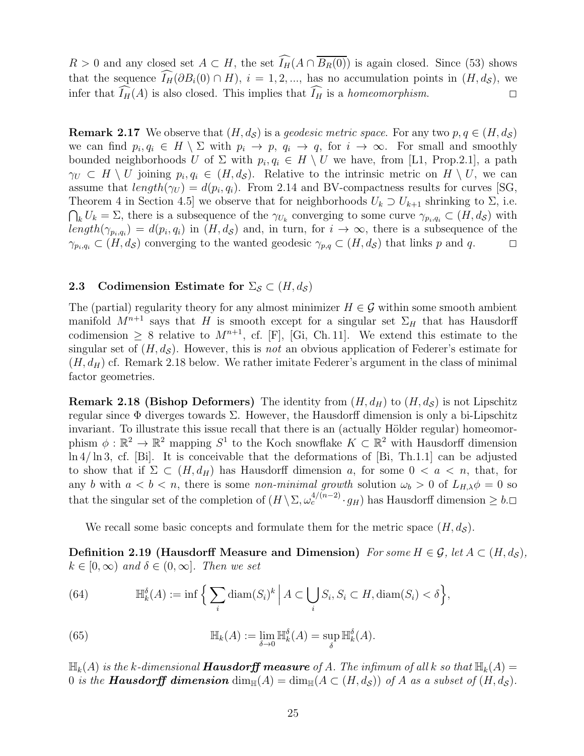$R > 0$ and any closed set $A \subset H$, the set $\widehat{I_H}(A \cap \overline{B_R(0)})$ is again closed. Since (53) shows that the sequence $\widehat{I_H}(\partial B_i(0) \cap H)$, $i = 1, 2, ...,$ has no accumulation points in $(H, d_{\mathcal{S}})$, we infer that $\widehat{I_H}(A)$ is also closed. This implies that $\widehat{I_H}$ is a *homeomorphism*. $\square$

**Remark 2.17** We observe that $(H, d_{\mathcal{S}})$ is a *geodesic metric space*. For any two $p, q \in (H, d_{\mathcal{S}})$ we can find $p_i, q_i \in H \setminus \Sigma$ with $p_i \to p$, $q_i \to q$, for $i \to \infty$. For small and smoothly bounded neighborhoods $U$ of $\Sigma$ with $p_i, q_i \in H \setminus U$ we have, from [L1, Prop.2.1], a path $\gamma_U \subset H \setminus U$ joining $p_i, q_i \in (H, d_{\mathcal{S}})$. Relative to the intrinsic metric on $H \setminus U$, we can assume that $length(\gamma_U) = d(p_i, q_i)$. From 2.14 and BV-compactness results for curves [SG, Theorem 4 in Section 4.5] we observe that for neighborhoods $U_k \supset U_{k+1}$ shrinking to $\Sigma$, i.e. $\bigcap_k U_k = \Sigma$, there is a subsequence of the $\gamma_{U_k}$ converging to some curve $\gamma_{p_i,q_i} \subset (H, d_{\mathcal{S}})$ with $length(\gamma_{p_i,q_i}) = d(p_i, q_i)$ in $(H, d_{\mathcal{S}})$ and, in turn, for $i \to \infty$, there is a subsequence of the $\gamma_{p_i,q_i} \subset (H, d_{\mathcal{S}})$ converging to the wanted geodesic $\gamma_{p,q} \subset (H, d_{\mathcal{S}})$ that links $p$ and $q$. $\square$

### 2.3 Codimension Estimate for $\Sigma_{\mathcal{S}} \subset (H, d_{\mathcal{S}})$

The (partial) regularity theory for any almost minimizer $H \in \mathcal{G}$ within some smooth ambient manifold $M^{n+1}$ says that $H$ is smooth except for a singular set $\Sigma_H$ that has Hausdorff codimension $\geq 8$ relative to $M^{n+1}$, cf. [F], [Gi, Ch. 11]. We extend this estimate to the singular set of $(H, d_{\mathcal{S}})$. However, this is *not* an obvious application of Federer's estimate for $(H, d_H)$ cf. Remark 2.18 below. We rather imitate Federer's argument in the class of minimal factor geometries.

**Remark 2.18 (Bishop Deformers)** The identity from $(H, d_H)$ to $(H, d_{\mathcal{S}})$ is not Lipschitz regular since $\Phi$ diverges towards $\Sigma$. However, the Hausdorff dimension is only a bi-Lipschitz invariant. To illustrate this issue recall that there is an (actually Hölder regular) homeomorphism $\phi : \mathbb{R}^2 \to \mathbb{R}^2$ mapping $S^1$ to the Koch snowflake $K \subset \mathbb{R}^2$ with Hausdorff dimension $\ln 4 / \ln 3$, cf. [Bi]. It is conceivable that the deformations of [Bi, Th.1.1] can be adjusted to show that if $\Sigma \subset (H, d_H)$ has Hausdorff dimension $a$, for some $0 < a < n$, that, for any $b$ with $a < b < n$, there is some *non-minimal growth* solution $\omega_b > 0$ of $L_{H,\lambda}\phi = 0$ so that the singular set of the completion of $(H \setminus \Sigma, \omega_c^{4/(n-2)} \cdot g_H)$ has Hausdorff dimension $\geq b$. $\square$

We recall some basic concepts and formulate them for the metric space $(H, d_{\mathcal{S}})$.

**Definition 2.19 (Hausdorff Measure and Dimension)** *For some $H \in \mathcal{G}$, let $A \subset (H, d_{\mathcal{S}})$, $k \in [0, \infty)$ and $\delta \in (0, \infty]$. Then we set*

$$\mathbb{H}_k^\delta(A) := \inf \Big\{ \sum_i \operatorname{diam}(S_i)^k \,\Big|\, A \subset \bigcup_i S_i, S_i \subset H, \operatorname{diam}(S_i) < \delta \Big\}, \tag{64}$$

$$\mathbb{H}_k(A) := \lim_{\delta \to 0} \mathbb{H}_k^\delta(A) = \sup_\delta \mathbb{H}_k^\delta(A). \tag{65}$$

*$\mathbb{H}_k(A)$ is the $k$-dimensional **Hausdorff measure** of $A$. The infimum of all $k$ so that $\mathbb{H}_k(A) = 0$ is the **Hausdorff dimension** $\dim_{\mathbb{H}}(A) = \dim_{\mathbb{H}}(A \subset (H, d_{\mathcal{S}}))$ of $A$ as a subset of $(H, d_{\mathcal{S}})$.*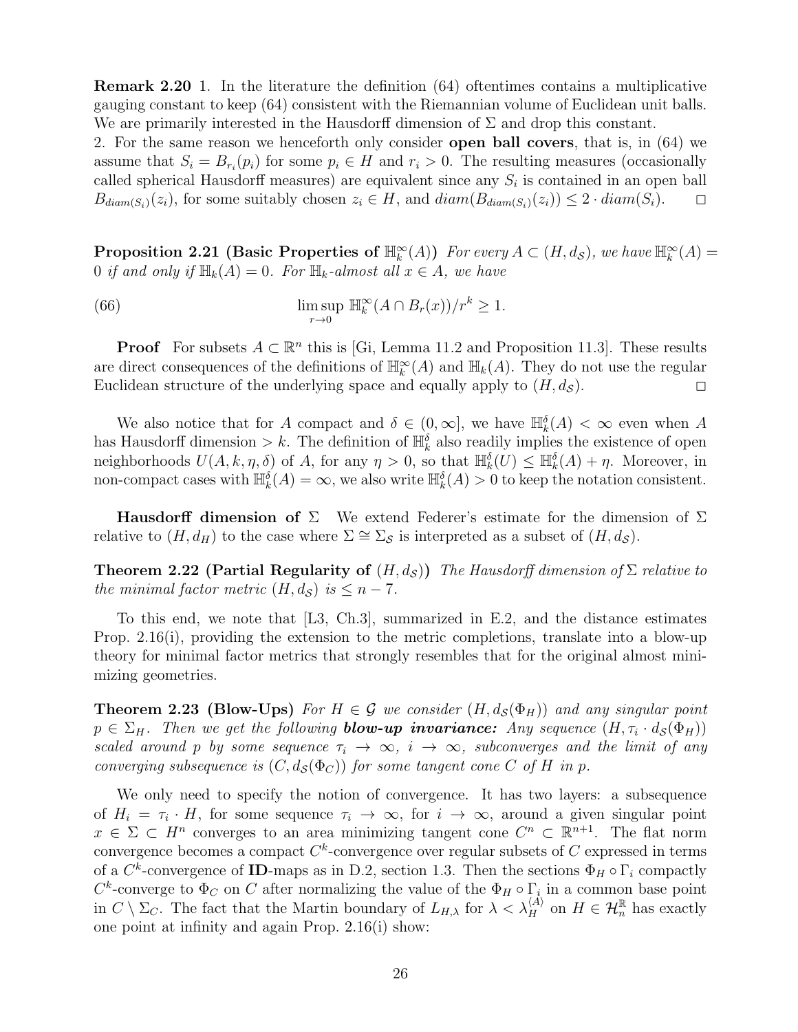**Remark 2.20** 1. In the literature the definition (64) oftentimes contains a multiplicative gauging constant to keep (64) consistent with the Riemannian volume of Euclidean unit balls. We are primarily interested in the Hausdorff dimension of $\Sigma$ and drop this constant.
2. For the same reason we henceforth only consider **open ball covers**, that is, in (64) we assume that $S_i = B_{r_i}(p_i)$ for some $p_i \in H$ and $r_i > 0$. The resulting measures (occasionally called spherical Hausdorff measures) are equivalent since any $S_i$ is contained in an open ball $B_{diam(S_i)}(z_i)$, for some suitably chosen $z_i \in H$, and $diam(B_{diam(S_i)}(z_i)) \leq 2 \cdot diam(S_i)$. $\square$

**Proposition 2.21 (Basic Properties of $\mathbb{H}_k^\infty(A)$)** *For every $A \subset (H, d_{\mathcal{S}})$, we have $\mathbb{H}_k^\infty(A) = 0$ if and only if $\mathbb{H}_k(A) = 0$. For $\mathbb{H}_k$-almost all $x \in A$, we have*

$$\limsup_{r \to 0} \mathbb{H}_k^\infty(A \cap B_r(x))/r^k \geq 1. \tag{66}$$

**Proof** For subsets $A \subset \mathbb{R}^n$ this is [Gi, Lemma 11.2 and Proposition 11.3]. These results are direct consequences of the definitions of $\mathbb{H}_k^\infty(A)$ and $\mathbb{H}_k(A)$. They do not use the regular Euclidean structure of the underlying space and equally apply to $(H, d_{\mathcal{S}})$. $\square$

We also notice that for $A$ compact and $\delta \in (0, \infty]$, we have $\mathbb{H}_k^\delta(A) < \infty$ even when $A$ has Hausdorff dimension $> k$. The definition of $\mathbb{H}_k^\delta$ also readily implies the existence of open neighborhoods $U(A, k, \eta, \delta)$ of $A$, for any $\eta > 0$, so that $\mathbb{H}_k^\delta(U) \leq \mathbb{H}_k^\delta(A) + \eta$. Moreover, in non-compact cases with $\mathbb{H}_k^\delta(A) = \infty$, we also write $\mathbb{H}_k^\delta(A) > 0$ to keep the notation consistent.

**Hausdorff dimension of $\Sigma$** We extend Federer's estimate for the dimension of $\Sigma$ relative to $(H, d_H)$ to the case where $\Sigma \cong \Sigma_{\mathcal{S}}$ is interpreted as a subset of $(H, d_{\mathcal{S}})$.

**Theorem 2.22 (Partial Regularity of $(H, d_{\mathcal{S}})$)** *The Hausdorff dimension of $\Sigma$ relative to the minimal factor metric $(H, d_{\mathcal{S}})$ is $\leq n - 7$.*

To this end, we note that [L3, Ch.3], summarized in E.2, and the distance estimates Prop. 2.16(i), providing the extension to the metric completions, translate into a blow-up theory for minimal factor metrics that strongly resembles that for the original almost minimizing geometries.

**Theorem 2.23 (Blow-Ups)** *For $H \in \mathcal{G}$ we consider $(H, d_{\mathcal{S}}(\Phi_H))$ and any singular point $p \in \Sigma_H$. Then we get the following* ***blow-up invariance:*** *Any sequence $(H, \tau_i \cdot d_{\mathcal{S}}(\Phi_H))$ scaled around $p$ by some sequence $\tau_i \to \infty$, $i \to \infty$, subconverges and the limit of any converging subsequence is $(C, d_{\mathcal{S}}(\Phi_C))$ for some tangent cone $C$ of $H$ in $p$.*

We only need to specify the notion of convergence. It has two layers: a subsequence of $H_i = \tau_i \cdot H$, for some sequence $\tau_i \to \infty$, for $i \to \infty$, around a given singular point $x \in \Sigma \subset H^n$ converges to an area minimizing tangent cone $C^n \subset \mathbb{R}^{n+1}$. The flat norm convergence becomes a compact $C^k$-convergence over regular subsets of $C$ expressed in terms of a $C^k$-convergence of **ID**-maps as in D.2, section 1.3. Then the sections $\Phi_H \circ \Gamma_i$ compactly $C^k$-converge to $\Phi_C$ on $C$ after normalizing the value of the $\Phi_H \circ \Gamma_i$ in a common base point in $C \setminus \Sigma_C$. The fact that the Martin boundary of $L_{H,\lambda}$ for $\lambda < \lambda_H^{\langle A \rangle}$ on $H \in \mathcal{H}_n^{\mathbb{R}}$ has exactly one point at infinity and again Prop. 2.16(i) show: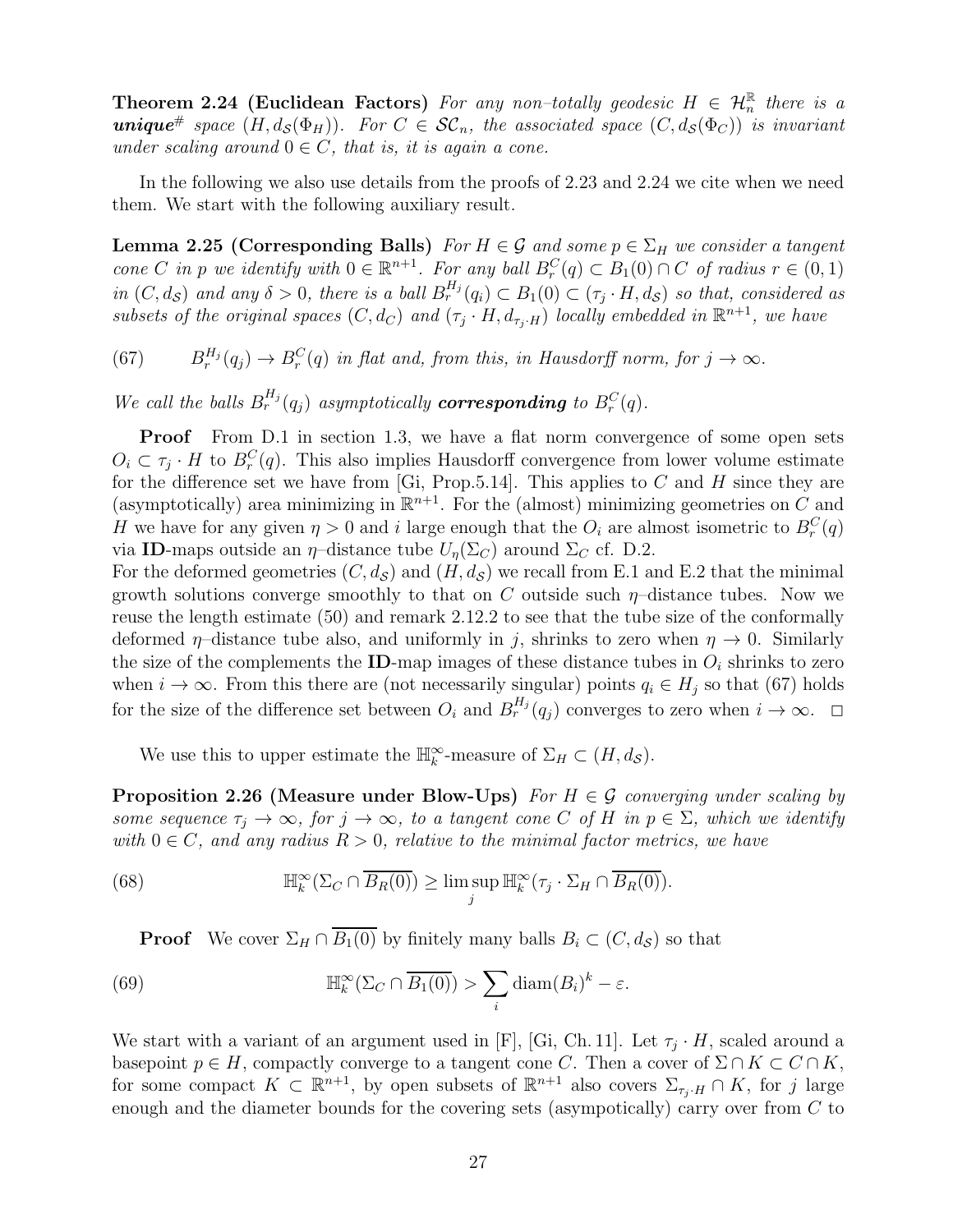**Theorem 2.24 (Euclidean Factors)** *For any non–totally geodesic $H \in \mathcal{H}^{\mathbb{R}}_n$ there is a* ***unique***$^{\#}$ *space $(H, d_{\mathcal{S}}(\Phi_H))$. For $C \in \mathcal{SC}_n$, the associated space $(C, d_{\mathcal{S}}(\Phi_C))$ is invariant under scaling around $0 \in C$, that is, it is again a cone.*

In the following we also use details from the proofs of 2.23 and 2.24 we cite when we need them. We start with the following auxiliary result.

**Lemma 2.25 (Corresponding Balls)** *For $H \in \mathcal{G}$ and some $p \in \Sigma_H$ we consider a tangent cone $C$ in $p$ we identify with $0 \in \mathbb{R}^{n+1}$. For any ball $B^C_r(q) \subset B_1(0) \cap C$ of radius $r \in (0,1)$ in $(C, d_{\mathcal{S}})$ and any $\delta > 0$, there is a ball $B^{H_j}_r(q_i) \subset B_1(0) \subset (\tau_j \cdot H, d_{\mathcal{S}})$ so that, considered as subsets of the original spaces $(C, d_C)$ and $(\tau_j \cdot H, d_{\tau_j \cdot H})$ locally embedded in $\mathbb{R}^{n+1}$, we have*

$$B^{H_j}_r(q_j) \to B^C_r(q) \text{ in flat and, from this, in Hausdorff norm, for } j \to \infty. \tag{67}$$

*We call the balls $B^{H_j}_r(q_j)$ asymptotically* ***corresponding*** *to $B^C_r(q)$.*

**Proof** From D.1 in section 1.3, we have a flat norm convergence of some open sets $O_i \subset \tau_j \cdot H$ to $B^C_r(q)$. This also implies Hausdorff convergence from lower volume estimate for the difference set we have from [Gi, Prop.5.14]. This applies to $C$ and $H$ since they are (asymptotically) area minimizing in $\mathbb{R}^{n+1}$. For the (almost) minimizing geometries on $C$ and $H$ we have for any given $\eta > 0$ and $i$ large enough that the $O_i$ are almost isometric to $B^C_r(q)$ via **ID**-maps outside an $\eta$–distance tube $U_\eta(\Sigma_C)$ around $\Sigma_C$ cf. D.2.
For the deformed geometries $(C, d_{\mathcal{S}})$ and $(H, d_{\mathcal{S}})$ we recall from E.1 and E.2 that the minimal growth solutions converge smoothly to that on $C$ outside such $\eta$–distance tubes. Now we reuse the length estimate (50) and remark 2.12.2 to see that the tube size of the conformally deformed $\eta$–distance tube also, and uniformly in $j$, shrinks to zero when $\eta \to 0$. Similarly the size of the complements the **ID**-map images of these distance tubes in $O_i$ shrinks to zero when $i \to \infty$. From this there are (not necessarily singular) points $q_i \in H_j$ so that (67) holds for the size of the difference set between $O_i$ and $B^{H_j}_r(q_j)$ converges to zero when $i \to \infty$. $\square$

We use this to upper estimate the $\mathbb{H}^\infty_k$-measure of $\Sigma_H \subset (H, d_{\mathcal{S}})$.

**Proposition 2.26 (Measure under Blow-Ups)** *For $H \in \mathcal{G}$ converging under scaling by some sequence $\tau_j \to \infty$, for $j \to \infty$, to a tangent cone $C$ of $H$ in $p \in \Sigma$, which we identify with $0 \in C$, and any radius $R > 0$, relative to the minimal factor metrics, we have*

$$\mathbb{H}^\infty_k(\Sigma_C \cap \overline{B_R(0)}) \geq \limsup_j \mathbb{H}^\infty_k(\tau_j \cdot \Sigma_H \cap \overline{B_R(0)}). \tag{68}$$

**Proof** We cover $\Sigma_H \cap \overline{B_1(0)}$ by finitely many balls $B_i \subset (C, d_{\mathcal{S}})$ so that

$$\mathbb{H}^\infty_k(\Sigma_C \cap \overline{B_1(0)}) > \sum_i \operatorname{diam}(B_i)^k - \varepsilon. \tag{69}$$

We start with a variant of an argument used in [F], [Gi, Ch. 11]. Let $\tau_j \cdot H$, scaled around a basepoint $p \in H$, compactly converge to a tangent cone $C$. Then a cover of $\Sigma \cap K \subset C \cap K$, for some compact $K \subset \mathbb{R}^{n+1}$, by open subsets of $\mathbb{R}^{n+1}$ also covers $\Sigma_{\tau_j \cdot H} \cap K$, for $j$ large enough and the diameter bounds for the covering sets (asympotically) carry over from $C$ to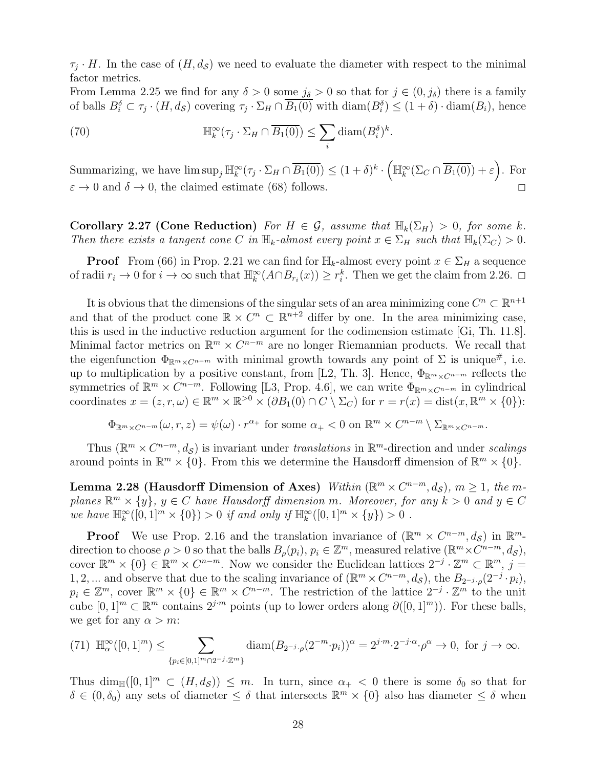$\tau_j \cdot H$. In the case of $(H, d_{\mathcal{S}})$ we need to evaluate the diameter with respect to the minimal factor metrics.

From Lemma 2.25 we find for any $\delta > 0$ some $j_\delta > 0$ so that for $j \in (0, j_\delta)$ there is a family of balls $B_i^\delta \subset \tau_j \cdot (H, d_{\mathcal{S}})$ covering $\tau_j \cdot \Sigma_H \cap \overline{B_1(0)}$ with $\operatorname{diam}(B_i^\delta) \leq (1+\delta) \cdot \operatorname{diam}(B_i)$, hence

$$\mathbb{H}_k^\infty(\tau_j \cdot \Sigma_H \cap \overline{B_1(0)}) \leq \sum_i \operatorname{diam}(B_i^\delta)^k. \tag{70}$$

Summarizing, we have $\limsup_j \mathbb{H}_k^\infty(\tau_j \cdot \Sigma_H \cap \overline{B_1(0)}) \leq (1+\delta)^k \cdot \left(\mathbb{H}_k^\infty(\Sigma_C \cap \overline{B_1(0)}) + \varepsilon\right)$. For $\varepsilon \to 0$ and $\delta \to 0$, the claimed estimate (68) follows. $\square$

**Corollary 2.27 (Cone Reduction)** *For $H \in \mathcal{G}$, assume that $\mathbb{H}_k(\Sigma_H) > 0$, for some $k$. Then there exists a tangent cone $C$ in $\mathbb{H}_k$-almost every point $x \in \Sigma_H$ such that $\mathbb{H}_k(\Sigma_C) > 0$.*

**Proof** From (66) in Prop. 2.21 we can find for $\mathbb{H}_k$-almost every point $x \in \Sigma_H$ a sequence of radii $r_i \to 0$ for $i \to \infty$ such that $\mathbb{H}_k^\infty(A \cap B_{r_i}(x)) \geq r_i^k$. Then we get the claim from 2.26. $\square$

It is obvious that the dimensions of the singular sets of an area minimizing cone $C^n \subset \mathbb{R}^{n+1}$ and that of the product cone $\mathbb{R} \times C^n \subset \mathbb{R}^{n+2}$ differ by one. In the area minimizing case, this is used in the inductive reduction argument for the codimension estimate [Gi, Th. 11.8]. Minimal factor metrics on $\mathbb{R}^m \times C^{n-m}$ are no longer Riemannian products. We recall that the eigenfunction $\Phi_{\mathbb{R}^m \times C^{n-m}}$ with minimal growth towards any point of $\Sigma$ is unique#, i.e. up to multiplication by a positive constant, from [L2, Th. 3]. Hence, $\Phi_{\mathbb{R}^m \times C^{n-m}}$ reflects the symmetries of $\mathbb{R}^m \times C^{n-m}$. Following [L3, Prop. 4.6], we can write $\Phi_{\mathbb{R}^m \times C^{n-m}}$ in cylindrical coordinates $x = (z, r, \omega) \in \mathbb{R}^m \times \mathbb{R}^{>0} \times (\partial B_1(0) \cap C \setminus \Sigma_C)$ for $r = r(x) = \operatorname{dist}(x, \mathbb{R}^m \times \{0\})$:

$$\Phi_{\mathbb{R}^m \times C^{n-m}}(\omega, r, z) = \psi(\omega) \cdot r^{\alpha_+} \text{ for some } \alpha_+ < 0 \text{ on } \mathbb{R}^m \times C^{n-m} \setminus \Sigma_{\mathbb{R}^m \times C^{n-m}}.$$

Thus $(\mathbb{R}^m \times C^{n-m}, d_{\mathcal{S}})$ is invariant under *translations* in $\mathbb{R}^m$-direction and under *scalings* around points in $\mathbb{R}^m \times \{0\}$. From this we determine the Hausdorff dimension of $\mathbb{R}^m \times \{0\}$.

**Lemma 2.28 (Hausdorff Dimension of Axes)** *Within $(\mathbb{R}^m \times C^{n-m}, d_{\mathcal{S}})$, $m \geq 1$, the $m$-planes $\mathbb{R}^m \times \{y\}$, $y \in C$ have Hausdorff dimension $m$. Moreover, for any $k > 0$ and $y \in C$ we have $\mathbb{H}_k^\infty([0,1]^m \times \{0\}) > 0$ if and only if $\mathbb{H}_k^\infty([0,1]^m \times \{y\}) > 0$ .*

**Proof** We use Prop. 2.16 and the translation invariance of $(\mathbb{R}^m \times C^{n-m}, d_{\mathcal{S}})$ in $\mathbb{R}^m$-direction to choose $\rho > 0$ so that the balls $B_\rho(p_i)$, $p_i \in \mathbb{Z}^m$, measured relative $(\mathbb{R}^m \times C^{n-m}, d_{\mathcal{S}})$, cover $\mathbb{R}^m \times \{0\} \in \mathbb{R}^m \times C^{n-m}$. Now we consider the Euclidean lattices $2^{-j} \cdot \mathbb{Z}^m \subset \mathbb{R}^m$, $j = 1, 2, ...$ and observe that due to the scaling invariance of $(\mathbb{R}^m \times C^{n-m}, d_{\mathcal{S}})$, the $B_{2^{-j} \cdot \rho}(2^{-j} \cdot p_i)$, $p_i \in \mathbb{Z}^m$, cover $\mathbb{R}^m \times \{0\} \in \mathbb{R}^m \times C^{n-m}$. The restriction of the lattice $2^{-j} \cdot \mathbb{Z}^m$ to the unit cube $[0,1]^m \subset \mathbb{R}^m$ contains $2^{j \cdot m}$ points (up to lower orders along $\partial([0,1]^m)$). For these balls, we get for any $\alpha > m$:

$$\mathbb{H}_\alpha^\infty([0,1]^m) \leq \sum_{\{p_i \in [0,1]^m \cap 2^{-j} \cdot \mathbb{Z}^m\}} \operatorname{diam}(B_{2^{-j} \cdot \rho}(2^{-m} \cdot p_i))^\alpha = 2^{j \cdot m} \cdot 2^{-j \cdot \alpha} \cdot \rho^\alpha \to 0, \text{ for } j \to \infty. \tag{71}$$

Thus $\dim_{\mathbb{H}}([0,1]^m \subset (H, d_{\mathcal{S}})) \leq m$. In turn, since $\alpha_+ < 0$ there is some $\delta_0$ so that for $\delta \in (0, \delta_0)$ any sets of diameter $\leq \delta$ that intersects $\mathbb{R}^m \times \{0\}$ also has diameter $\leq \delta$ when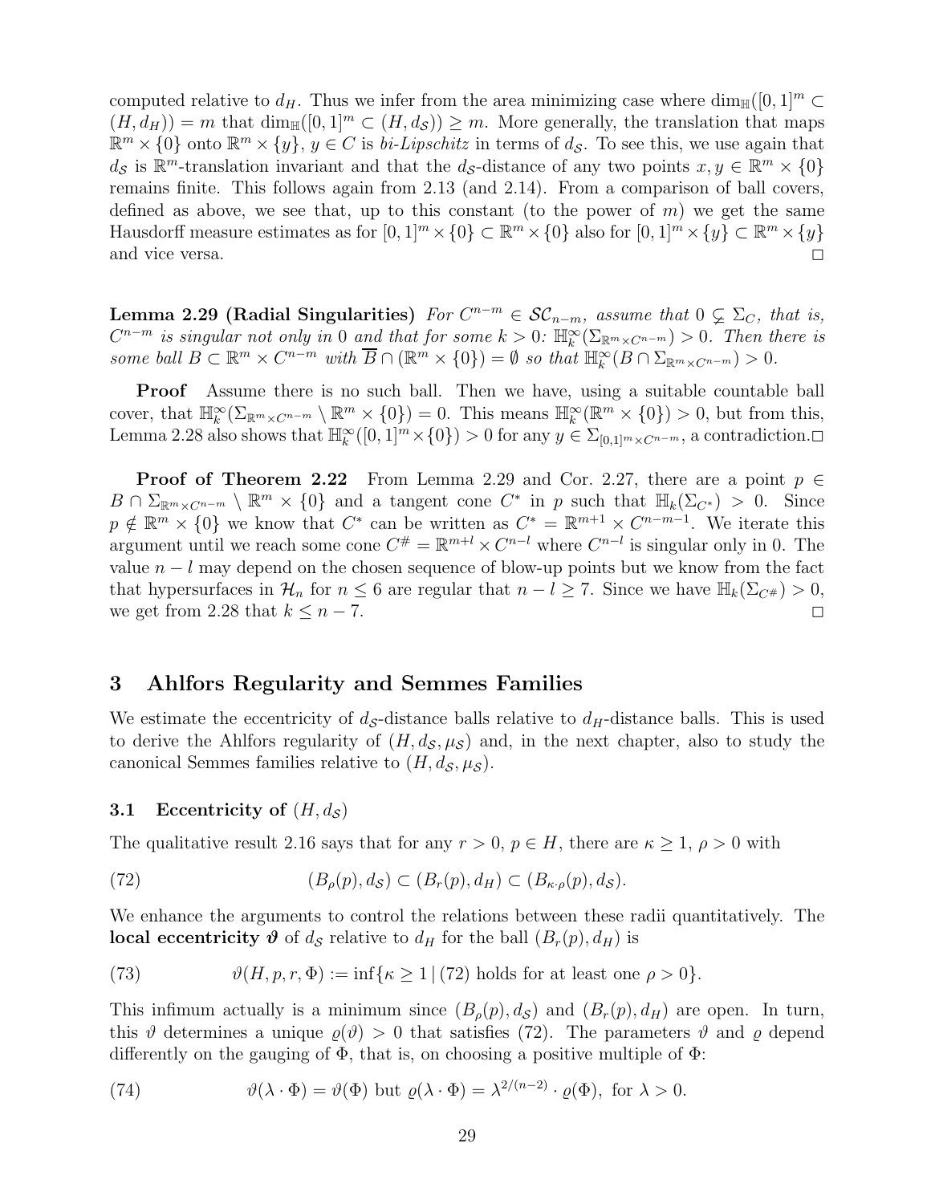computed relative to $d_H$. Thus we infer from the area minimizing case where $\dim_{\mathbb{H}}([0,1]^m \subset (H, d_H)) = m$ that $\dim_{\mathbb{H}}([0,1]^m \subset (H, d_{\mathcal{S}})) \geq m$. More generally, the translation that maps $\mathbb{R}^m \times \{0\}$ onto $\mathbb{R}^m \times \{y\}$, $y \in C$ is *bi-Lipschitz* in terms of $d_{\mathcal{S}}$. To see this, we use again that $d_{\mathcal{S}}$ is $\mathbb{R}^m$-translation invariant and that the $d_{\mathcal{S}}$-distance of any two points $x, y \in \mathbb{R}^m \times \{0\}$ remains finite. This follows again from 2.13 (and 2.14). From a comparison of ball covers, defined as above, we see that, up to this constant (to the power of $m$) we get the same Hausdorff measure estimates as for $[0,1]^m \times \{0\} \subset \mathbb{R}^m \times \{0\}$ also for $[0,1]^m \times \{y\} \subset \mathbb{R}^m \times \{y\}$ and vice versa. $\square$

**Lemma 2.29 (Radial Singularities)** *For $C^{n-m} \in \mathcal{SC}_{n-m}$, assume that $0 \subsetneq \Sigma_C$, that is, $C^{n-m}$ is singular not only in $0$ and that for some $k > 0$: $\mathbb{H}^\infty_k(\Sigma_{\mathbb{R}^m \times C^{n-m}}) > 0$. Then there is some ball $B \subset \mathbb{R}^m \times C^{n-m}$ with $\overline{B} \cap (\mathbb{R}^m \times \{0\}) = \emptyset$ so that $\mathbb{H}^\infty_k(B \cap \Sigma_{\mathbb{R}^m \times C^{n-m}}) > 0$.*

**Proof** Assume there is no such ball. Then we have, using a suitable countable ball cover, that $\mathbb{H}^\infty_k(\Sigma_{\mathbb{R}^m \times C^{n-m}} \setminus \mathbb{R}^m \times \{0\}) = 0$. This means $\mathbb{H}^\infty_k(\mathbb{R}^m \times \{0\}) > 0$, but from this, Lemma 2.28 also shows that $\mathbb{H}^\infty_k([0,1]^m \times \{0\}) > 0$ for any $y \in \Sigma_{[0,1]^m \times C^{n-m}}$, a contradiction. $\square$

**Proof of Theorem 2.22** From Lemma 2.29 and Cor. 2.27, there are a point $p \in B \cap \Sigma_{\mathbb{R}^m \times C^{n-m}} \setminus \mathbb{R}^m \times \{0\}$ and a tangent cone $C^*$ in $p$ such that $\mathbb{H}_k(\Sigma_{C^*}) > 0$. Since $p \notin \mathbb{R}^m \times \{0\}$ we know that $C^*$ can be written as $C^* = \mathbb{R}^{m+1} \times C^{n-m-1}$. We iterate this argument until we reach some cone $C^\# = \mathbb{R}^{m+l} \times C^{n-l}$ where $C^{n-l}$ is singular only in $0$. The value $n - l$ may depend on the chosen sequence of blow-up points but we know from the fact that hypersurfaces in $\mathcal{H}_n$ for $n \leq 6$ are regular that $n - l \geq 7$. Since we have $\mathbb{H}_k(\Sigma_{C^\#}) > 0$, we get from 2.28 that $k \leq n - 7$. $\square$

## 3 Ahlfors Regularity and Semmes Families

We estimate the eccentricity of $d_{\mathcal{S}}$-distance balls relative to $d_H$-distance balls. This is used to derive the Ahlfors regularity of $(H, d_{\mathcal{S}}, \mu_{\mathcal{S}})$ and, in the next chapter, also to study the canonical Semmes families relative to $(H, d_{\mathcal{S}}, \mu_{\mathcal{S}})$.

### 3.1 Eccentricity of $(H, d_{\mathcal{S}})$

The qualitative result 2.16 says that for any $r > 0$, $p \in H$, there are $\kappa \geq 1$, $\rho > 0$ with

$$(B_\rho(p), d_{\mathcal{S}}) \subset (B_r(p), d_H) \subset (B_{\kappa \cdot \rho}(p), d_{\mathcal{S}}). \tag{72}$$

We enhance the arguments to control the relations between these radii quantitatively. The **local eccentricity $\boldsymbol{\vartheta}$** of $d_{\mathcal{S}}$ relative to $d_H$ for the ball $(B_r(p), d_H)$ is

$$\vartheta(H, p, r, \Phi) := \inf\{\kappa \geq 1 \,|\, (72) \text{ holds for at least one } \rho > 0\}. \tag{73}$$

This infimum actually is a minimum since $(B_\rho(p), d_{\mathcal{S}})$ and $(B_r(p), d_H)$ are open. In turn, this $\vartheta$ determines a unique $\varrho(\vartheta) > 0$ that satisfies (72). The parameters $\vartheta$ and $\varrho$ depend differently on the gauging of $\Phi$, that is, on choosing a positive multiple of $\Phi$:

$$\vartheta(\lambda \cdot \Phi) = \vartheta(\Phi) \text{ but } \varrho(\lambda \cdot \Phi) = \lambda^{2/(n-2)} \cdot \varrho(\Phi), \text{ for } \lambda > 0. \tag{74}$$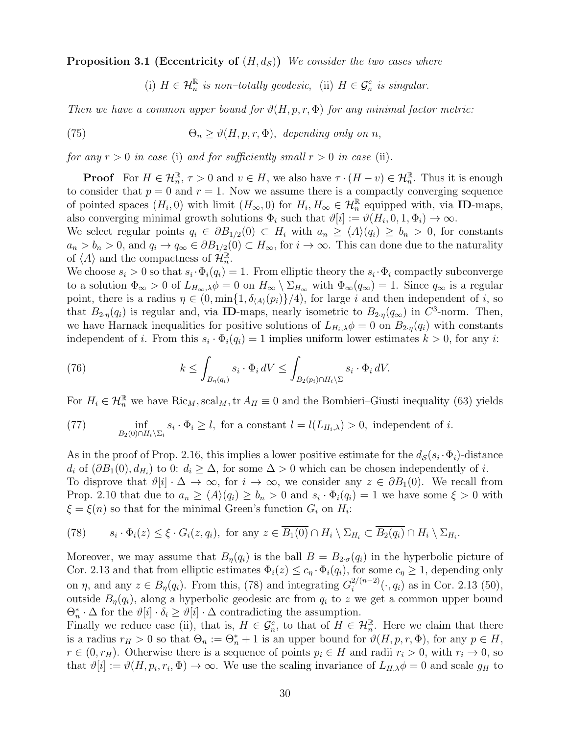**Proposition 3.1 (Eccentricity of $(H, d_{\mathcal{S}})$)** *We consider the two cases where*

$$\text{(i) } H \in \mathcal{H}^{\mathbb{R}}_n \text{ is non–totally geodesic, (ii) } H \in \mathcal{G}^c_n \text{ is singular.}$$

*Then we have a common upper bound for $\vartheta(H, p, r, \Phi)$ for any minimal factor metric:*

$$\Theta_n \geq \vartheta(H, p, r, \Phi), \text{ depending only on } n, \tag{75}$$

*for any $r > 0$ in case* (i) *and for sufficiently small $r > 0$ in case* (ii).

**Proof** For $H \in \mathcal{H}^{\mathbb{R}}_n$, $\tau > 0$ and $v \in H$, we also have $\tau \cdot (H - v) \in \mathcal{H}^{\mathbb{R}}_n$. Thus it is enough to consider that $p = 0$ and $r = 1$. Now we assume there is a compactly converging sequence of pointed spaces $(H_i, 0)$ with limit $(H_\infty, 0)$ for $H_i, H_\infty \in \mathcal{H}^{\mathbb{R}}_n$ equipped with, via **ID**-maps, also converging minimal growth solutions $\Phi_i$ such that $\vartheta[i] := \vartheta(H_i, 0, 1, \Phi_i) \to \infty$.
We select regular points $q_i \in \partial B_{1/2}(0) \subset H_i$ with $a_n \geq \langle A \rangle(q_i) \geq b_n > 0$, for constants $a_n > b_n > 0$, and $q_i \to q_\infty \in \partial B_{1/2}(0) \subset H_\infty$, for $i \to \infty$. This can done due to the naturality of $\langle A \rangle$ and the compactness of $\mathcal{H}^{\mathbb{R}}_n$.
We choose $s_i > 0$ so that $s_i \cdot \Phi_i(q_i) = 1$. From elliptic theory the $s_i \cdot \Phi_i$ compactly subconverge to a solution $\Phi_\infty > 0$ of $L_{H_\infty,\lambda}\phi = 0$ on $H_\infty \setminus \Sigma_{H_\infty}$ with $\Phi_\infty(q_\infty) = 1$. Since $q_\infty$ is a regular point, there is a radius $\eta \in (0, \min\{1, \delta_{\langle A \rangle}(p_i)\}/4)$, for large $i$ and then independent of $i$, so that $B_{2\cdot\eta}(q_i)$ is regular and, via **ID**-maps, nearly isometric to $B_{2\cdot\eta}(q_\infty)$ in $C^3$-norm. Then, we have Harnack inequalities for positive solutions of $L_{H_i,\lambda}\phi = 0$ on $B_{2\cdot\eta}(q_i)$ with constants independent of $i$. From this $s_i \cdot \Phi_i(q_i) = 1$ implies uniform lower estimates $k > 0$, for any $i$:

$$k \leq \int_{B_\eta(q_i)} s_i \cdot \Phi_i \, dV \leq \int_{B_2(p_i) \cap H_i \setminus \Sigma} s_i \cdot \Phi_i \, dV. \tag{76}$$

For $H_i \in \mathcal{H}^{\mathbb{R}}_n$ we have $\mathrm{Ric}_M, \mathrm{scal}_M, \mathrm{tr}\, A_H \equiv 0$ and the Bombieri–Giusti inequality (63) yields

$$\inf_{B_2(0) \cap H_i \setminus \Sigma_i} s_i \cdot \Phi_i \geq l, \text{ for a constant } l = l(L_{H_i,\lambda}) > 0, \text{ independent of } i. \tag{77}$$

As in the proof of Prop. 2.16, this implies a lower positive estimate for the $d_{\mathcal{S}}(s_i \cdot \Phi_i)$-distance $d_i$ of $(\partial B_1(0), d_{H_i})$ to 0: $d_i \geq \Delta$, for some $\Delta > 0$ which can be chosen independently of $i$.
To disprove that $\vartheta[i] \cdot \Delta \to \infty$, for $i \to \infty$, we consider any $z \in \partial B_1(0)$. We recall from Prop. 2.10 that due to $a_n \geq \langle A \rangle(q_i) \geq b_n > 0$ and $s_i \cdot \Phi_i(q_i) = 1$ we have some $\xi > 0$ with $\xi = \xi(n)$ so that for the minimal Green's function $G_i$ on $H_i$:

$$s_i \cdot \Phi_i(z) \leq \xi \cdot G_i(z, q_i), \text{ for any } z \in \overline{B_1(0)} \cap H_i \setminus \Sigma_{H_i} \subset \overline{B_2(q_i)} \cap H_i \setminus \Sigma_{H_i}. \tag{78}$$

Moreover, we may assume that $B_\eta(q_i)$ is the ball $B = B_{2\cdot\sigma}(q_i)$ in the hyperbolic picture of Cor. 2.13 and that from elliptic estimates $\Phi_i(z) \leq c_\eta \cdot \Phi_i(q_i)$, for some $c_\eta \geq 1$, depending only on $\eta$, and any $z \in B_\eta(q_i)$. From this, (78) and integrating $G_i^{2/(n-2)}(\cdot, q_i)$ as in Cor. 2.13 (50), outside $B_\eta(q_i)$, along a hyperbolic geodesic arc from $q_i$ to $z$ we get a common upper bound $\Theta^*_n \cdot \Delta$ for the $\vartheta[i] \cdot \delta_i \geq \vartheta[i] \cdot \Delta$ contradicting the assumption.
Finally we reduce case (ii), that is, $H \in \mathcal{G}^c_n$, to that of $H \in \mathcal{H}^{\mathbb{R}}_n$. Here we claim that there is a radius $r_H > 0$ so that $\Theta_n := \Theta^*_n + 1$ is an upper bound for $\vartheta(H, p, r, \Phi)$, for any $p \in H$, $r \in (0, r_H)$. Otherwise there is a sequence of points $p_i \in H$ and radii $r_i > 0$, with $r_i \to 0$, so that $\vartheta[i] := \vartheta(H, p_i, r_i, \Phi) \to \infty$. We use the scaling invariance of $L_{H,\lambda}\phi = 0$ and scale $g_H$ to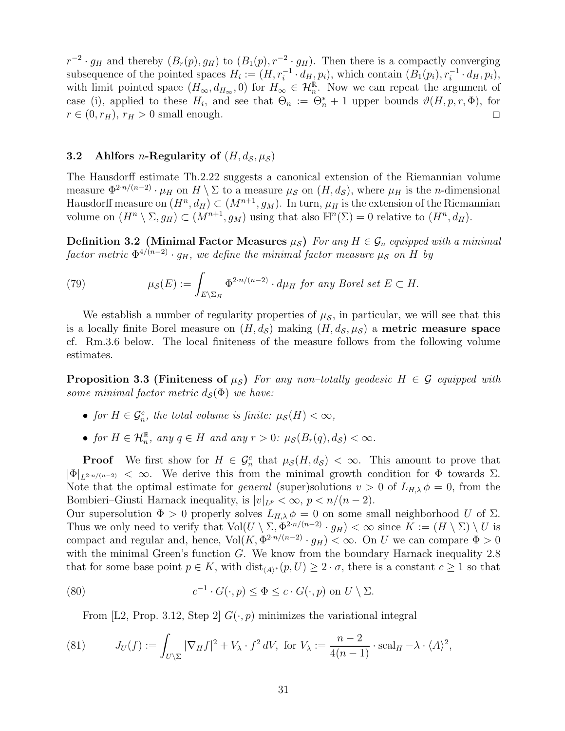$r^{-2} \cdot g_H$ and thereby $(B_r(p), g_H)$ to $(B_1(p), r^{-2} \cdot g_H)$. Then there is a compactly converging subsequence of the pointed spaces $H_i := (H, r_i^{-1} \cdot d_H, p_i)$, which contain $(B_1(p_i), r_i^{-1} \cdot d_H, p_i)$, with limit pointed space $(H_\infty, d_{H_\infty}, 0)$ for $H_\infty \in \mathcal{H}^{\mathbb{R}}_n$. Now we can repeat the argument of case (i), applied to these $H_i$, and see that $\Theta_n := \Theta^*_n + 1$ upper bounds $\vartheta(H, p, r, \Phi)$, for $r \in (0, r_H)$, $r_H > 0$ small enough. □

### 3.2 Ahlfors $n$-Regularity of $(H, d_{\mathcal{S}}, \mu_{\mathcal{S}})$

The Hausdorff estimate Th.2.22 suggests a canonical extension of the Riemannian volume measure $\Phi^{2\cdot n/(n-2)} \cdot \mu_H$ on $H \setminus \Sigma$ to a measure $\mu_{\mathcal{S}}$ on $(H, d_{\mathcal{S}})$, where $\mu_H$ is the $n$-dimensional Hausdorff measure on $(H^n, d_H) \subset (M^{n+1}, g_M)$. In turn, $\mu_H$ is the extension of the Riemannian volume on $(H^n \setminus \Sigma, g_H) \subset (M^{n+1}, g_M)$ using that also $\mathbb{H}^n(\Sigma) = 0$ relative to $(H^n, d_H)$.

**Definition 3.2 (Minimal Factor Measures $\mu_{\mathcal{S}}$)** *For any $H \in \mathcal{G}_n$ equipped with a minimal factor metric $\Phi^{4/(n-2)} \cdot g_H$, we define the minimal factor measure $\mu_{\mathcal{S}}$ on $H$ by*

$$\mu_{\mathcal{S}}(E) := \int_{E \setminus \Sigma_H} \Phi^{2\cdot n/(n-2)} \cdot d\mu_H \text{ for any Borel set } E \subset H. \tag{79}$$

We establish a number of regularity properties of $\mu_{\mathcal{S}}$, in particular, we will see that this is a locally finite Borel measure on $(H, d_{\mathcal{S}})$ making $(H, d_{\mathcal{S}}, \mu_{\mathcal{S}})$ a **metric measure space** cf. Rm.3.6 below. The local finiteness of the measure follows from the following volume estimates.

**Proposition 3.3 (Finiteness of $\mu_{\mathcal{S}}$)** *For any non–totally geodesic $H \in \mathcal{G}$ equipped with some minimal factor metric $d_{\mathcal{S}}(\Phi)$ we have:*

- *for $H \in \mathcal{G}^c_n$, the total volume is finite: $\mu_{\mathcal{S}}(H) < \infty$,*
- *for $H \in \mathcal{H}^{\mathbb{R}}_n$, any $q \in H$ and any $r > 0$: $\mu_{\mathcal{S}}(B_r(q), d_{\mathcal{S}}) < \infty$.*

**Proof** We first show for $H \in \mathcal{G}^c_n$ that $\mu_{\mathcal{S}}(H, d_{\mathcal{S}}) < \infty$. This amount to prove that $|\Phi|_{L^{2\cdot n/(n-2)}} < \infty$. We derive this from the minimal growth condition for $\Phi$ towards $\Sigma$. Note that the optimal estimate for *general* (super)solutions $v > 0$ of $L_{H,\lambda}\, \phi = 0$, from the Bombieri–Giusti Harnack inequality, is $|v|_{L^p} < \infty$, $p < n/(n-2)$.
Our supersolution $\Phi > 0$ properly solves $L_{H,\lambda}\, \phi = 0$ on some small neighborhood $U$ of $\Sigma$. Thus we only need to verify that $\text{Vol}(U \setminus \Sigma, \Phi^{2\cdot n/(n-2)} \cdot g_H) < \infty$ since $K := (H \setminus \Sigma) \setminus U$ is compact and regular and, hence, $\text{Vol}(K, \Phi^{2\cdot n/(n-2)} \cdot g_H) < \infty$. On $U$ we can compare $\Phi > 0$ with the minimal Green's function $G$. We know from the boundary Harnack inequality 2.8 that for some base point $p \in K$, with $\text{dist}_{\langle A \rangle^*}(p, U) \geq 2 \cdot \sigma$, there is a constant $c \geq 1$ so that

$$c^{-1} \cdot G(\cdot, p) \leq \Phi \leq c \cdot G(\cdot, p) \text{ on } U \setminus \Sigma. \tag{80}$$

From [L2, Prop. 3.12, Step 2] $G(\cdot, p)$ minimizes the variational integral

$$J_U(f) := \int_{U \setminus \Sigma} |\nabla_H f|^2 + V_\lambda \cdot f^2 \, dV, \text{ for } V_\lambda := \frac{n-2}{4(n-1)} \cdot \text{scal}_H - \lambda \cdot \langle A \rangle^2, \tag{81}$$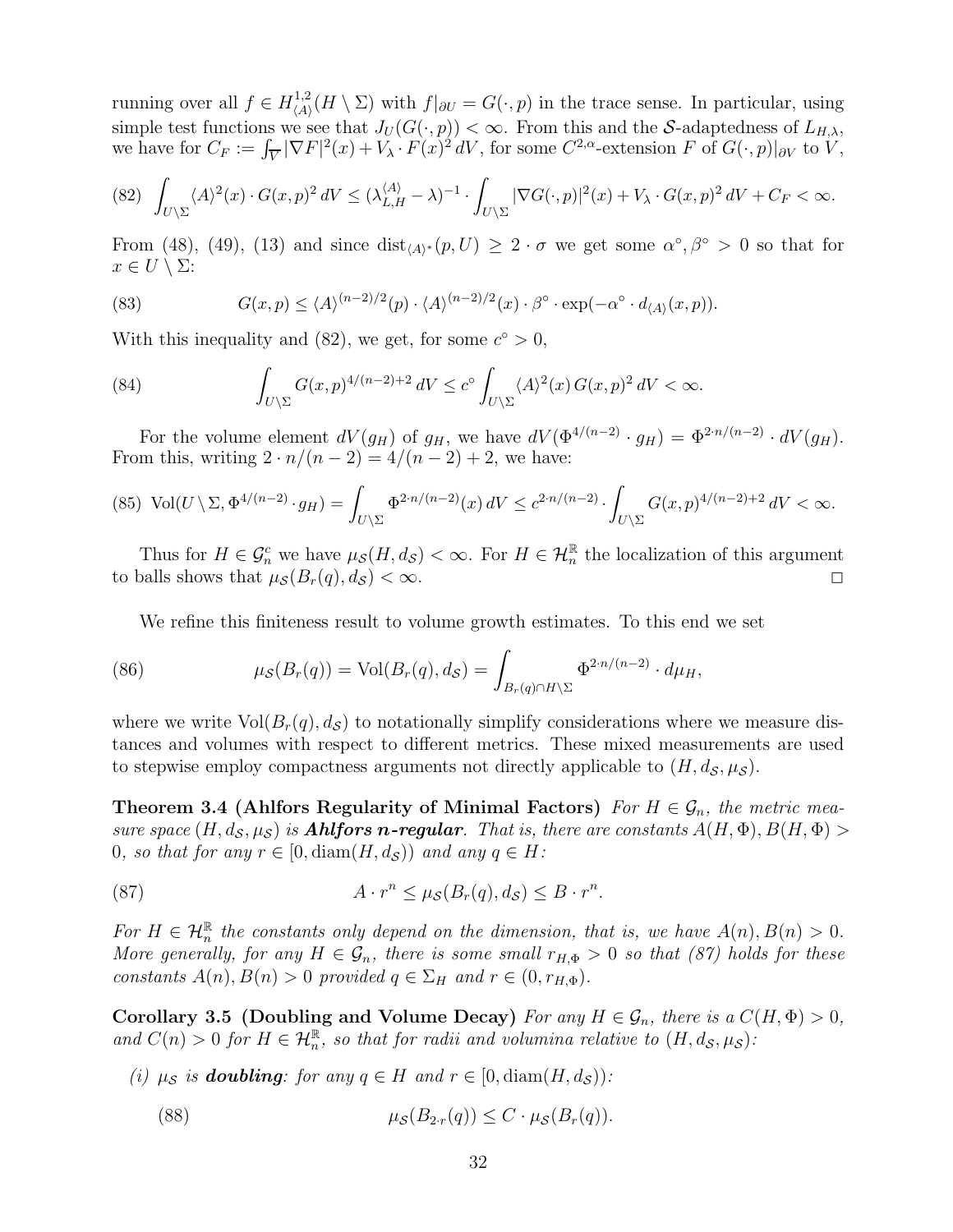running over all $f \in H^{1,2}_{\langle A \rangle}(H \setminus \Sigma)$ with $f|_{\partial U} = G(\cdot, p)$ in the trace sense. In particular, using simple test functions we see that $J_U(G(\cdot,p)) < \infty$. From this and the $\mathcal{S}$-adaptedness of $L_{H,\lambda}$, we have for $C_F := \int_V |\nabla F|^2(x) + V_\lambda \cdot F(x)^2 \, dV$, for some $C^{2,\alpha}$-extension $F$ of $G(\cdot,p)|_{\partial V}$ to $V$,

$$\text{(82)} \quad \int_{U \setminus \Sigma} \langle A \rangle^2(x) \cdot G(x,p)^2 \, dV \leq (\lambda^{\langle A \rangle}_{L,H} - \lambda)^{-1} \cdot \int_{U \setminus \Sigma} |\nabla G(\cdot,p)|^2(x) + V_\lambda \cdot G(x,p)^2 \, dV + C_F < \infty.$$

From (48), (49), (13) and since $\operatorname{dist}_{\langle A \rangle^*}(p, U) \geq 2 \cdot \sigma$ we get some $\alpha^\circ, \beta^\circ > 0$ so that for $x \in U \setminus \Sigma$:

$$\text{(83)} \qquad G(x,p) \leq \langle A \rangle^{(n-2)/2}(p) \cdot \langle A \rangle^{(n-2)/2}(x) \cdot \beta^\circ \cdot \exp(-\alpha^\circ \cdot d_{\langle A \rangle}(x,p)).$$

With this inequality and (82), we get, for some $c^\circ > 0$,

$$\text{(84)} \qquad \int_{U \setminus \Sigma} G(x,p)^{4/(n-2)+2} \, dV \leq c^\circ \int_{U \setminus \Sigma} \langle A \rangle^2(x) \, G(x,p)^2 \, dV < \infty.$$

For the volume element $dV(g_H)$ of $g_H$, we have $dV(\Phi^{4/(n-2)} \cdot g_H) = \Phi^{2 \cdot n/(n-2)} \cdot dV(g_H)$. From this, writing $2 \cdot n/(n-2) = 4/(n-2) + 2$, we have:

$$\text{(85)} \quad \operatorname{Vol}(U \setminus \Sigma, \Phi^{4/(n-2)} \cdot g_H) = \int_{U \setminus \Sigma} \Phi^{2 \cdot n/(n-2)}(x) \, dV \leq c^{2 \cdot n/(n-2)} \cdot \int_{U \setminus \Sigma} G(x,p)^{4/(n-2)+2} \, dV < \infty.$$

Thus for $H \in \mathcal{G}^c_n$ we have $\mu_{\mathcal{S}}(H, d_{\mathcal{S}}) < \infty$. For $H \in \mathcal{H}^{\mathbb{R}}_n$ the localization of this argument to balls shows that $\mu_{\mathcal{S}}(B_r(q), d_{\mathcal{S}}) < \infty$. $\square$

We refine this finiteness result to volume growth estimates. To this end we set

$$\text{(86)} \qquad \mu_{\mathcal{S}}(B_r(q)) = \operatorname{Vol}(B_r(q), d_{\mathcal{S}}) = \int_{B_r(q) \cap H \setminus \Sigma} \Phi^{2 \cdot n/(n-2)} \cdot d\mu_H,$$

where we write $\operatorname{Vol}(B_r(q), d_{\mathcal{S}})$ to notationally simplify considerations where we measure distances and volumes with respect to different metrics. These mixed measurements are used to stepwise employ compactness arguments not directly applicable to $(H, d_{\mathcal{S}}, \mu_{\mathcal{S}})$.

**Theorem 3.4 (Ahlfors Regularity of Minimal Factors)** *For $H \in \mathcal{G}_n$, the metric measure space $(H, d_{\mathcal{S}}, \mu_{\mathcal{S}})$ is **Ahlfors n-regular**. That is, there are constants $A(H,\Phi), B(H,\Phi) > 0$, so that for any $r \in [0, \operatorname{diam}(H, d_{\mathcal{S}}))$ and any $q \in H$:*

$$\text{(87)} \qquad A \cdot r^n \leq \mu_{\mathcal{S}}(B_r(q), d_{\mathcal{S}}) \leq B \cdot r^n.$$

*For $H \in \mathcal{H}^{\mathbb{R}}_n$ the constants only depend on the dimension, that is, we have $A(n), B(n) > 0$. More generally, for any $H \in \mathcal{G}_n$, there is some small $r_{H,\Phi} > 0$ so that (87) holds for these constants $A(n), B(n) > 0$ provided $q \in \Sigma_H$ and $r \in (0, r_{H,\Phi})$.*

**Corollary 3.5 (Doubling and Volume Decay)** *For any $H \in \mathcal{G}_n$, there is a $C(H,\Phi) > 0$, and $C(n) > 0$ for $H \in \mathcal{H}^{\mathbb{R}}_n$, so that for radii and volumina relative to $(H, d_{\mathcal{S}}, \mu_{\mathcal{S}})$:*

*(i) $\mu_{\mathcal{S}}$ is **doubling**: for any $q \in H$ and $r \in [0, \operatorname{diam}(H, d_{\mathcal{S}}))$:*

$$\text{(88)} \qquad \mu_{\mathcal{S}}(B_{2 \cdot r}(q)) \leq C \cdot \mu_{\mathcal{S}}(B_r(q)).$$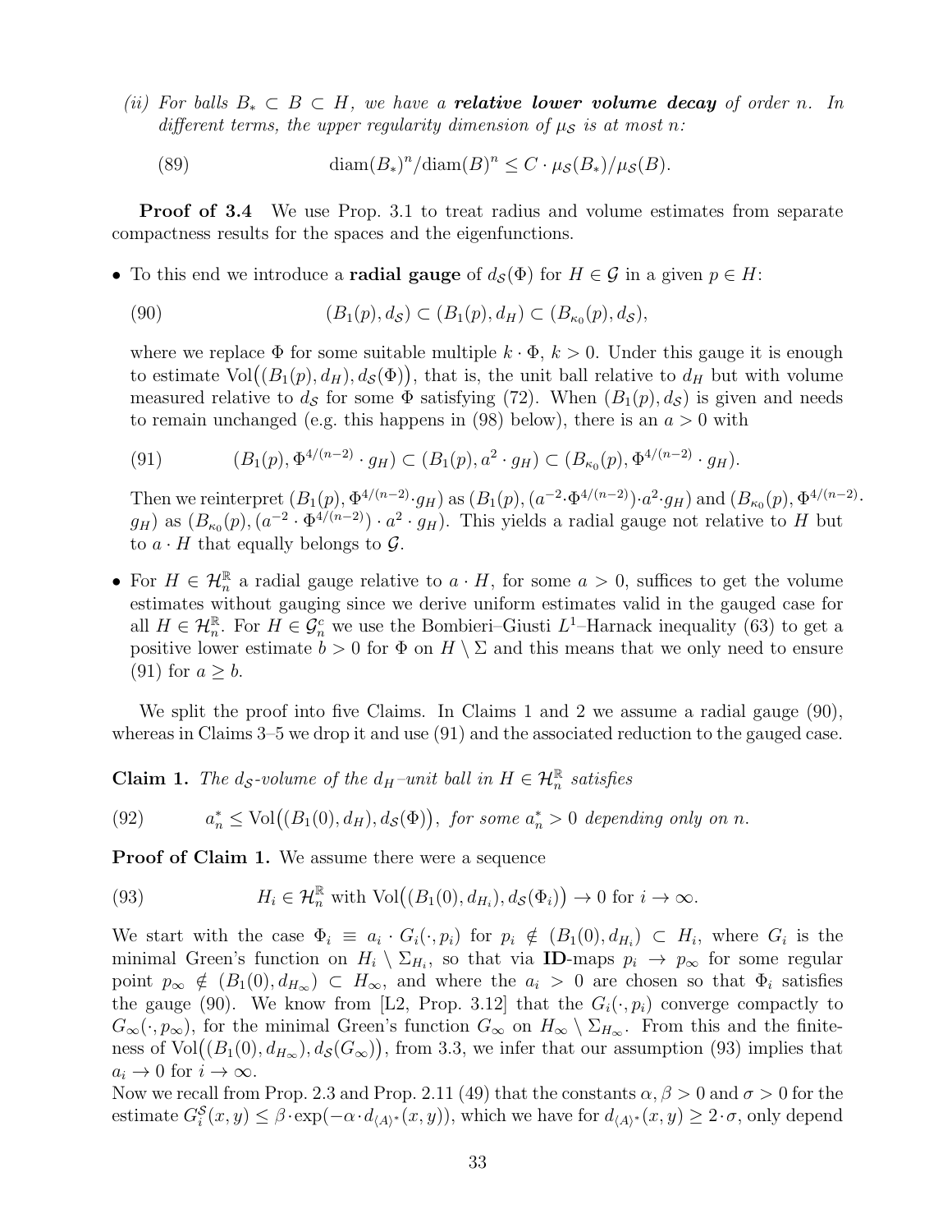*(ii) For balls $B_* \subset B \subset H$, we have a **relative lower volume decay** of order $n$. In different terms, the upper regularity dimension of $\mu_{\mathcal{S}}$ is at most $n$:*

$$\operatorname{diam}(B_*)^n / \operatorname{diam}(B)^n \leq C \cdot \mu_{\mathcal{S}}(B_*)/\mu_{\mathcal{S}}(B). \tag{89}$$

**Proof of 3.4** We use Prop. 3.1 to treat radius and volume estimates from separate compactness results for the spaces and the eigenfunctions.

- To this end we introduce a **radial gauge** of $d_{\mathcal{S}}(\Phi)$ for $H \in \mathcal{G}$ in a given $p \in H$:

  $$(B_1(p), d_{\mathcal{S}}) \subset (B_1(p), d_H) \subset (B_{\kappa_0}(p), d_{\mathcal{S}}), \tag{90}$$

  where we replace $\Phi$ for some suitable multiple $k \cdot \Phi$, $k > 0$. Under this gauge it is enough to estimate $\operatorname{Vol}\big((B_1(p), d_H), d_{\mathcal{S}}(\Phi)\big)$, that is, the unit ball relative to $d_H$ but with volume measured relative to $d_{\mathcal{S}}$ for some $\Phi$ satisfying (72). When $(B_1(p), d_{\mathcal{S}})$ is given and needs to remain unchanged (e.g. this happens in (98) below), there is an $a > 0$ with

  $$(B_1(p), \Phi^{4/(n-2)} \cdot g_H) \subset (B_1(p), a^2 \cdot g_H) \subset (B_{\kappa_0}(p), \Phi^{4/(n-2)} \cdot g_H). \tag{91}$$

  Then we reinterpret $(B_1(p), \Phi^{4/(n-2)} \cdot g_H)$ as $(B_1(p), (a^{-2} \cdot \Phi^{4/(n-2)}) \cdot a^2 \cdot g_H)$ and $(B_{\kappa_0}(p), \Phi^{4/(n-2)} \cdot g_H)$ as $(B_{\kappa_0}(p), (a^{-2} \cdot \Phi^{4/(n-2)}) \cdot a^2 \cdot g_H)$. This yields a radial gauge not relative to $H$ but to $a \cdot H$ that equally belongs to $\mathcal{G}$.

- For $H \in \mathcal{H}^{\mathbb{R}}_n$ a radial gauge relative to $a \cdot H$, for some $a > 0$, suffices to get the volume estimates without gauging since we derive uniform estimates valid in the gauged case for all $H \in \mathcal{H}^{\mathbb{R}}_n$. For $H \in \mathcal{G}^c_n$ we use the Bombieri–Giusti $L^1$–Harnack inequality (63) to get a positive lower estimate $b > 0$ for $\Phi$ on $H \setminus \Sigma$ and this means that we only need to ensure (91) for $a \geq b$.

We split the proof into five Claims. In Claims 1 and 2 we assume a radial gauge (90), whereas in Claims 3–5 we drop it and use (91) and the associated reduction to the gauged case.

**Claim 1.** *The $d_{\mathcal{S}}$-volume of the $d_H$–unit ball in $H \in \mathcal{H}^{\mathbb{R}}_n$ satisfies*

$$a^*_n \leq \operatorname{Vol}\big((B_1(0), d_H), d_{\mathcal{S}}(\Phi)\big), \text{ for some } a^*_n > 0 \text{ depending only on } n. \tag{92}$$

**Proof of Claim 1.** We assume there were a sequence

$$H_i \in \mathcal{H}^{\mathbb{R}}_n \text{ with } \operatorname{Vol}\big((B_1(0), d_{H_i}), d_{\mathcal{S}}(\Phi_i)\big) \to 0 \text{ for } i \to \infty. \tag{93}$$

We start with the case $\Phi_i \equiv a_i \cdot G_i(\cdot, p_i)$ for $p_i \notin (B_1(0), d_{H_i}) \subset H_i$, where $G_i$ is the minimal Green's function on $H_i \setminus \Sigma_{H_i}$, so that via **ID**-maps $p_i \to p_\infty$ for some regular point $p_\infty \notin (B_1(0), d_{H_\infty}) \subset H_\infty$, and where the $a_i > 0$ are chosen so that $\Phi_i$ satisfies the gauge (90). We know from [L2, Prop. 3.12] that the $G_i(\cdot, p_i)$ converge compactly to $G_\infty(\cdot, p_\infty)$, for the minimal Green's function $G_\infty$ on $H_\infty \setminus \Sigma_{H_\infty}$. From this and the finiteness of $\operatorname{Vol}\big((B_1(0), d_{H_\infty}), d_{\mathcal{S}}(G_\infty)\big)$, from 3.3, we infer that our assumption (93) implies that $a_i \to 0$ for $i \to \infty$.
Now we recall from Prop. 2.3 and Prop. 2.11 (49) that the constants $\alpha, \beta > 0$ and $\sigma > 0$ for the estimate $G^{\mathcal{S}}_i(x, y) \leq \beta \cdot \exp(-\alpha \cdot d_{\langle A \rangle^*}(x, y))$, which we have for $d_{\langle A \rangle^*}(x, y) \geq 2 \cdot \sigma$, only depend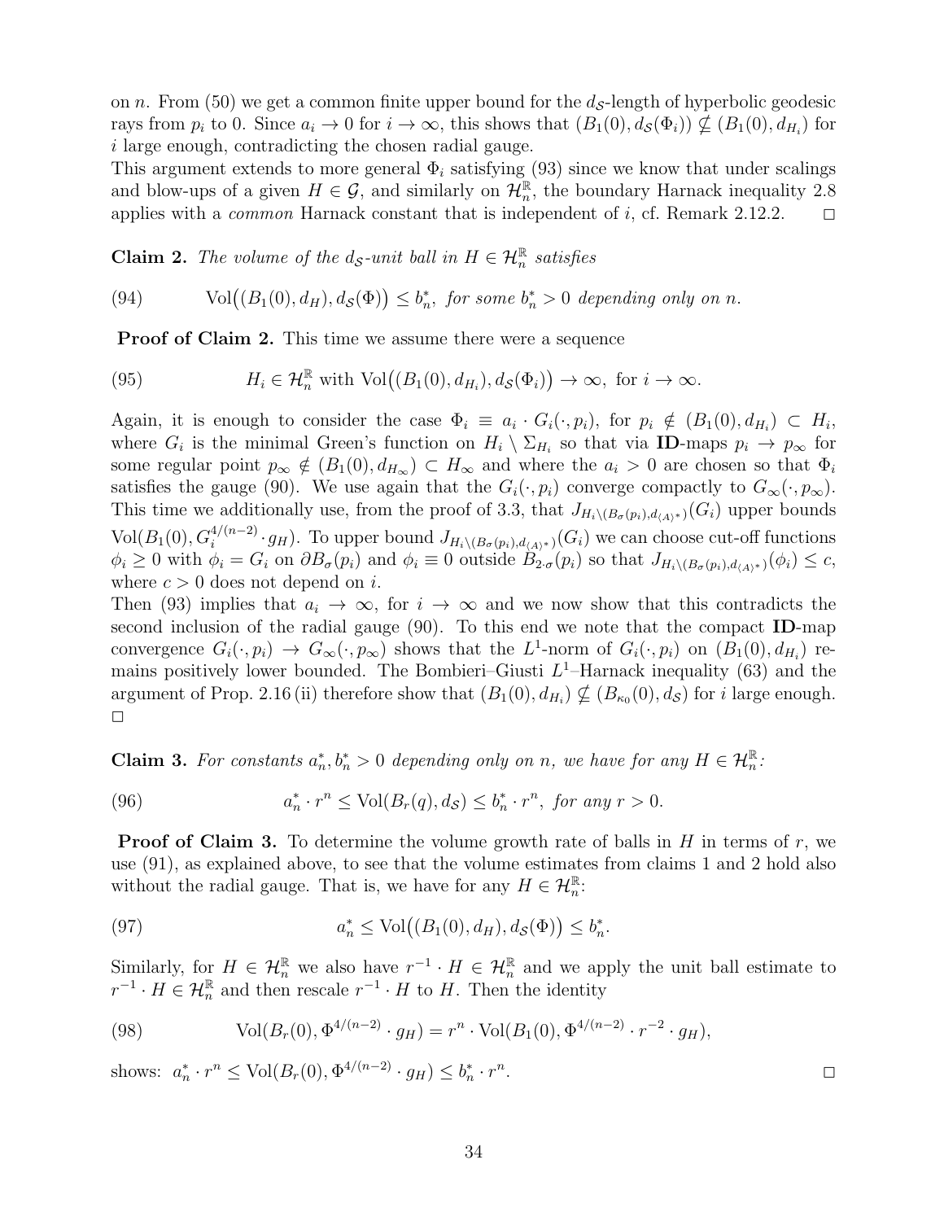on $n$. From (50) we get a common finite upper bound for the $d_{\mathcal{S}}$-length of hyperbolic geodesic rays from $p_i$ to 0. Since $a_i \to 0$ for $i \to \infty$, this shows that $(B_1(0), d_{\mathcal{S}}(\Phi_i)) \not\subseteq (B_1(0), d_{H_i})$ for $i$ large enough, contradicting the chosen radial gauge.

This argument extends to more general $\Phi_i$ satisfying (93) since we know that under scalings and blow-ups of a given $H \in \mathcal{G}$, and similarly on $\mathcal{H}^{\mathbb{R}}_n$, the boundary Harnack inequality 2.8 applies with a *common* Harnack constant that is independent of $i$, cf. Remark 2.12.2. $\square$

**Claim 2.** *The volume of the $d_{\mathcal{S}}$-unit ball in $H \in \mathcal{H}^{\mathbb{R}}_n$ satisfies*

$$\operatorname{Vol}\big((B_1(0), d_H), d_{\mathcal{S}}(\Phi)\big) \le b^*_n, \text{ for some } b^*_n > 0 \text{ depending only on } n. \tag{94}$$

**Proof of Claim 2.** This time we assume there were a sequence

$$H_i \in \mathcal{H}^{\mathbb{R}}_n \text{ with } \operatorname{Vol}\big((B_1(0), d_{H_i}), d_{\mathcal{S}}(\Phi_i)\big) \to \infty, \text{ for } i \to \infty. \tag{95}$$

Again, it is enough to consider the case $\Phi_i \equiv a_i \cdot G_i(\cdot, p_i)$, for $p_i \notin (B_1(0), d_{H_i}) \subset H_i$, where $G_i$ is the minimal Green's function on $H_i \setminus \Sigma_{H_i}$ so that via **ID**-maps $p_i \to p_\infty$ for some regular point $p_\infty \notin (B_1(0), d_{H_\infty}) \subset H_\infty$ and where the $a_i > 0$ are chosen so that $\Phi_i$ satisfies the gauge (90). We use again that the $G_i(\cdot, p_i)$ converge compactly to $G_\infty(\cdot, p_\infty)$. This time we additionally use, from the proof of 3.3, that $J_{H_i \setminus (B_\sigma(p_i), d_{\langle A \rangle^*})}(G_i)$ upper bounds $\operatorname{Vol}(B_1(0), G_i^{4/(n-2)} \cdot g_H)$. To upper bound $J_{H_i \setminus (B_\sigma(p_i), d_{\langle A \rangle^*})}(G_i)$ we can choose cut-off functions $\phi_i \ge 0$ with $\phi_i = G_i$ on $\partial B_\sigma(p_i)$ and $\phi_i \equiv 0$ outside $B_{2\cdot\sigma}(p_i)$ so that $J_{H_i \setminus (B_\sigma(p_i), d_{\langle A \rangle^*})}(\phi_i) \le c$, where $c > 0$ does not depend on $i$.

Then (93) implies that $a_i \to \infty$, for $i \to \infty$ and we now show that this contradicts the second inclusion of the radial gauge (90). To this end we note that the compact **ID**-map convergence $G_i(\cdot, p_i) \to G_\infty(\cdot, p_\infty)$ shows that the $L^1$-norm of $G_i(\cdot, p_i)$ on $(B_1(0), d_{H_i})$ remains positively lower bounded. The Bombieri–Giusti $L^1$–Harnack inequality (63) and the argument of Prop. 2.16 (ii) therefore show that $(B_1(0), d_{H_i}) \not\subseteq (B_{\kappa_0}(0), d_{\mathcal{S}})$ for $i$ large enough. $\square$

**Claim 3.** *For constants $a^*_n, b^*_n > 0$ depending only on $n$, we have for any $H \in \mathcal{H}^{\mathbb{R}}_n$:*

$$a^*_n \cdot r^n \le \operatorname{Vol}(B_r(q), d_{\mathcal{S}}) \le b^*_n \cdot r^n, \text{ for any } r > 0. \tag{96}$$

**Proof of Claim 3.** To determine the volume growth rate of balls in $H$ in terms of $r$, we use (91), as explained above, to see that the volume estimates from claims 1 and 2 hold also without the radial gauge. That is, we have for any $H \in \mathcal{H}^{\mathbb{R}}_n$:

$$a^*_n \le \operatorname{Vol}\big((B_1(0), d_H), d_{\mathcal{S}}(\Phi)\big) \le b^*_n. \tag{97}$$

Similarly, for $H \in \mathcal{H}^{\mathbb{R}}_n$ we also have $r^{-1} \cdot H \in \mathcal{H}^{\mathbb{R}}_n$ and we apply the unit ball estimate to $r^{-1} \cdot H \in \mathcal{H}^{\mathbb{R}}_n$ and then rescale $r^{-1} \cdot H$ to $H$. Then the identity

$$\operatorname{Vol}(B_r(0), \Phi^{4/(n-2)} \cdot g_H) = r^n \cdot \operatorname{Vol}(B_1(0), \Phi^{4/(n-2)} \cdot r^{-2} \cdot g_H), \tag{98}$$

shows: $a^*_n \cdot r^n \le \operatorname{Vol}(B_r(0), \Phi^{4/(n-2)} \cdot g_H) \le b^*_n \cdot r^n$. $\square$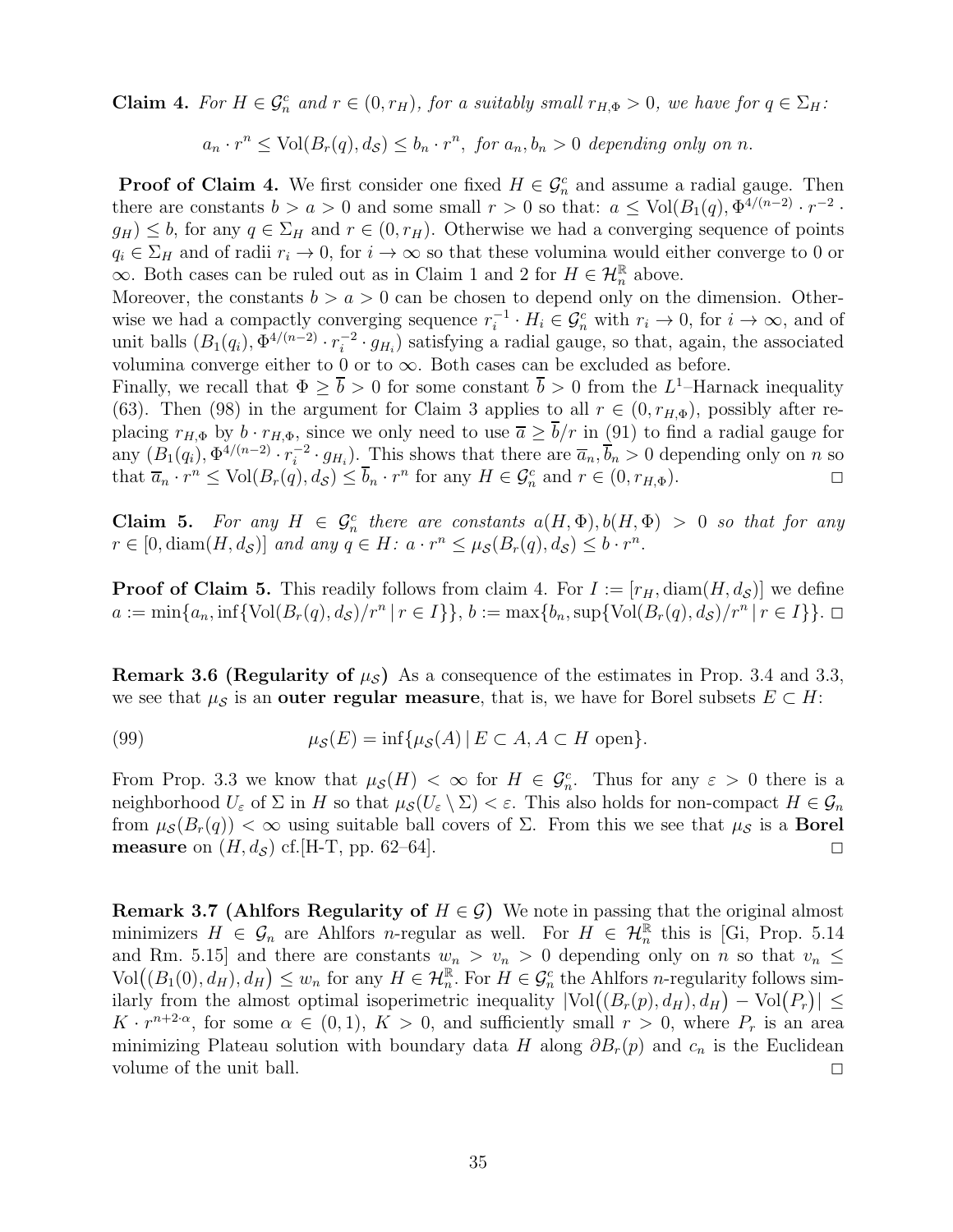**Claim 4.** *For $H \in \mathcal{G}^c_n$ and $r \in (0, r_H)$, for a suitably small $r_{H,\Phi} > 0$, we have for $q \in \Sigma_H$:*

$$a_n \cdot r^n \leq \mathrm{Vol}(B_r(q), d_{\mathcal{S}}) \leq b_n \cdot r^n, \text{ for } a_n, b_n > 0 \text{ depending only on } n.$$

**Proof of Claim 4.** We first consider one fixed $H \in \mathcal{G}^c_n$ and assume a radial gauge. Then there are constants $b > a > 0$ and some small $r > 0$ so that: $a \leq \mathrm{Vol}(B_1(q), \Phi^{4/(n-2)} \cdot r^{-2} \cdot g_H) \leq b$, for any $q \in \Sigma_H$ and $r \in (0, r_H)$. Otherwise we had a converging sequence of points $q_i \in \Sigma_H$ and of radii $r_i \to 0$, for $i \to \infty$ so that these volumina would either converge to 0 or $\infty$. Both cases can be ruled out as in Claim 1 and 2 for $H \in \mathcal{H}^{\mathbb{R}}_n$ above.
Moreover, the constants $b > a > 0$ can be chosen to depend only on the dimension. Otherwise we had a compactly converging sequence $r_i^{-1} \cdot H_i \in \mathcal{G}^c_n$ with $r_i \to 0$, for $i \to \infty$, and of unit balls $(B_1(q_i), \Phi^{4/(n-2)} \cdot r_i^{-2} \cdot g_{H_i})$ satisfying a radial gauge, so that, again, the associated volumina converge either to 0 or to $\infty$. Both cases can be excluded as before.
Finally, we recall that $\Phi \geq \overline{b} > 0$ for some constant $\overline{b} > 0$ from the $L^1$–Harnack inequality (63). Then (98) in the argument for Claim 3 applies to all $r \in (0, r_{H,\Phi})$, possibly after replacing $r_{H,\Phi}$ by $b \cdot r_{H,\Phi}$, since we only need to use $\overline{a} \geq \overline{b}/r$ in (91) to find a radial gauge for any $(B_1(q_i), \Phi^{4/(n-2)} \cdot r_i^{-2} \cdot g_{H_i})$. This shows that there are $\overline{a}_n, \overline{b}_n > 0$ depending only on $n$ so that $\overline{a}_n \cdot r^n \leq \mathrm{Vol}(B_r(q), d_{\mathcal{S}}) \leq \overline{b}_n \cdot r^n$ for any $H \in \mathcal{G}^c_n$ and $r \in (0, r_{H,\Phi})$. □

**Claim 5.** *For any $H \in \mathcal{G}^c_n$ there are constants $a(H, \Phi), b(H, \Phi) > 0$ so that for any $r \in [0, \mathrm{diam}(H, d_{\mathcal{S}})]$ and any $q \in H$: $a \cdot r^n \leq \mu_{\mathcal{S}}(B_r(q), d_{\mathcal{S}}) \leq b \cdot r^n$.*

**Proof of Claim 5.** This readily follows from claim 4. For $I := [r_H, \mathrm{diam}(H, d_{\mathcal{S}})]$ we define $a := \min\{a_n, \inf\{\mathrm{Vol}(B_r(q), d_{\mathcal{S}})/r^n \,|\, r \in I\}\}$, $b := \max\{b_n, \sup\{\mathrm{Vol}(B_r(q), d_{\mathcal{S}})/r^n \,|\, r \in I\}\}$. □

**Remark 3.6 (Regularity of $\mu_{\mathcal{S}}$)** As a consequence of the estimates in Prop. 3.4 and 3.3, we see that $\mu_{\mathcal{S}}$ is an **outer regular measure**, that is, we have for Borel subsets $E \subset H$:

$$\mu_{\mathcal{S}}(E) = \inf\{\mu_{\mathcal{S}}(A) \,|\, E \subset A, A \subset H \text{ open}\}. \tag{99}$$

From Prop. 3.3 we know that $\mu_{\mathcal{S}}(H) < \infty$ for $H \in \mathcal{G}^c_n$. Thus for any $\varepsilon > 0$ there is a neighborhood $U_\varepsilon$ of $\Sigma$ in $H$ so that $\mu_{\mathcal{S}}(U_\varepsilon \setminus \Sigma) < \varepsilon$. This also holds for non-compact $H \in \mathcal{G}_n$ from $\mu_{\mathcal{S}}(B_r(q)) < \infty$ using suitable ball covers of $\Sigma$. From this we see that $\mu_{\mathcal{S}}$ is a **Borel measure** on $(H, d_{\mathcal{S}})$ cf.[H-T, pp. 62–64]. □

**Remark 3.7 (Ahlfors Regularity of $H \in \mathcal{G}$)** We note in passing that the original almost minimizers $H \in \mathcal{G}_n$ are Ahlfors $n$-regular as well. For $H \in \mathcal{H}^{\mathbb{R}}_n$ this is [Gi, Prop. 5.14 and Rm. 5.15] and there are constants $w_n > v_n > 0$ depending only on $n$ so that $v_n \leq \mathrm{Vol}\big((B_1(0), d_H), d_H\big) \leq w_n$ for any $H \in \mathcal{H}^{\mathbb{R}}_n$. For $H \in \mathcal{G}^c_n$ the Ahlfors $n$-regularity follows similarly from the almost optimal isoperimetric inequality $|\mathrm{Vol}\big((B_r(p), d_H), d_H\big) - \mathrm{Vol}\big(P_r\big)| \leq K \cdot r^{n+2\cdot\alpha}$, for some $\alpha \in (0,1)$, $K > 0$, and sufficiently small $r > 0$, where $P_r$ is an area minimizing Plateau solution with boundary data $H$ along $\partial B_r(p)$ and $c_n$ is the Euclidean volume of the unit ball. □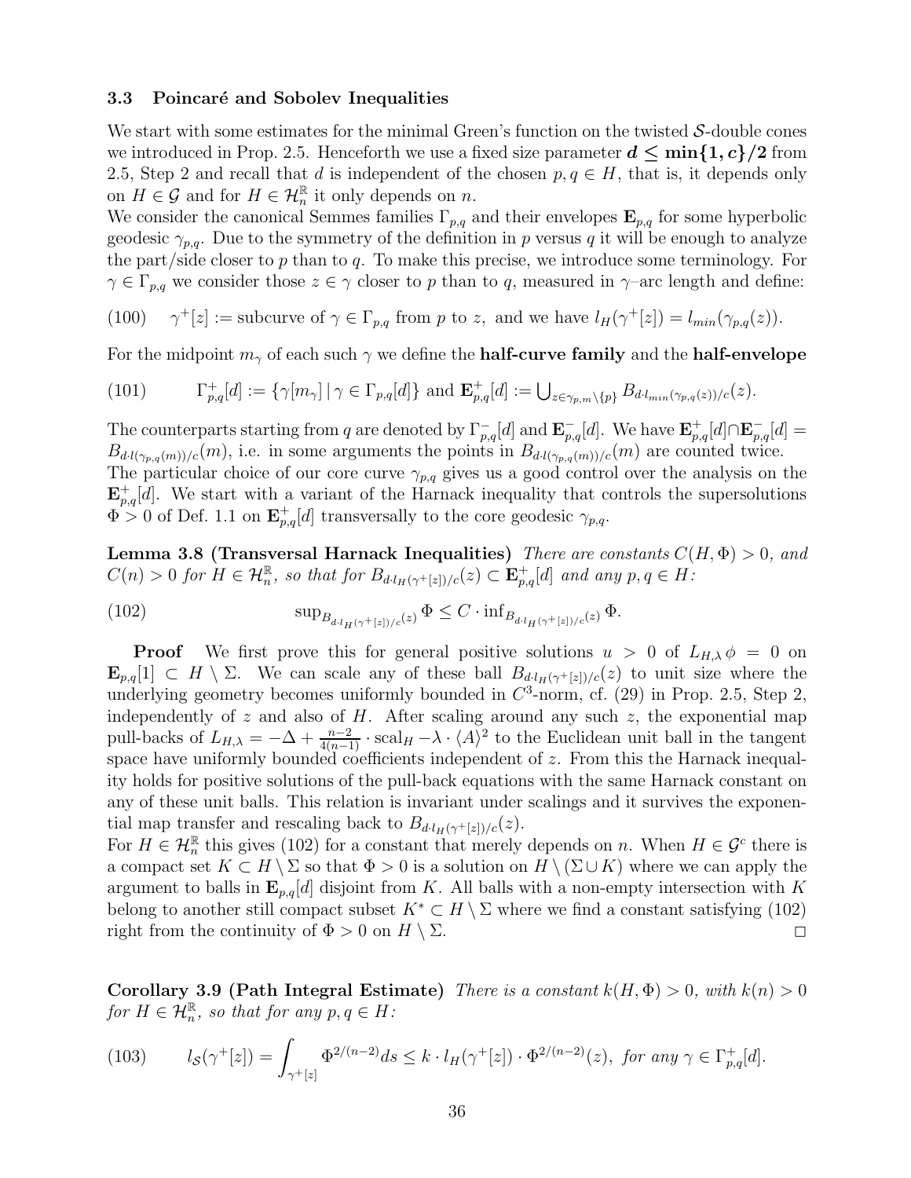### 3.3 Poincaré and Sobolev Inequalities

We start with some estimates for the minimal Green's function on the twisted $\mathcal{S}$-double cones we introduced in Prop. 2.5. Henceforth we use a fixed size parameter $\boldsymbol{d \leq \min\{1, c\}/2}$ from 2.5, Step 2 and recall that $d$ is independent of the chosen $p, q \in H$, that is, it depends only on $H \in \mathcal{G}$ and for $H \in \mathcal{H}^{\mathbb{R}}_n$ it only depends on $n$.

We consider the canonical Semmes families $\Gamma_{p,q}$ and their envelopes $\mathbf{E}_{p,q}$ for some hyperbolic geodesic $\gamma_{p,q}$. Due to the symmetry of the definition in $p$ versus $q$ it will be enough to analyze the part/side closer to $p$ than to $q$. To make this precise, we introduce some terminology. For $\gamma \in \Gamma_{p,q}$ we consider those $z \in \gamma$ closer to $p$ than to $q$, measured in $\gamma$–arc length and define:

$$\gamma^+[z] := \text{subcurve of } \gamma \in \Gamma_{p,q} \text{ from } p \text{ to } z, \text{ and we have } l_H(\gamma^+[z]) = l_{min}(\gamma_{p,q}(z)). \tag{100}$$

For the midpoint $m_\gamma$ of each such $\gamma$ we define the **half-curve family** and the **half-envelope**

$$\Gamma^+_{p,q}[d] := \{\gamma[m_\gamma] \,|\, \gamma \in \Gamma_{p,q}[d]\} \text{ and } \mathbf{E}^+_{p,q}[d] := \bigcup_{z \in \gamma_{p,m} \setminus \{p\}} B_{d \cdot l_{min}(\gamma_{p,q}(z))/c}(z). \tag{101}$$

The counterparts starting from $q$ are denoted by $\Gamma^-_{p,q}[d]$ and $\mathbf{E}^-_{p,q}[d]$. We have $\mathbf{E}^+_{p,q}[d] \cap \mathbf{E}^-_{p,q}[d] = B_{d \cdot l(\gamma_{p,q}(m))/c}(m)$, i.e. in some arguments the points in $B_{d \cdot l(\gamma_{p,q}(m))/c}(m)$ are counted twice.

The particular choice of our core curve $\gamma_{p,q}$ gives us a good control over the analysis on the $\mathbf{E}^+_{p,q}[d]$. We start with a variant of the Harnack inequality that controls the supersolutions $\Phi > 0$ of Def. 1.1 on $\mathbf{E}^+_{p,q}[d]$ transversally to the core geodesic $\gamma_{p,q}$.

**Lemma 3.8 (Transversal Harnack Inequalities)** *There are constants $C(H, \Phi) > 0$, and $C(n) > 0$ for $H \in \mathcal{H}^{\mathbb{R}}_n$, so that for $B_{d \cdot l_H(\gamma^+[z])/c}(z) \subset \mathbf{E}^+_{p,q}[d]$ and any $p, q \in H$:*

$$\sup_{B_{d \cdot l_H(\gamma^+[z])/c}(z)} \Phi \leq C \cdot \inf_{B_{d \cdot l_H(\gamma^+[z])/c}(z)} \Phi. \tag{102}$$

**Proof** We first prove this for general positive solutions $u > 0$ of $L_{H,\lambda}\,\phi = 0$ on $\mathbf{E}_{p,q}[1] \subset H \setminus \Sigma$. We can scale any of these ball $B_{d \cdot l_H(\gamma^+[z])/c}(z)$ to unit size where the underlying geometry becomes uniformly bounded in $C^3$-norm, cf. (29) in Prop. 2.5, Step 2, independently of $z$ and also of $H$. After scaling around any such $z$, the exponential map pull-backs of $L_{H,\lambda} = -\Delta + \frac{n-2}{4(n-1)} \cdot \mathrm{scal}_H - \lambda \cdot \langle A \rangle^2$ to the Euclidean unit ball in the tangent space have uniformly bounded coefficients independent of $z$. From this the Harnack inequality holds for positive solutions of the pull-back equations with the same Harnack constant on any of these unit balls. This relation is invariant under scalings and it survives the exponential map transfer and rescaling back to $B_{d \cdot l_H(\gamma^+[z])/c}(z)$.

For $H \in \mathcal{H}^{\mathbb{R}}_n$ this gives (102) for a constant that merely depends on $n$. When $H \in \mathcal{G}^c$ there is a compact set $K \subset H \setminus \Sigma$ so that $\Phi > 0$ is a solution on $H \setminus (\Sigma \cup K)$ where we can apply the argument to balls in $\mathbf{E}_{p,q}[d]$ disjoint from $K$. All balls with a non-empty intersection with $K$ belong to another still compact subset $K^* \subset H \setminus \Sigma$ where we find a constant satisfying (102) right from the continuity of $\Phi > 0$ on $H \setminus \Sigma$. $\square$

**Corollary 3.9 (Path Integral Estimate)** *There is a constant $k(H, \Phi) > 0$, with $k(n) > 0$ for $H \in \mathcal{H}^{\mathbb{R}}_n$, so that for any $p, q \in H$:*

$$l_{\mathcal{S}}(\gamma^+[z]) = \int_{\gamma^+[z]} \Phi^{2/(n-2)} ds \leq k \cdot l_H(\gamma^+[z]) \cdot \Phi^{2/(n-2)}(z), \text{ for any } \gamma \in \Gamma^+_{p,q}[d]. \tag{103}$$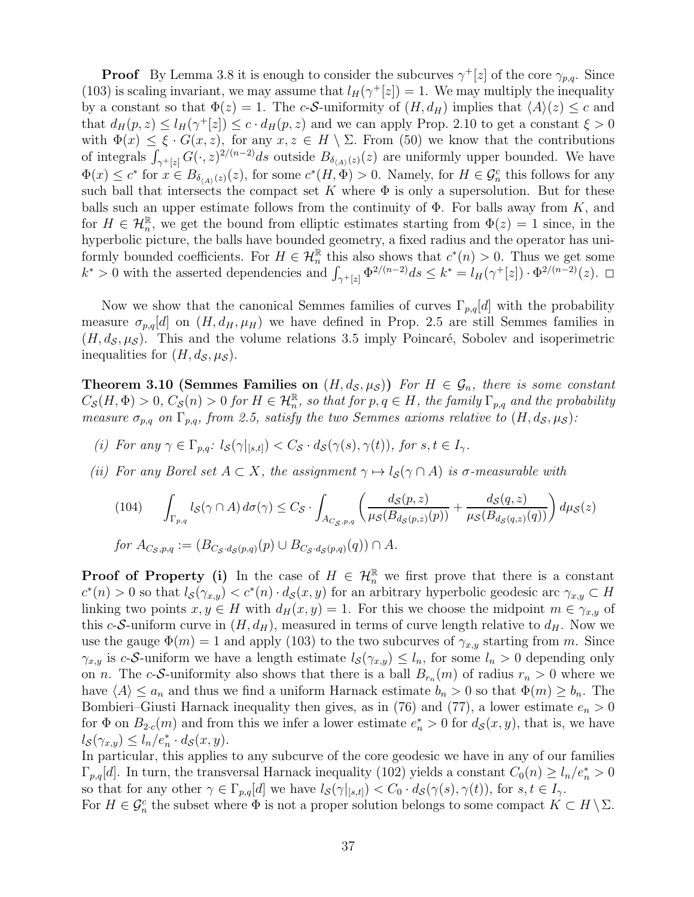**Proof** By Lemma 3.8 it is enough to consider the subcurves $\gamma^+[z]$ of the core $\gamma_{p,q}$. Since (103) is scaling invariant, we may assume that $l_H(\gamma^+[z]) = 1$. We may multiply the inequality by a constant so that $\Phi(z) = 1$. The $c$-$\mathcal{S}$-uniformity of $(H, d_H)$ implies that $\langle A \rangle(z) \le c$ and that $d_H(p, z) \le l_H(\gamma^+[z]) \le c \cdot d_H(p, z)$ and we can apply Prop. 2.10 to get a constant $\xi > 0$ with $\Phi(x) \le \xi \cdot G(x, z)$, for any $x, z \in H \setminus \Sigma$. From (50) we know that the contributions of integrals $\int_{\gamma^+[z]} G(\cdot, z)^{2/(n-2)} ds$ outside $B_{\delta_{\langle A \rangle}(z)}(z)$ are uniformly upper bounded. We have $\Phi(x) \le c^*$ for $x \in B_{\delta_{\langle A \rangle}(z)}(z)$, for some $c^*(H, \Phi) > 0$. Namely, for $H \in \mathcal{G}_n^c$ this follows for any such ball that intersects the compact set $K$ where $\Phi$ is only a supersolution. But for these balls such an upper estimate follows from the continuity of $\Phi$. For balls away from $K$, and for $H \in \mathcal{H}_n^{\mathbb{R}}$, we get the bound from elliptic estimates starting from $\Phi(z) = 1$ since, in the hyperbolic picture, the balls have bounded geometry, a fixed radius and the operator has uniformly bounded coefficients. For $H \in \mathcal{H}_n^{\mathbb{R}}$ this also shows that $c^*(n) > 0$. Thus we get some $k^* > 0$ with the asserted dependencies and $\int_{\gamma^+[z]} \Phi^{2/(n-2)} ds \le k^* = l_H(\gamma^+[z]) \cdot \Phi^{2/(n-2)}(z)$. $\square$

Now we show that the canonical Semmes families of curves $\Gamma_{p,q}[d]$ with the probability measure $\sigma_{p,q}[d]$ on $(H, d_H, \mu_H)$ we have defined in Prop. 2.5 are still Semmes families in $(H, d_{\mathcal{S}}, \mu_{\mathcal{S}})$. This and the volume relations 3.5 imply Poincaré, Sobolev and isoperimetric inequalities for $(H, d_{\mathcal{S}}, \mu_{\mathcal{S}})$.

**Theorem 3.10 (Semmes Families on $(H, d_{\mathcal{S}}, \mu_{\mathcal{S}})$)** *For $H \in \mathcal{G}_n$, there is some constant $C_{\mathcal{S}}(H, \Phi) > 0$, $C_{\mathcal{S}}(n) > 0$ for $H \in \mathcal{H}_n^{\mathbb{R}}$, so that for $p, q \in H$, the family $\Gamma_{p,q}$ and the probability measure $\sigma_{p,q}$ on $\Gamma_{p,q}$, from 2.5, satisfy the two Semmes axioms relative to $(H, d_{\mathcal{S}}, \mu_{\mathcal{S}})$:*

*(i) For any $\gamma \in \Gamma_{p,q}$: $l_{\mathcal{S}}(\gamma|_{[s,t]}) < C_{\mathcal{S}} \cdot d_{\mathcal{S}}(\gamma(s), \gamma(t))$, for $s, t \in I_\gamma$.*

*(ii) For any Borel set $A \subset X$, the assignment $\gamma \mapsto l_{\mathcal{S}}(\gamma \cap A)$ is $\sigma$-measurable with*

$$\int_{\Gamma_{p,q}} l_{\mathcal{S}}(\gamma \cap A)\, d\sigma(\gamma) \le C_{\mathcal{S}} \cdot \int_{A_{C_{\mathcal{S}},p,q}} \left( \frac{d_{\mathcal{S}}(p, z)}{\mu_{\mathcal{S}}(B_{d_{\mathcal{S}}(p,z)}(p))} + \frac{d_{\mathcal{S}}(q, z)}{\mu_{\mathcal{S}}(B_{d_{\mathcal{S}}(q,z)}(q))} \right) d\mu_{\mathcal{S}}(z) \tag{104}$$

*for $A_{C_{\mathcal{S}},p,q} := (B_{C_{\mathcal{S}} \cdot d_{\mathcal{S}}(p,q)}(p) \cup B_{C_{\mathcal{S}} \cdot d_{\mathcal{S}}(p,q)}(q)) \cap A$.*

**Proof of Property (i)** In the case of $H \in \mathcal{H}_n^{\mathbb{R}}$ we first prove that there is a constant $c^*(n) > 0$ so that $l_{\mathcal{S}}(\gamma_{x,y}) < c^*(n) \cdot d_{\mathcal{S}}(x, y)$ for an arbitrary hyperbolic geodesic arc $\gamma_{x,y} \subset H$ linking two points $x, y \in H$ with $d_H(x, y) = 1$. For this we choose the midpoint $m \in \gamma_{x,y}$ of this $c$-$\mathcal{S}$-uniform curve in $(H, d_H)$, measured in terms of curve length relative to $d_H$. Now we use the gauge $\Phi(m) = 1$ and apply (103) to the two subcurves of $\gamma_{x,y}$ starting from $m$. Since $\gamma_{x,y}$ is $c$-$\mathcal{S}$-uniform we have a length estimate $l_{\mathcal{S}}(\gamma_{x,y}) \le l_n$, for some $l_n > 0$ depending only on $n$. The $c$-$\mathcal{S}$-uniformity also shows that there is a ball $B_{r_n}(m)$ of radius $r_n > 0$ where we have $\langle A \rangle \le a_n$ and thus we find a uniform Harnack estimate $b_n > 0$ so that $\Phi(m) \ge b_n$. The Bombieri–Giusti Harnack inequality then gives, as in (76) and (77), a lower estimate $e_n > 0$ for $\Phi$ on $B_{2 \cdot c}(m)$ and from this we infer a lower estimate $e_n^* > 0$ for $d_{\mathcal{S}}(x, y)$, that is, we have $l_{\mathcal{S}}(\gamma_{x,y}) \le l_n / e_n^* \cdot d_{\mathcal{S}}(x, y)$.
In particular, this applies to any subcurve of the core geodesic we have in any of our families $\Gamma_{p,q}[d]$. In turn, the transversal Harnack inequality (102) yields a constant $C_0(n) \ge l_n / e_n^* > 0$ so that for any other $\gamma \in \Gamma_{p,q}[d]$ we have $l_{\mathcal{S}}(\gamma|_{[s,t]}) < C_0 \cdot d_{\mathcal{S}}(\gamma(s), \gamma(t))$, for $s, t \in I_\gamma$.
For $H \in \mathcal{G}_n^c$ the subset where $\Phi$ is not a proper solution belongs to some compact $K \subset H \setminus \Sigma$.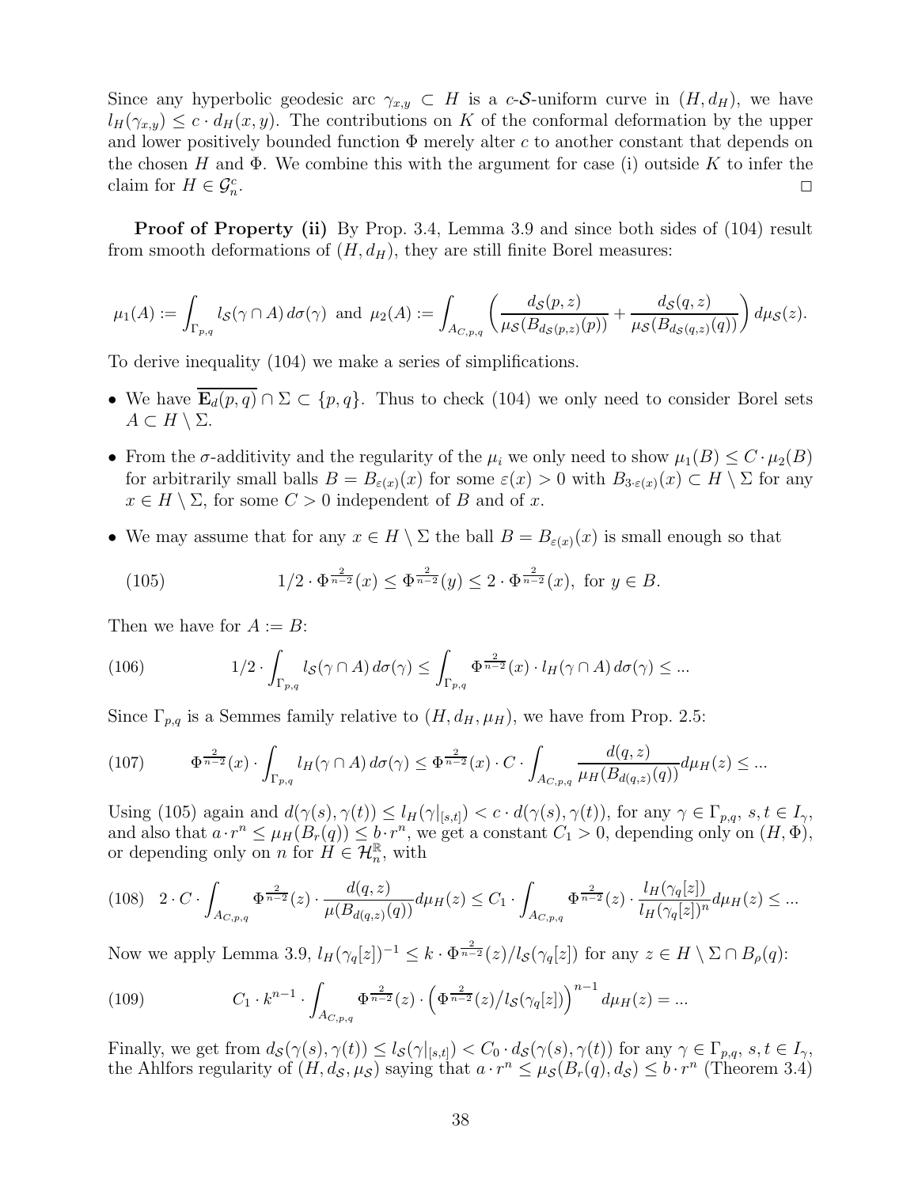Since any hyperbolic geodesic arc $\gamma_{x,y} \subset H$ is a $c$-$\mathcal{S}$-uniform curve in $(H, d_H)$, we have $l_H(\gamma_{x,y}) \leq c \cdot d_H(x, y)$. The contributions on $K$ of the conformal deformation by the upper and lower positively bounded function $\Phi$ merely alter $c$ to another constant that depends on the chosen $H$ and $\Phi$. We combine this with the argument for case (i) outside $K$ to infer the claim for $H \in \mathcal{G}_n^c$. $\square$

**Proof of Property (ii)** By Prop. 3.4, Lemma 3.9 and since both sides of (104) result from smooth deformations of $(H, d_H)$, they are still finite Borel measures:

$$\mu_1(A) := \int_{\Gamma_{p,q}} l_{\mathcal{S}}(\gamma \cap A)\, d\sigma(\gamma) \text{ and } \mu_2(A) := \int_{A_{C,p,q}} \left( \frac{d_{\mathcal{S}}(p,z)}{\mu_{\mathcal{S}}(B_{d_{\mathcal{S}}(p,z)}(p))} + \frac{d_{\mathcal{S}}(q,z)}{\mu_{\mathcal{S}}(B_{d_{\mathcal{S}}(q,z)}(q))} \right) d\mu_{\mathcal{S}}(z).$$

To derive inequality (104) we make a series of simplifications.

- We have $\overline{\mathbf{E}_d(p,q)} \cap \Sigma \subset \{p, q\}$. Thus to check (104) we only need to consider Borel sets $A \subset H \setminus \Sigma$.
- From the $\sigma$-additivity and the regularity of the $\mu_i$ we only need to show $\mu_1(B) \leq C \cdot \mu_2(B)$ for arbitrarily small balls $B = B_{\varepsilon(x)}(x)$ for some $\varepsilon(x) > 0$ with $B_{3\cdot\varepsilon(x)}(x) \subset H \setminus \Sigma$ for any $x \in H \setminus \Sigma$, for some $C > 0$ independent of $B$ and of $x$.
- We may assume that for any $x \in H \setminus \Sigma$ the ball $B = B_{\varepsilon(x)}(x)$ is small enough so that

$$1/2 \cdot \Phi^{\frac{2}{n-2}}(x) \leq \Phi^{\frac{2}{n-2}}(y) \leq 2 \cdot \Phi^{\frac{2}{n-2}}(x), \text{ for } y \in B. \tag{105}$$

Then we have for $A := B$:

$$1/2 \cdot \int_{\Gamma_{p,q}} l_{\mathcal{S}}(\gamma \cap A)\, d\sigma(\gamma) \leq \int_{\Gamma_{p,q}} \Phi^{\frac{2}{n-2}}(x) \cdot l_H(\gamma \cap A)\, d\sigma(\gamma) \leq \dots \tag{106}$$

Since $\Gamma_{p,q}$ is a Semmes family relative to $(H, d_H, \mu_H)$, we have from Prop. 2.5:

$$\Phi^{\frac{2}{n-2}}(x) \cdot \int_{\Gamma_{p,q}} l_H(\gamma \cap A)\, d\sigma(\gamma) \leq \Phi^{\frac{2}{n-2}}(x) \cdot C \cdot \int_{A_{C,p,q}} \frac{d(q,z)}{\mu_H(B_{d(q,z)}(q))} d\mu_H(z) \leq \dots \tag{107}$$

Using (105) again and $d(\gamma(s), \gamma(t)) \leq l_H(\gamma|_{[s,t]}) < c \cdot d(\gamma(s), \gamma(t))$, for any $\gamma \in \Gamma_{p,q}$, $s, t \in I_\gamma$, and also that $a \cdot r^n \leq \mu_H(B_r(q)) \leq b \cdot r^n$, we get a constant $C_1 > 0$, depending only on $(H, \Phi)$, or depending only on $n$ for $H \in \mathcal{H}_n^{\mathbb{R}}$, with

$$2 \cdot C \cdot \int_{A_{C,p,q}} \Phi^{\frac{2}{n-2}}(z) \cdot \frac{d(q,z)}{\mu(B_{d(q,z)}(q))} d\mu_H(z) \leq C_1 \cdot \int_{A_{C,p,q}} \Phi^{\frac{2}{n-2}}(z) \cdot \frac{l_H(\gamma_q[z])}{l_H(\gamma_q[z])^n} d\mu_H(z) \leq \dots \tag{108}$$

Now we apply Lemma 3.9, $l_H(\gamma_q[z])^{-1} \leq k \cdot \Phi^{\frac{2}{n-2}}(z)/l_{\mathcal{S}}(\gamma_q[z])$ for any $z \in H \setminus \Sigma \cap B_\rho(q)$:

$$C_1 \cdot k^{n-1} \cdot \int_{A_{C,p,q}} \Phi^{\frac{2}{n-2}}(z) \cdot \left( \Phi^{\frac{2}{n-2}}(z) / l_{\mathcal{S}}(\gamma_q[z]) \right)^{n-1} d\mu_H(z) = \dots \tag{109}$$

Finally, we get from $d_{\mathcal{S}}(\gamma(s), \gamma(t)) \leq l_{\mathcal{S}}(\gamma|_{[s,t]}) < C_0 \cdot d_{\mathcal{S}}(\gamma(s), \gamma(t))$ for any $\gamma \in \Gamma_{p,q}$, $s, t \in I_\gamma$, the Ahlfors regularity of $(H, d_{\mathcal{S}}, \mu_{\mathcal{S}})$ saying that $a \cdot r^n \leq \mu_{\mathcal{S}}(B_r(q), d_{\mathcal{S}}) \leq b \cdot r^n$ (Theorem 3.4)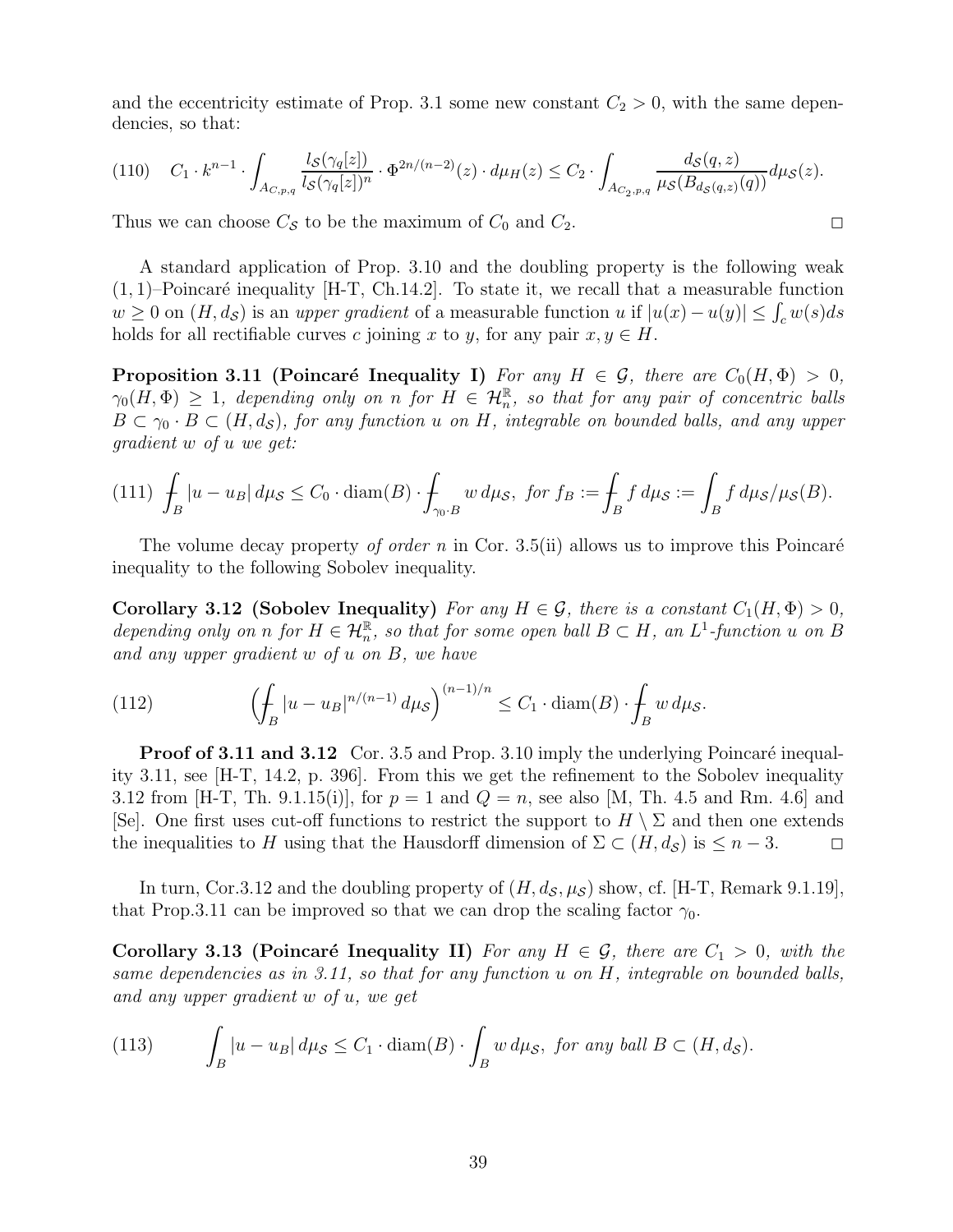and the eccentricity estimate of Prop. 3.1 some new constant $C_2 > 0$, with the same dependencies, so that:

$$(110)\quad C_1 \cdot k^{n-1} \cdot \int_{A_{C,p,q}} \frac{l_{\mathcal{S}}(\gamma_q[z])}{l_{\mathcal{S}}(\gamma_q[z])^n} \cdot \Phi^{2n/(n-2)}(z) \cdot d\mu_H(z) \leq C_2 \cdot \int_{A_{C_2,p,q}} \frac{d_{\mathcal{S}}(q,z)}{\mu_{\mathcal{S}}(B_{d_{\mathcal{S}}(q,z)}(q))} d\mu_{\mathcal{S}}(z).$$

Thus we can choose $C_{\mathcal{S}}$ to be the maximum of $C_0$ and $C_2$. $\square$

A standard application of Prop. 3.10 and the doubling property is the following weak $(1,1)$–Poincaré inequality [H-T, Ch.14.2]. To state it, we recall that a measurable function $w \geq 0$ on $(H, d_{\mathcal{S}})$ is an *upper gradient* of a measurable function $u$ if $|u(x) - u(y)| \leq \int_c w(s) ds$ holds for all rectifiable curves $c$ joining $x$ to $y$, for any pair $x, y \in H$.

**Proposition 3.11 (Poincaré Inequality I)** *For any $H \in \mathcal{G}$, there are $C_0(H, \Phi) > 0$, $\gamma_0(H, \Phi) \geq 1$, depending only on $n$ for $H \in \mathcal{H}^{\mathbb{R}}_n$, so that for any pair of concentric balls $B \subset \gamma_0 \cdot B \subset (H, d_{\mathcal{S}})$, for any function $u$ on $H$, integrable on bounded balls, and any upper gradient $w$ of $u$ we get:*

$$(111)\quad \fint_B |u - u_B| \, d\mu_{\mathcal{S}} \leq C_0 \cdot \mathrm{diam}(B) \cdot \fint_{\gamma_0 \cdot B} w \, d\mu_{\mathcal{S}}, \text{ for } f_B := \fint_B f \, d\mu_{\mathcal{S}} := \int_B f \, d\mu_{\mathcal{S}} / \mu_{\mathcal{S}}(B).$$

The volume decay property *of order* $n$ in Cor. 3.5(ii) allows us to improve this Poincaré inequality to the following Sobolev inequality.

**Corollary 3.12 (Sobolev Inequality)** *For any $H \in \mathcal{G}$, there is a constant $C_1(H, \Phi) > 0$, depending only on $n$ for $H \in \mathcal{H}^{\mathbb{R}}_n$, so that for some open ball $B \subset H$, an $L^1$-function $u$ on $B$ and any upper gradient $w$ of $u$ on $B$, we have*

$$(112)\qquad \Big( \fint_B |u - u_B|^{n/(n-1)} \, d\mu_{\mathcal{S}} \Big)^{(n-1)/n} \leq C_1 \cdot \mathrm{diam}(B) \cdot \fint_B w \, d\mu_{\mathcal{S}}.$$

**Proof of 3.11 and 3.12** Cor. 3.5 and Prop. 3.10 imply the underlying Poincaré inequality 3.11, see [H-T, 14.2, p. 396]. From this we get the refinement to the Sobolev inequality 3.12 from [H-T, Th. 9.1.15(i)], for $p = 1$ and $Q = n$, see also [M, Th. 4.5 and Rm. 4.6] and [Se]. One first uses cut-off functions to restrict the support to $H \setminus \Sigma$ and then one extends the inequalities to $H$ using that the Hausdorff dimension of $\Sigma \subset (H, d_{\mathcal{S}})$ is $\leq n - 3$. $\square$

In turn, Cor.3.12 and the doubling property of $(H, d_{\mathcal{S}}, \mu_{\mathcal{S}})$ show, cf. [H-T, Remark 9.1.19], that Prop.3.11 can be improved so that we can drop the scaling factor $\gamma_0$.

**Corollary 3.13 (Poincaré Inequality II)** *For any $H \in \mathcal{G}$, there are $C_1 > 0$, with the same dependencies as in 3.11, so that for any function $u$ on $H$, integrable on bounded balls, and any upper gradient $w$ of $u$, we get*

$$(113)\qquad \int_B |u - u_B| \, d\mu_{\mathcal{S}} \leq C_1 \cdot \mathrm{diam}(B) \cdot \int_B w \, d\mu_{\mathcal{S}}, \text{ for any ball } B \subset (H, d_{\mathcal{S}}).$$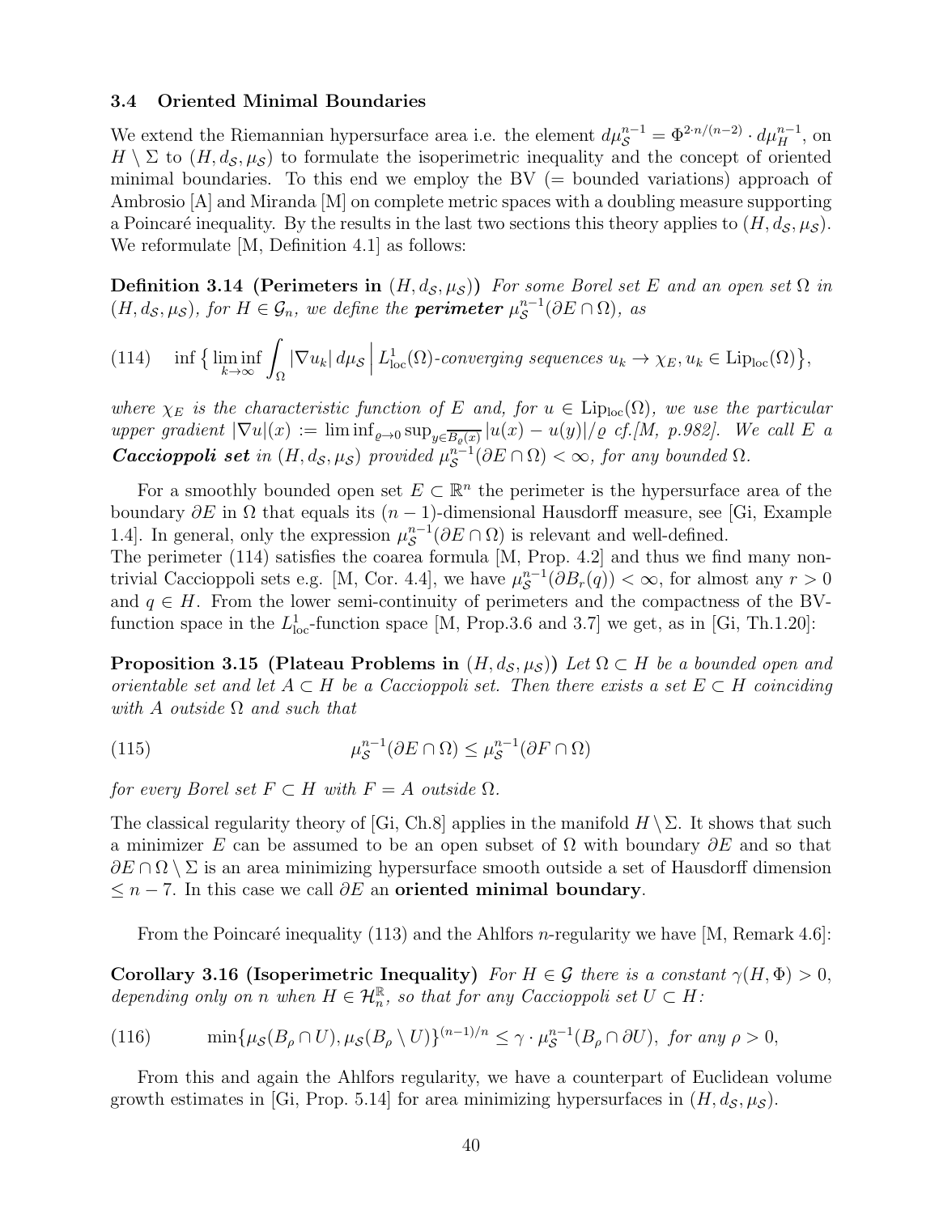### 3.4 Oriented Minimal Boundaries

We extend the Riemannian hypersurface area i.e. the element $d\mu_{\mathcal{S}}^{n-1} = \Phi^{2 \cdot n/(n-2)} \cdot d\mu_H^{n-1}$, on $H \setminus \Sigma$ to $(H, d_{\mathcal{S}}, \mu_{\mathcal{S}})$ to formulate the isoperimetric inequality and the concept of oriented minimal boundaries. To this end we employ the BV (= bounded variations) approach of Ambrosio [A] and Miranda [M] on complete metric spaces with a doubling measure supporting a Poincaré inequality. By the results in the last two sections this theory applies to $(H, d_{\mathcal{S}}, \mu_{\mathcal{S}})$. We reformulate [M, Definition 4.1] as follows:

**Definition 3.14 (Perimeters in $(H, d_{\mathcal{S}}, \mu_{\mathcal{S}})$)** *For some Borel set $E$ and an open set $\Omega$ in $(H, d_{\mathcal{S}}, \mu_{\mathcal{S}})$, for $H \in \mathcal{G}_n$, we define the **perimeter** $\mu_{\mathcal{S}}^{n-1}(\partial E \cap \Omega)$, as*

$$\text{(114)} \quad \inf \Big\{ \liminf_{k \to \infty} \int_\Omega |\nabla u_k| \, d\mu_{\mathcal{S}} \, \Big| \, L^1_{\text{loc}}(\Omega)\text{-converging sequences } u_k \to \chi_E, u_k \in \text{Lip}_{\text{loc}}(\Omega) \Big\},$$

*where $\chi_E$ is the characteristic function of $E$ and, for $u \in \text{Lip}_{\text{loc}}(\Omega)$, we use the particular upper gradient $|\nabla u|(x) := \liminf_{\varrho \to 0} \sup_{y \in \overline{B_\varrho(x)}} |u(x) - u(y)|/\varrho$ cf.[M, p.982]. We call $E$ a **Caccioppoli set** in $(H, d_{\mathcal{S}}, \mu_{\mathcal{S}})$ provided $\mu_{\mathcal{S}}^{n-1}(\partial E \cap \Omega) < \infty$, for any bounded $\Omega$.*

For a smoothly bounded open set $E \subset \mathbb{R}^n$ the perimeter is the hypersurface area of the boundary $\partial E$ in $\Omega$ that equals its $(n-1)$-dimensional Hausdorff measure, see [Gi, Example 1.4]. In general, only the expression $\mu_{\mathcal{S}}^{n-1}(\partial E \cap \Omega)$ is relevant and well-defined.
The perimeter (114) satisfies the coarea formula [M, Prop. 4.2] and thus we find many non-trivial Caccioppoli sets e.g. [M, Cor. 4.4], we have $\mu_{\mathcal{S}}^{n-1}(\partial B_r(q)) < \infty$, for almost any $r > 0$ and $q \in H$. From the lower semi-continuity of perimeters and the compactness of the BV-function space in the $L^1_{\text{loc}}$-function space [M, Prop.3.6 and 3.7] we get, as in [Gi, Th.1.20]:

**Proposition 3.15 (Plateau Problems in $(H, d_{\mathcal{S}}, \mu_{\mathcal{S}})$)** *Let $\Omega \subset H$ be a bounded open and orientable set and let $A \subset H$ be a Caccioppoli set. Then there exists a set $E \subset H$ coinciding with $A$ outside $\Omega$ and such that*

$$\text{(115)} \qquad \mu_{\mathcal{S}}^{n-1}(\partial E \cap \Omega) \le \mu_{\mathcal{S}}^{n-1}(\partial F \cap \Omega)$$

*for every Borel set $F \subset H$ with $F = A$ outside $\Omega$.*

The classical regularity theory of [Gi, Ch.8] applies in the manifold $H \setminus \Sigma$. It shows that such a minimizer $E$ can be assumed to be an open subset of $\Omega$ with boundary $\partial E$ and so that $\partial E \cap \Omega \setminus \Sigma$ is an area minimizing hypersurface smooth outside a set of Hausdorff dimension $\le n - 7$. In this case we call $\partial E$ an **oriented minimal boundary**.

From the Poincaré inequality (113) and the Ahlfors $n$-regularity we have [M, Remark 4.6]:

**Corollary 3.16 (Isoperimetric Inequality)** *For $H \in \mathcal{G}$ there is a constant $\gamma(H, \Phi) > 0$, depending only on $n$ when $H \in \mathcal{H}_n^{\mathbb{R}}$, so that for any Caccioppoli set $U \subset H$:*

$$\text{(116)} \qquad \min\{\mu_{\mathcal{S}}(B_\rho \cap U), \mu_{\mathcal{S}}(B_\rho \setminus U)\}^{(n-1)/n} \le \gamma \cdot \mu_{\mathcal{S}}^{n-1}(B_\rho \cap \partial U), \text{ for any } \rho > 0,$$

From this and again the Ahlfors regularity, we have a counterpart of Euclidean volume growth estimates in [Gi, Prop. 5.14] for area minimizing hypersurfaces in $(H, d_{\mathcal{S}}, \mu_{\mathcal{S}})$.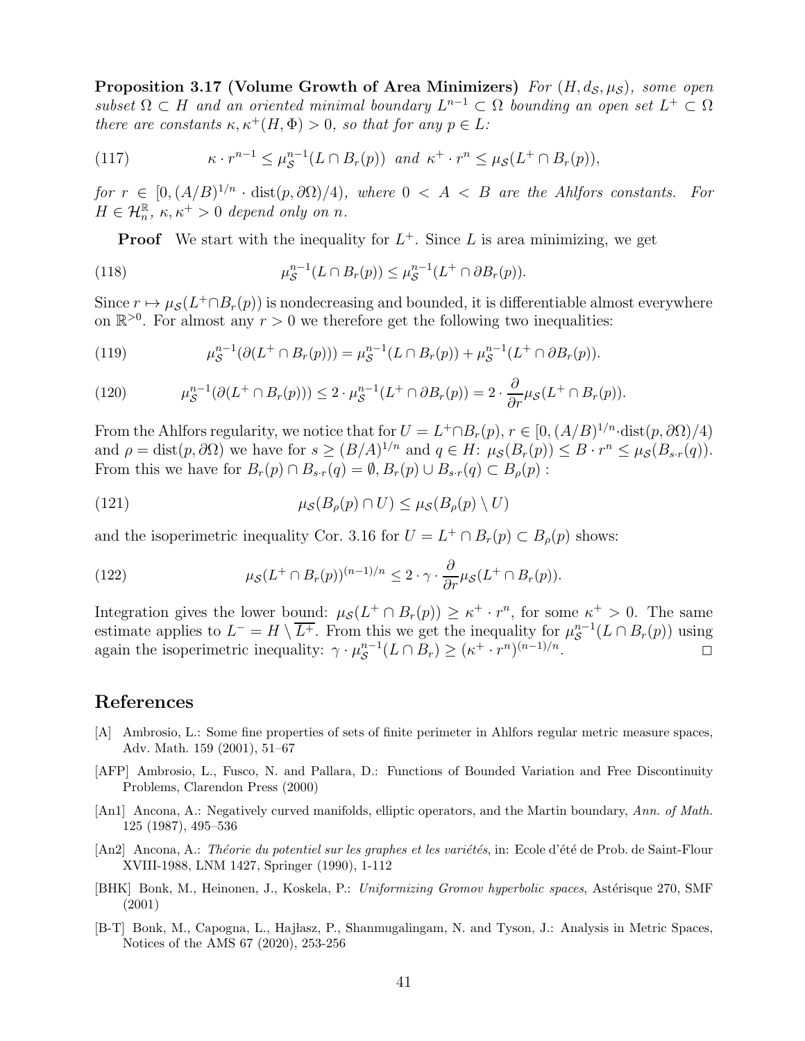**Proposition 3.17 (Volume Growth of Area Minimizers)** *For $(H, d_{\mathcal{S}}, \mu_{\mathcal{S}})$, some open subset $\Omega \subset H$ and an oriented minimal boundary $L^{n-1} \subset \Omega$ bounding an open set $L^+ \subset \Omega$ there are constants $\kappa, \kappa^+(H, \Phi) > 0$, so that for any $p \in L$:*

$$\kappa \cdot r^{n-1} \leq \mu_{\mathcal{S}}^{n-1}(L \cap B_r(p)) \text{ and } \kappa^+ \cdot r^n \leq \mu_{\mathcal{S}}(L^+ \cap B_r(p)), \tag{117}$$

*for $r \in [0, (A/B)^{1/n} \cdot \operatorname{dist}(p, \partial\Omega)/4)$, where $0 < A < B$ are the Ahlfors constants. For $H \in \mathcal{H}_n^{\mathbb{R}}$, $\kappa, \kappa^+ > 0$ depend only on $n$.*

**Proof** We start with the inequality for $L^+$. Since $L$ is area minimizing, we get

$$\mu_{\mathcal{S}}^{n-1}(L \cap B_r(p)) \leq \mu_{\mathcal{S}}^{n-1}(L^+ \cap \partial B_r(p)). \tag{118}$$

Since $r \mapsto \mu_{\mathcal{S}}(L^+ \cap B_r(p))$ is nondecreasing and bounded, it is differentiable almost everywhere on $\mathbb{R}^{>0}$. For almost any $r > 0$ we therefore get the following two inequalities:

$$\mu_{\mathcal{S}}^{n-1}(\partial(L^+ \cap B_r(p))) = \mu_{\mathcal{S}}^{n-1}(L \cap B_r(p)) + \mu_{\mathcal{S}}^{n-1}(L^+ \cap \partial B_r(p)). \tag{119}$$

$$\mu_{\mathcal{S}}^{n-1}(\partial(L^+ \cap B_r(p))) \leq 2 \cdot \mu_{\mathcal{S}}^{n-1}(L^+ \cap \partial B_r(p)) = 2 \cdot \frac{\partial}{\partial r}\mu_{\mathcal{S}}(L^+ \cap B_r(p)). \tag{120}$$

From the Ahlfors regularity, we notice that for $U = L^+ \cap B_r(p)$, $r \in [0, (A/B)^{1/n} \cdot \operatorname{dist}(p, \partial\Omega)/4)$ and $\rho = \operatorname{dist}(p, \partial\Omega)$ we have for $s \geq (B/A)^{1/n}$ and $q \in H$: $\mu_{\mathcal{S}}(B_r(p)) \leq B \cdot r^n \leq \mu_{\mathcal{S}}(B_{s \cdot r}(q))$. From this we have for $B_r(p) \cap B_{s \cdot r}(q) = \emptyset$, $B_r(p) \cup B_{s \cdot r}(q) \subset B_\rho(p)$ :

$$\mu_{\mathcal{S}}(B_\rho(p) \cap U) \leq \mu_{\mathcal{S}}(B_\rho(p) \setminus U) \tag{121}$$

and the isoperimetric inequality Cor. 3.16 for $U = L^+ \cap B_r(p) \subset B_\rho(p)$ shows:

$$\mu_{\mathcal{S}}(L^+ \cap B_r(p))^{(n-1)/n} \leq 2 \cdot \gamma \cdot \frac{\partial}{\partial r}\mu_{\mathcal{S}}(L^+ \cap B_r(p)). \tag{122}$$

Integration gives the lower bound: $\mu_{\mathcal{S}}(L^+ \cap B_r(p)) \geq \kappa^+ \cdot r^n$, for some $\kappa^+ > 0$. The same estimate applies to $L^- = H \setminus \overline{L^+}$. From this we get the inequality for $\mu_{\mathcal{S}}^{n-1}(L \cap B_r(p))$ using again the isoperimetric inequality: $\gamma \cdot \mu_{\mathcal{S}}^{n-1}(L \cap B_r) \geq (\kappa^+ \cdot r^n)^{(n-1)/n}$. $\square$

# References

[A] Ambrosio, L.: Some fine properties of sets of finite perimeter in Ahlfors regular metric measure spaces, Adv. Math. 159 (2001), 51–67

[AFP] Ambrosio, L., Fusco, N. and Pallara, D.: Functions of Bounded Variation and Free Discontinuity Problems, Clarendon Press (2000)

[An1] Ancona, A.: Negatively curved manifolds, elliptic operators, and the Martin boundary, *Ann. of Math.* 125 (1987), 495–536

[An2] Ancona, A.: *Théorie du potentiel sur les graphes et les variétés*, in: Ecole d'été de Prob. de Saint-Flour XVIII-1988, LNM 1427, Springer (1990), 1-112

[BHK] Bonk, M., Heinonen, J., Koskela, P.: *Uniformizing Gromov hyperbolic spaces*, Astérisque 270, SMF (2001)

[B-T] Bonk, M., Capogna, L., Hajłasz, P., Shanmugalingam, N. and Tyson, J.: Analysis in Metric Spaces, Notices of the AMS 67 (2020), 253-256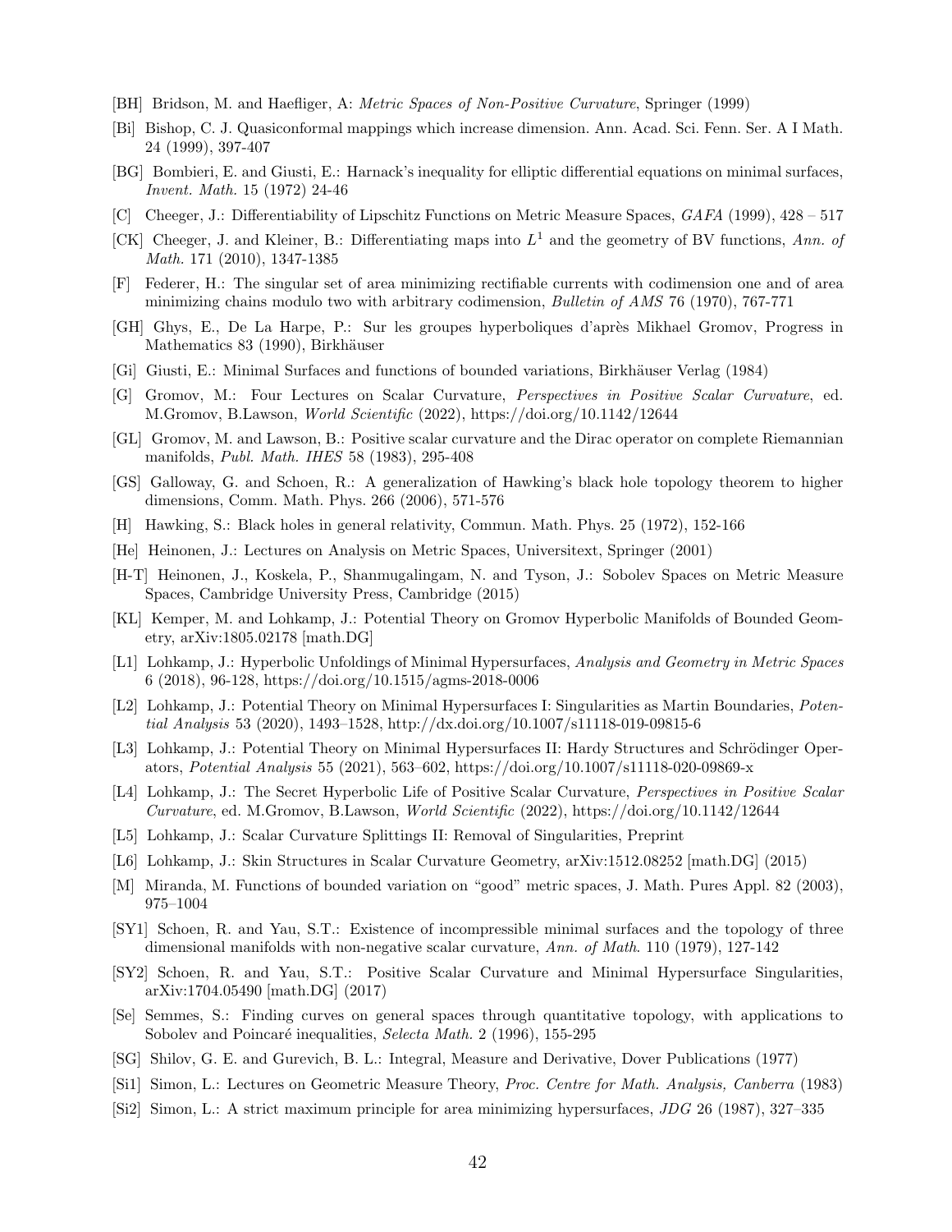[BH] Bridson, M. and Haefliger, A: *Metric Spaces of Non-Positive Curvature*, Springer (1999)

[Bi] Bishop, C. J. Quasiconformal mappings which increase dimension. Ann. Acad. Sci. Fenn. Ser. A I Math. 24 (1999), 397-407

[BG] Bombieri, E. and Giusti, E.: Harnack's inequality for elliptic differential equations on minimal surfaces, *Invent. Math.* 15 (1972) 24-46

[C] Cheeger, J.: Differentiability of Lipschitz Functions on Metric Measure Spaces, *GAFA* (1999), 428 – 517

[CK] Cheeger, J. and Kleiner, B.: Differentiating maps into $L^1$ and the geometry of BV functions, *Ann. of Math.* 171 (2010), 1347-1385

[F] Federer, H.: The singular set of area minimizing rectifiable currents with codimension one and of area minimizing chains modulo two with arbitrary codimension, *Bulletin of AMS* 76 (1970), 767-771

[GH] Ghys, E., De La Harpe, P.: Sur les groupes hyperboliques d'après Mikhael Gromov, Progress in Mathematics 83 (1990), Birkhäuser

[Gi] Giusti, E.: Minimal Surfaces and functions of bounded variations, Birkhäuser Verlag (1984)

[G] Gromov, M.: Four Lectures on Scalar Curvature, *Perspectives in Positive Scalar Curvature*, ed. M.Gromov, B.Lawson, *World Scientific* (2022), https://doi.org/10.1142/12644

[GL] Gromov, M. and Lawson, B.: Positive scalar curvature and the Dirac operator on complete Riemannian manifolds, *Publ. Math. IHES* 58 (1983), 295-408

[GS] Galloway, G. and Schoen, R.: A generalization of Hawking's black hole topology theorem to higher dimensions, Comm. Math. Phys. 266 (2006), 571-576

[H] Hawking, S.: Black holes in general relativity, Commun. Math. Phys. 25 (1972), 152-166

[He] Heinonen, J.: Lectures on Analysis on Metric Spaces, Universitext, Springer (2001)

[H-T] Heinonen, J., Koskela, P., Shanmugalingam, N. and Tyson, J.: Sobolev Spaces on Metric Measure Spaces, Cambridge University Press, Cambridge (2015)

[KL] Kemper, M. and Lohkamp, J.: Potential Theory on Gromov Hyperbolic Manifolds of Bounded Geometry, arXiv:1805.02178 [math.DG]

[L1] Lohkamp, J.: Hyperbolic Unfoldings of Minimal Hypersurfaces, *Analysis and Geometry in Metric Spaces* 6 (2018), 96-128, https://doi.org/10.1515/agms-2018-0006

[L2] Lohkamp, J.: Potential Theory on Minimal Hypersurfaces I: Singularities as Martin Boundaries, *Potential Analysis* 53 (2020), 1493–1528, http://dx.doi.org/10.1007/s11118-019-09815-6

[L3] Lohkamp, J.: Potential Theory on Minimal Hypersurfaces II: Hardy Structures and Schrödinger Operators, *Potential Analysis* 55 (2021), 563–602, https://doi.org/10.1007/s11118-020-09869-x

[L4] Lohkamp, J.: The Secret Hyperbolic Life of Positive Scalar Curvature, *Perspectives in Positive Scalar Curvature*, ed. M.Gromov, B.Lawson, *World Scientific* (2022), https://doi.org/10.1142/12644

[L5] Lohkamp, J.: Scalar Curvature Splittings II: Removal of Singularities, Preprint

[L6] Lohkamp, J.: Skin Structures in Scalar Curvature Geometry, arXiv:1512.08252 [math.DG] (2015)

[M] Miranda, M. Functions of bounded variation on "good" metric spaces, J. Math. Pures Appl. 82 (2003), 975–1004

[SY1] Schoen, R. and Yau, S.T.: Existence of incompressible minimal surfaces and the topology of three dimensional manifolds with non-negative scalar curvature, *Ann. of Math*. 110 (1979), 127-142

[SY2] Schoen, R. and Yau, S.T.: Positive Scalar Curvature and Minimal Hypersurface Singularities, arXiv:1704.05490 [math.DG] (2017)

[Se] Semmes, S.: Finding curves on general spaces through quantitative topology, with applications to Sobolev and Poincaré inequalities, *Selecta Math.* 2 (1996), 155-295

[SG] Shilov, G. E. and Gurevich, B. L.: Integral, Measure and Derivative, Dover Publications (1977)

[Si1] Simon, L.: Lectures on Geometric Measure Theory, *Proc. Centre for Math. Analysis, Canberra* (1983)

[Si2] Simon, L.: A strict maximum principle for area minimizing hypersurfaces, *JDG* 26 (1987), 327–335